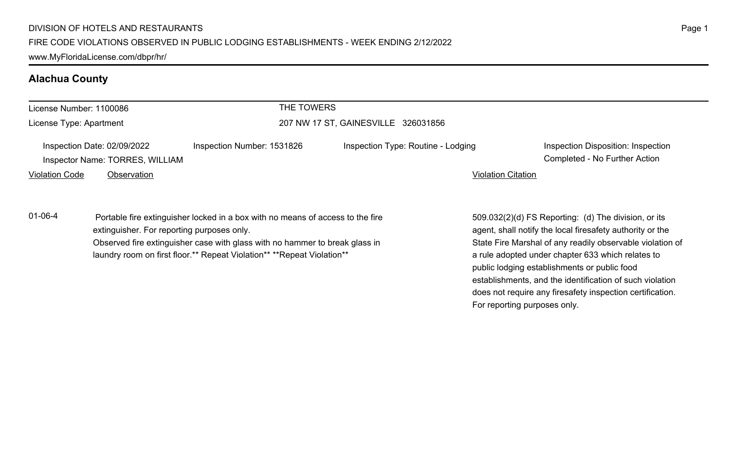DIVISION OF HOTELS AND RESTAURANTS
FIRE CODE VIOLATIONS OBSERVED IN PUBLIC LODGING ESTABLISHMENTS - WEEK ENDING 2/12/2022
www.MyFloridaLicense.com/dbpr/hr/

## Alachua County

License Number: 1100086
License Type: Apartment

THE TOWERS
207 NW 17 ST, GAINESVILLE 326031856

Inspection Date: 02/09/2022
Inspector Name: TORRES, WILLIAM
Inspection Number: 1531826
Inspection Type: Routine - Lodging
Inspection Disposition: Inspection Completed - No Further Action

| Violation Code | Observation | Violation Citation |
| --- | --- | --- |
| 01-06-4 | Portable fire extinguisher locked in a box with no means of access to the fire extinguisher. For reporting purposes only. Observed fire extinguisher case with glass with no hammer to break glass in laundry room on first floor.** Repeat Violation** **Repeat Violation** | 509.032(2)(d) FS Reporting: (d) The division, or its agent, shall notify the local firesafety authority or the State Fire Marshal of any readily observable violation of a rule adopted under chapter 633 which relates to public lodging establishments or public food establishments, and the identification of such violation does not require any firesafety inspection certification. For reporting purposes only. |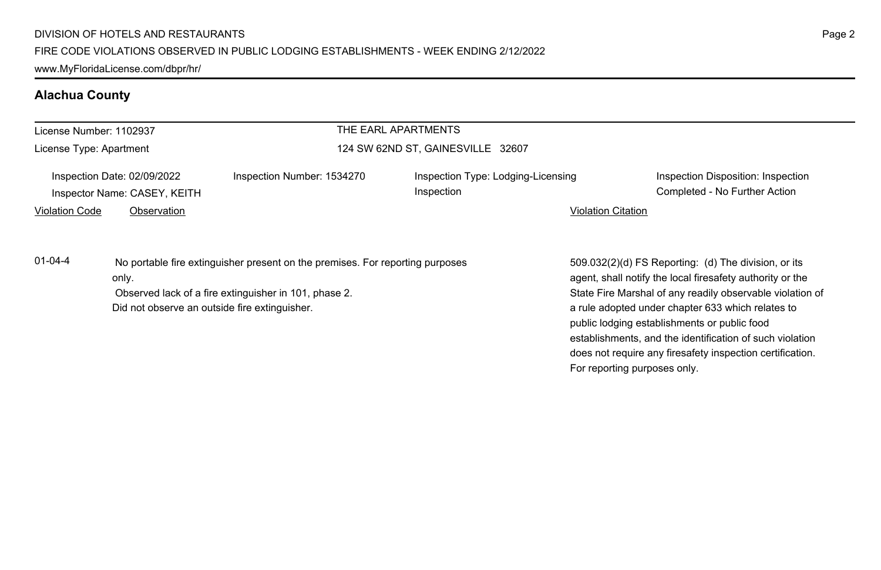## Alachua County

License Number: 1102937

License Type: Apartment

THE EARL APARTMENTS

124 SW 62ND ST, GAINESVILLE 32607

Inspection Date: 02/09/2022

Inspector Name: CASEY, KEITH

Inspection Number: 1534270

Inspection Type: Lodging-Licensing Inspection

Inspection Disposition: Inspection Completed - No Further Action

| Violation Code | Observation | Violation Citation |
| --- | --- | --- |
| 01-04-4 | No portable fire extinguisher present on the premises. For reporting purposes only. Observed lack of a fire extinguisher in 101, phase 2. Did not observe an outside fire extinguisher. | 509.032(2)(d) FS Reporting: (d) The division, or its agent, shall notify the local firesafety authority or the State Fire Marshal of any readily observable violation of a rule adopted under chapter 633 which relates to public lodging establishments or public food establishments, and the identification of such violation does not require any firesafety inspection certification. For reporting purposes only. |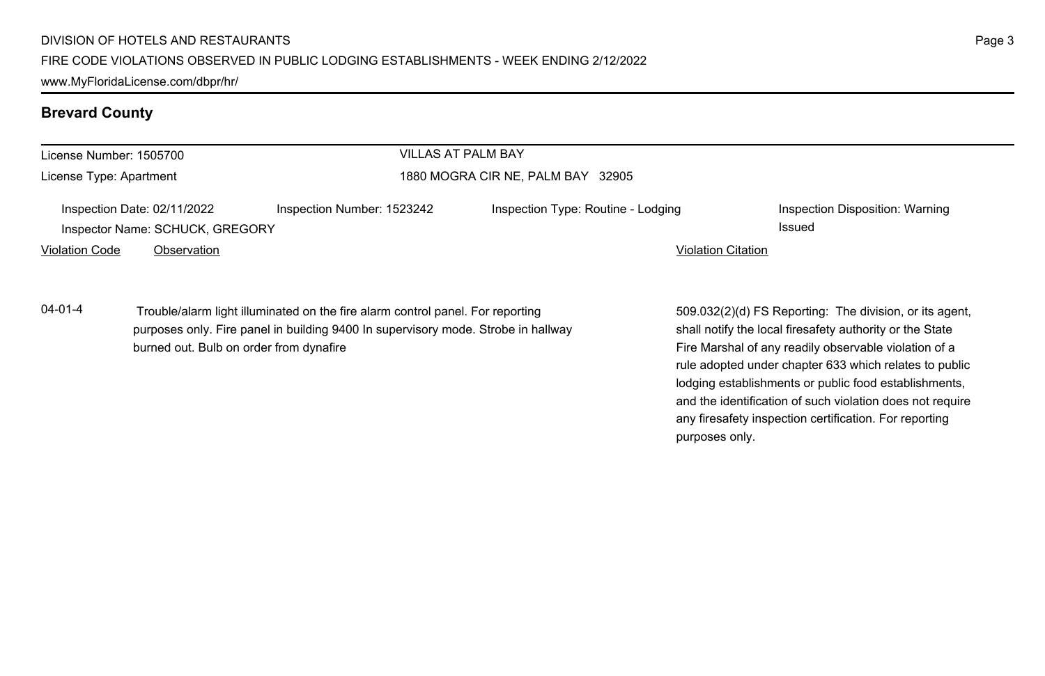## Brevard County

License Number: 1505700

License Type: Apartment

VILLAS AT PALM BAY

1880 MOGRA CIR NE, PALM BAY 32905

Inspection Date: 02/11/2022

Inspection Number: 1523242

Inspection Type: Routine - Lodging

Inspection Disposition: Warning Issued

Inspector Name: SCHUCK, GREGORY

| Violation Code | Observation | Violation Citation |
| --- | --- | --- |
| 04-01-4 | Trouble/alarm light illuminated on the fire alarm control panel. For reporting purposes only. Fire panel in building 9400 In supervisory mode. Strobe in hallway burned out. Bulb on order from dynafire | 509.032(2)(d) FS Reporting: The division, or its agent, shall notify the local firesafety authority or the State Fire Marshal of any readily observable violation of a rule adopted under chapter 633 which relates to public lodging establishments or public food establishments, and the identification of such violation does not require any firesafety inspection certification. For reporting purposes only. |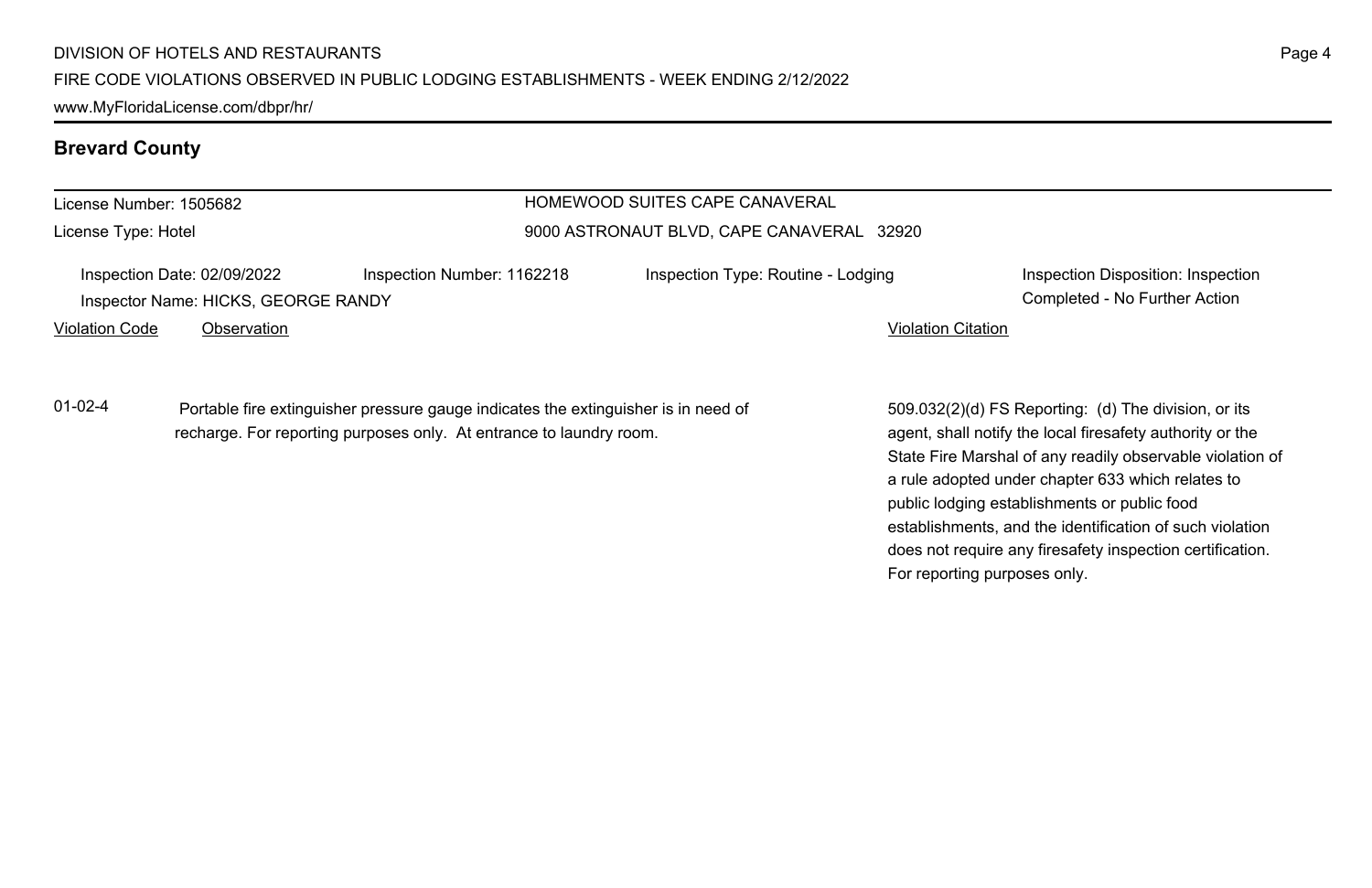## Brevard County

License Number: 1505682

License Type: Hotel

HOMEWOOD SUITES CAPE CANAVERAL

9000 ASTRONAUT BLVD, CAPE CANAVERAL 32920

Inspection Date: 02/09/2022

Inspector Name: HICKS, GEORGE RANDY

Inspection Number: 1162218

Inspection Type: Routine - Lodging

Inspection Disposition: Inspection Completed - No Further Action

| Violation Code | Observation | Violation Citation |
| --- | --- | --- |
| 01-02-4 | Portable fire extinguisher pressure gauge indicates the extinguisher is in need of recharge. For reporting purposes only. At entrance to laundry room. | 509.032(2)(d) FS Reporting: (d) The division, or its agent, shall notify the local firesafety authority or the State Fire Marshal of any readily observable violation of a rule adopted under chapter 633 which relates to public lodging establishments or public food establishments, and the identification of such violation does not require any firesafety inspection certification. For reporting purposes only. |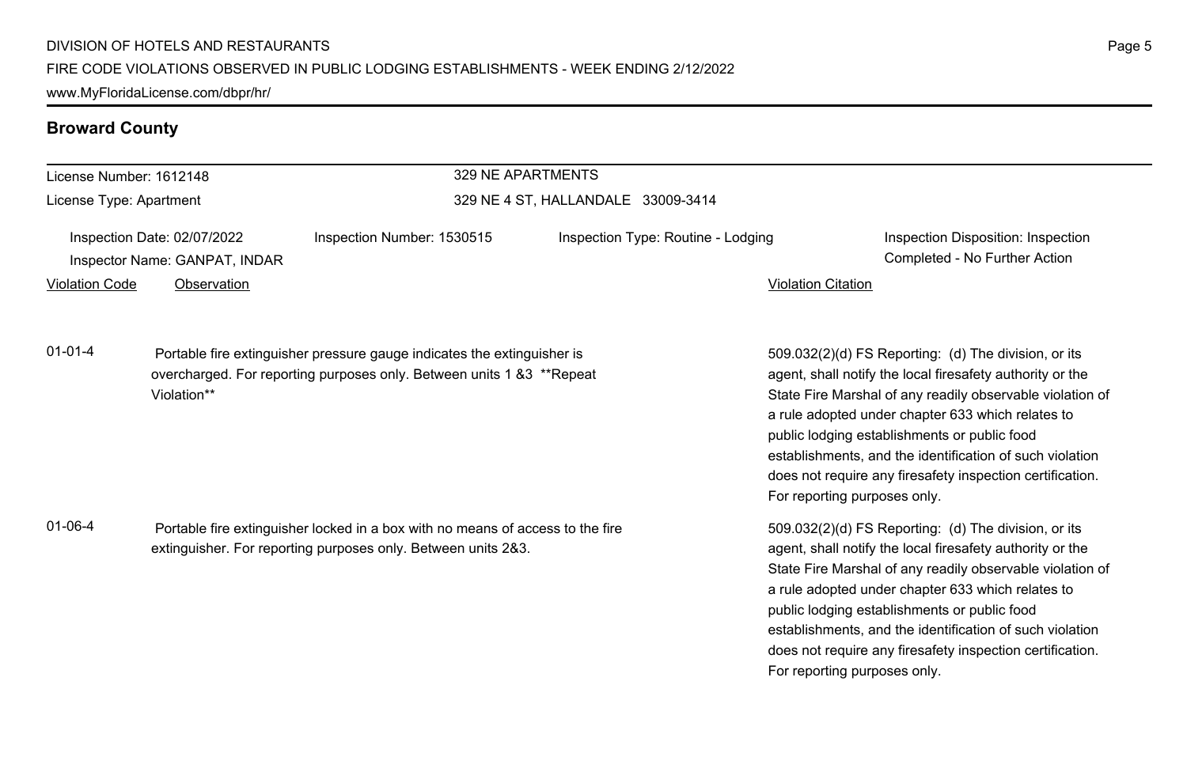## Broward County

| License Number: 1612148 | 329 NE APARTMENTS |
|---|---|
| License Type: Apartment | 329 NE 4 ST, HALLANDALE 33009-3414 |

| Inspection Date: 02/07/2022 | Inspection Number: 1530515 | Inspection Type: Routine - Lodging | Inspection Disposition: Inspection Completed - No Further Action |
|---|---|---|---|
| Inspector Name: GANPAT, INDAR | | | |

| Violation Code | Observation | Violation Citation |
|---|---|---|
| 01-01-4 | Portable fire extinguisher pressure gauge indicates the extinguisher is overcharged. For reporting purposes only. Between units 1 &3 **Repeat Violation** | 509.032(2)(d) FS Reporting: (d) The division, or its agent, shall notify the local firesafety authority or the State Fire Marshal of any readily observable violation of a rule adopted under chapter 633 which relates to public lodging establishments or public food establishments, and the identification of such violation does not require any firesafety inspection certification. For reporting purposes only. |
| 01-06-4 | Portable fire extinguisher locked in a box with no means of access to the fire extinguisher. For reporting purposes only. Between units 2&3. | 509.032(2)(d) FS Reporting: (d) The division, or its agent, shall notify the local firesafety authority or the State Fire Marshal of any readily observable violation of a rule adopted under chapter 633 which relates to public lodging establishments or public food establishments, and the identification of such violation does not require any firesafety inspection certification. For reporting purposes only. |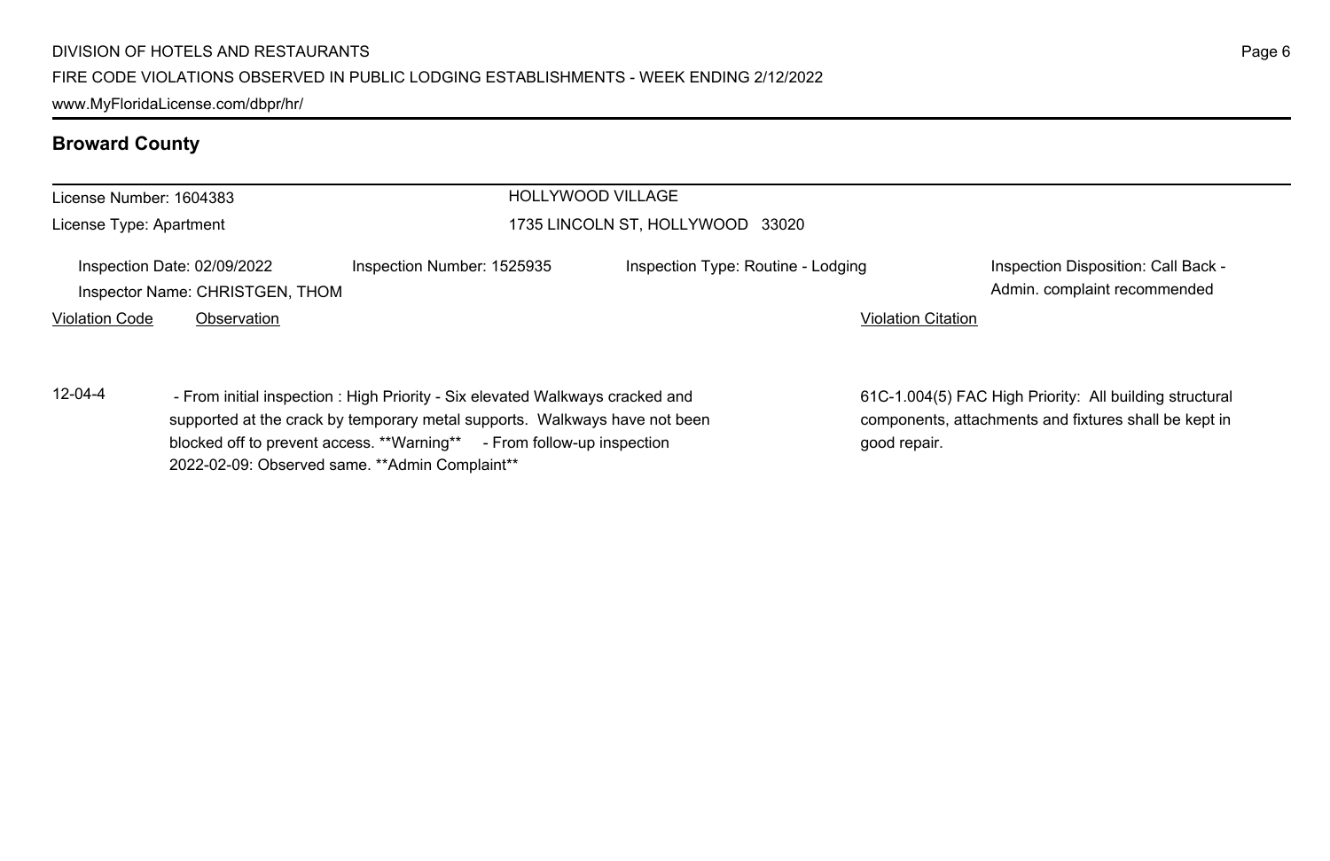## Broward County

License Number: 1604383

License Type: Apartment

HOLLYWOOD VILLAGE

1735 LINCOLN ST, HOLLYWOOD 33020

Inspection Date: 02/09/2022

Inspector Name: CHRISTGEN, THOM

Inspection Number: 1525935

Inspection Type: Routine - Lodging

Inspection Disposition: Call Back - Admin. complaint recommended

| Violation Code | Observation | Violation Citation |
|---|---|---|
| 12-04-4 | - From initial inspection : High Priority - Six elevated Walkways cracked and supported at the crack by temporary metal supports. Walkways have not been blocked off to prevent access. **Warning** - From follow-up inspection 2022-02-09: Observed same. **Admin Complaint** | 61C-1.004(5) FAC High Priority: All building structural components, attachments and fixtures shall be kept in good repair. |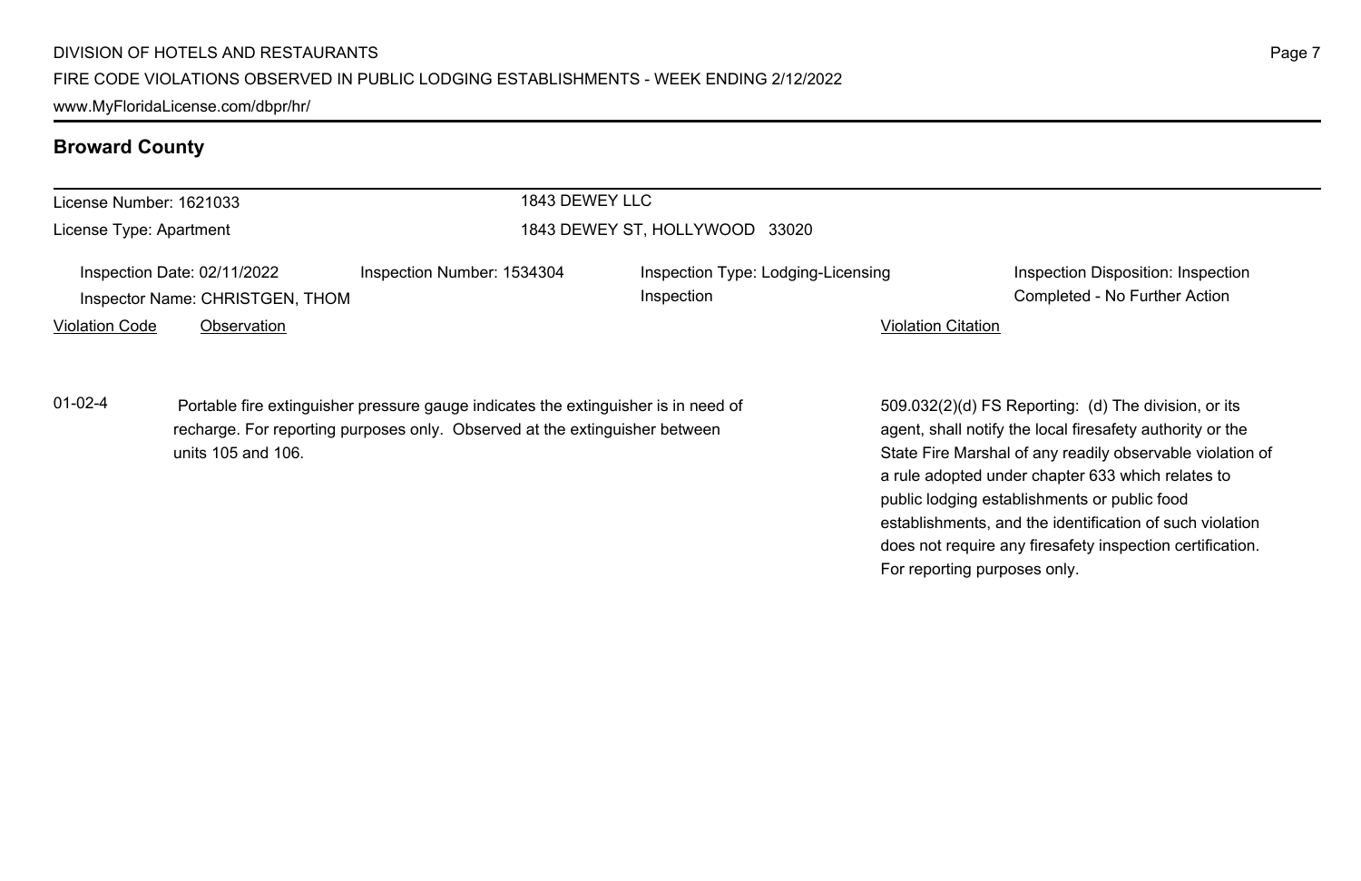## Broward County

License Number: 1621033
License Type: Apartment

1843 DEWEY LLC
1843 DEWEY ST, HOLLYWOOD 33020

Inspection Date: 02/11/2022
Inspector Name: CHRISTGEN, THOM
Inspection Number: 1534304
Inspection Type: Lodging-Licensing Inspection
Inspection Disposition: Inspection Completed - No Further Action

| Violation Code | Observation | Violation Citation |
|---|---|---|
| 01-02-4 | Portable fire extinguisher pressure gauge indicates the extinguisher is in need of recharge. For reporting purposes only. Observed at the extinguisher between units 105 and 106. | 509.032(2)(d) FS Reporting: (d) The division, or its agent, shall notify the local firesafety authority or the State Fire Marshal of any readily observable violation of a rule adopted under chapter 633 which relates to public lodging establishments or public food establishments, and the identification of such violation does not require any firesafety inspection certification. For reporting purposes only. |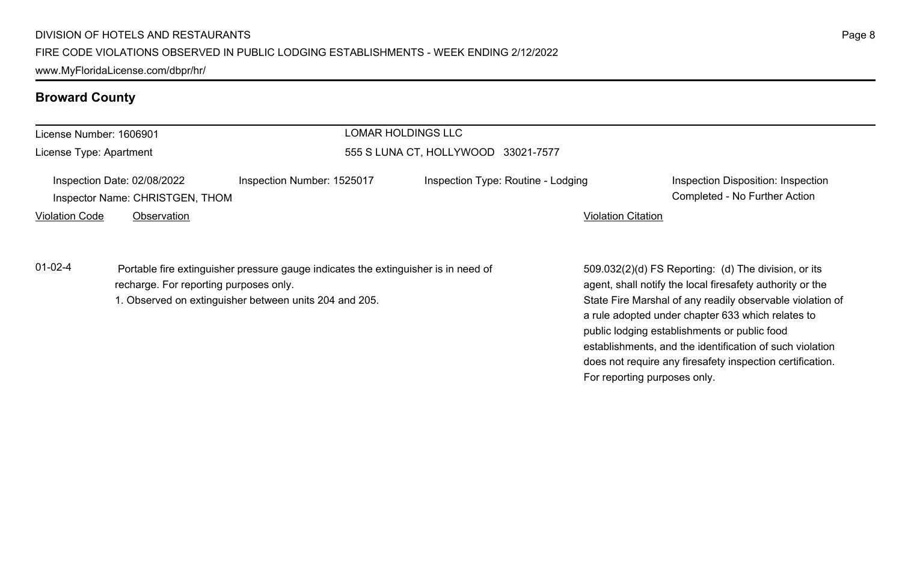## Broward County

License Number: 1606901
License Type: Apartment

LOMAR HOLDINGS LLC
555 S LUNA CT, HOLLYWOOD 33021-7577

Inspection Date: 02/08/2022
Inspector Name: CHRISTGEN, THOM
Inspection Number: 1525017
Inspection Type: Routine - Lodging
Inspection Disposition: Inspection Completed - No Further Action

| Violation Code | Observation | Violation Citation |
| --- | --- | --- |
| 01-02-4 | Portable fire extinguisher pressure gauge indicates the extinguisher is in need of recharge. For reporting purposes only.<br>1. Observed on extinguisher between units 204 and 205. | 509.032(2)(d) FS Reporting: (d) The division, or its agent, shall notify the local firesafety authority or the State Fire Marshal of any readily observable violation of a rule adopted under chapter 633 which relates to public lodging establishments or public food establishments, and the identification of such violation does not require any firesafety inspection certification. For reporting purposes only. |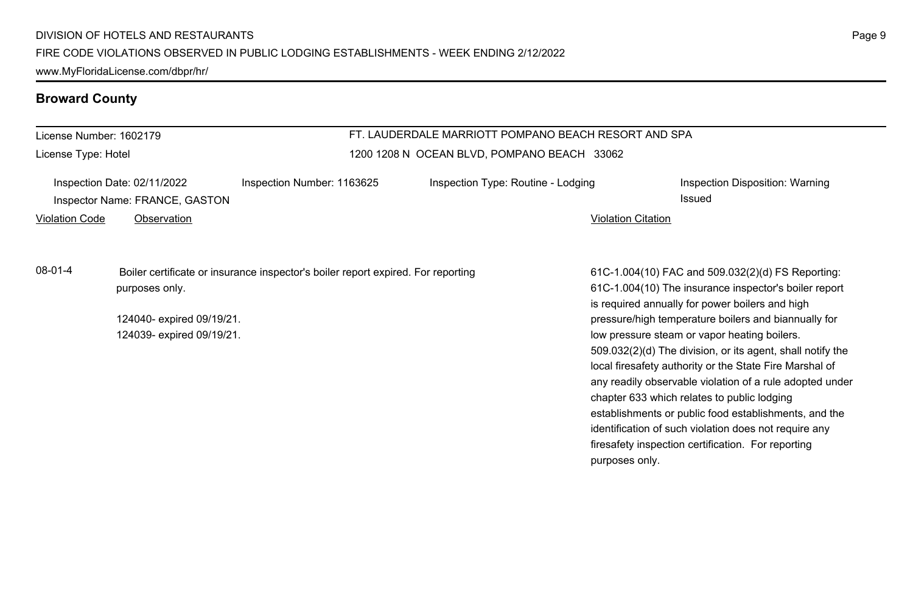## Broward County

| License Number: 1602179 | FT. LAUDERDALE MARRIOTT POMPANO BEACH RESORT AND SPA |
|---|---|
| License Type: Hotel | 1200 1208 N OCEAN BLVD, POMPANO BEACH 33062 |

Inspection Date: 02/11/2022 | Inspection Number: 1163625 | Inspection Type: Routine - Lodging | Inspection Disposition: Warning Issued

Inspector Name: FRANCE, GASTON

| Violation Code | Observation | Violation Citation |
|---|---|---|
| 08-01-4 | Boiler certificate or insurance inspector's boiler report expired. For reporting purposes only.<br><br>124040- expired 09/19/21.<br>124039- expired 09/19/21. | 61C-1.004(10) FAC and 509.032(2)(d) FS Reporting: 61C-1.004(10) The insurance inspector's boiler report is required annually for power boilers and high pressure/high temperature boilers and biannually for low pressure steam or vapor heating boilers. 509.032(2)(d) The division, or its agent, shall notify the local firesafety authority or the State Fire Marshal of any readily observable violation of a rule adopted under chapter 633 which relates to public lodging establishments or public food establishments, and the identification of such violation does not require any firesafety inspection certification. For reporting purposes only. |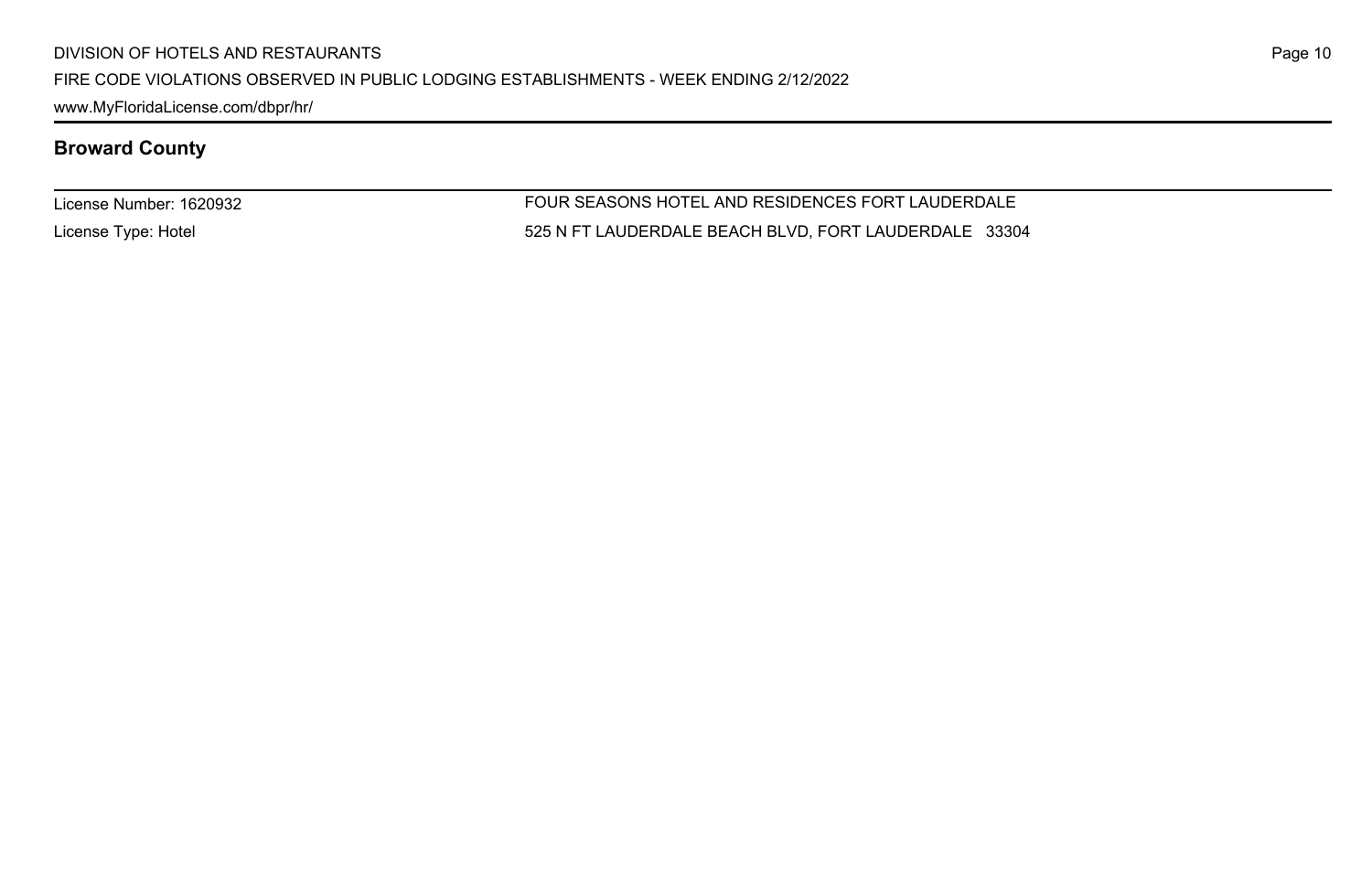## Broward County

License Number: 1620932

License Type: Hotel

FOUR SEASONS HOTEL AND RESIDENCES FORT LAUDERDALE

525 N FT LAUDERDALE BEACH BLVD, FORT LAUDERDALE 33304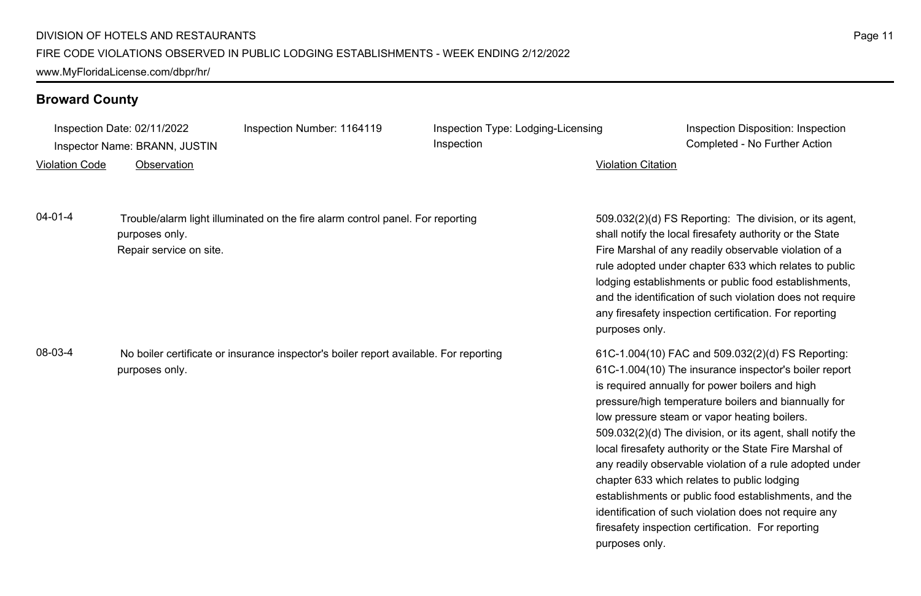## Broward County

Inspection Date: 02/11/2022 | Inspection Number: 1164119 | Inspection Type: Lodging-Licensing Inspection | Inspection Disposition: Inspection Completed - No Further Action

Inspector Name: BRANN, JUSTIN

| Violation Code | Observation | Violation Citation |
|---|---|---|
| 04-01-4 | Trouble/alarm light illuminated on the fire alarm control panel. For reporting purposes only.<br>Repair service on site. | 509.032(2)(d) FS Reporting: The division, or its agent, shall notify the local firesafety authority or the State Fire Marshal of any readily observable violation of a rule adopted under chapter 633 which relates to public lodging establishments or public food establishments, and the identification of such violation does not require any firesafety inspection certification. For reporting purposes only. |
| 08-03-4 | No boiler certificate or insurance inspector's boiler report available. For reporting purposes only. | 61C-1.004(10) FAC and 509.032(2)(d) FS Reporting: 61C-1.004(10) The insurance inspector's boiler report is required annually for power boilers and high pressure/high temperature boilers and biannually for low pressure steam or vapor heating boilers. 509.032(2)(d) The division, or its agent, shall notify the local firesafety authority or the State Fire Marshal of any readily observable violation of a rule adopted under chapter 633 which relates to public lodging establishments or public food establishments, and the identification of such violation does not require any firesafety inspection certification. For reporting purposes only. |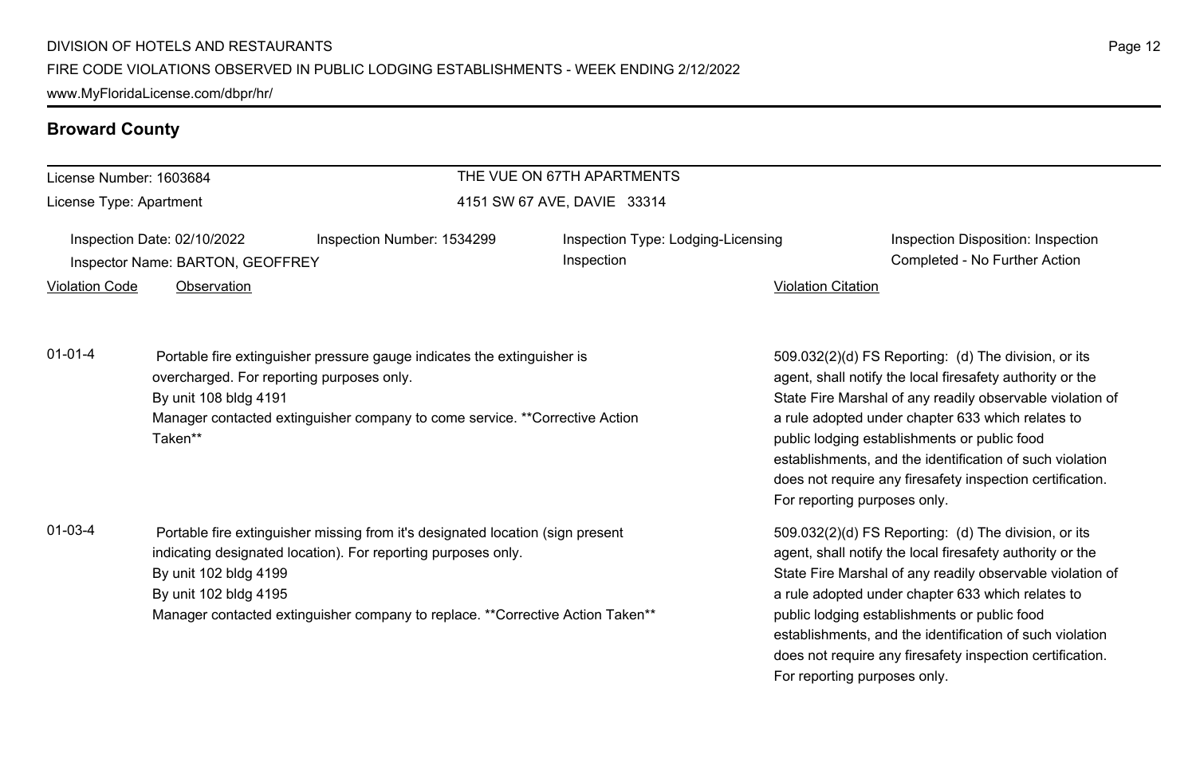## Broward County

| License Number: 1603684 | THE VUE ON 67TH APARTMENTS |
|---|---|
| License Type: Apartment | 4151 SW 67 AVE, DAVIE 33314 |

| Inspection Date: 02/10/2022 | Inspection Number: 1534299 | Inspection Type: Lodging-Licensing Inspection | Inspection Disposition: Inspection Completed - No Further Action |
|---|---|---|---|
| Inspector Name: BARTON, GEOFFREY | | | |

| Violation Code | Observation | Violation Citation |
|---|---|---|
| 01-01-4 | Portable fire extinguisher pressure gauge indicates the extinguisher is overcharged. For reporting purposes only.<br>By unit 108 bldg 4191<br>Manager contacted extinguisher company to come service. **Corrective Action Taken** | 509.032(2)(d) FS Reporting: (d) The division, or its agent, shall notify the local firesafety authority or the State Fire Marshal of any readily observable violation of a rule adopted under chapter 633 which relates to public lodging establishments or public food establishments, and the identification of such violation does not require any firesafety inspection certification. For reporting purposes only. |
| 01-03-4 | Portable fire extinguisher missing from it's designated location (sign present indicating designated location). For reporting purposes only.<br>By unit 102 bldg 4199<br>By unit 102 bldg 4195<br>Manager contacted extinguisher company to replace. **Corrective Action Taken** | 509.032(2)(d) FS Reporting: (d) The division, or its agent, shall notify the local firesafety authority or the State Fire Marshal of any readily observable violation of a rule adopted under chapter 633 which relates to public lodging establishments or public food establishments, and the identification of such violation does not require any firesafety inspection certification. For reporting purposes only. |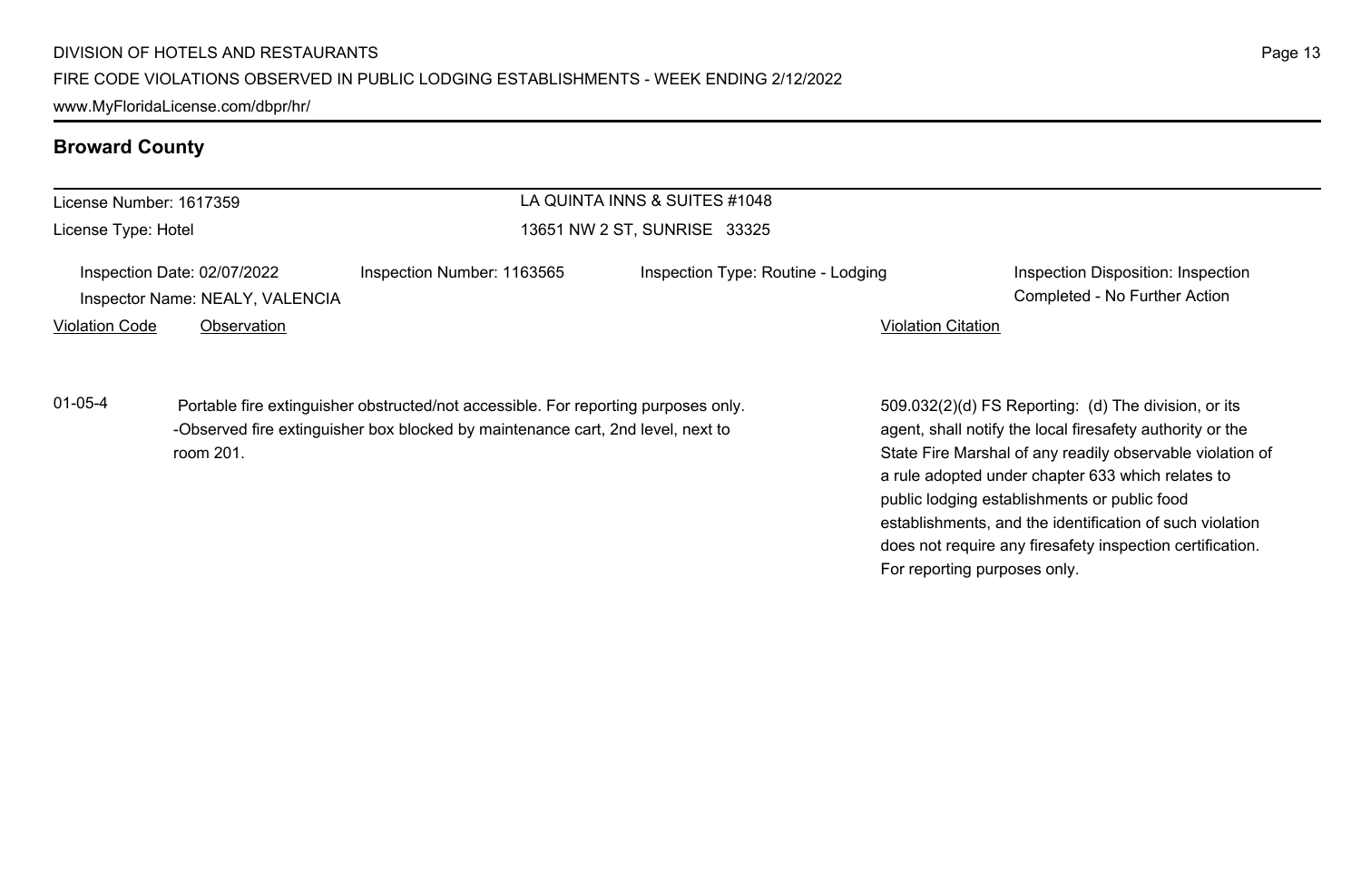## Broward County

License Number: 1617359

License Type: Hotel

LA QUINTA INNS & SUITES #1048

13651 NW 2 ST, SUNRISE 33325

Inspection Date: 02/07/2022

Inspector Name: NEALY, VALENCIA

Inspection Number: 1163565

Inspection Type: Routine - Lodging

Inspection Disposition: Inspection Completed - No Further Action

| Violation Code | Observation | Violation Citation |
| --- | --- | --- |
| 01-05-4 | Portable fire extinguisher obstructed/not accessible. For reporting purposes only. -Observed fire extinguisher box blocked by maintenance cart, 2nd level, next to room 201. | 509.032(2)(d) FS Reporting: (d) The division, or its agent, shall notify the local firesafety authority or the State Fire Marshal of any readily observable violation of a rule adopted under chapter 633 which relates to public lodging establishments or public food establishments, and the identification of such violation does not require any firesafety inspection certification. For reporting purposes only. |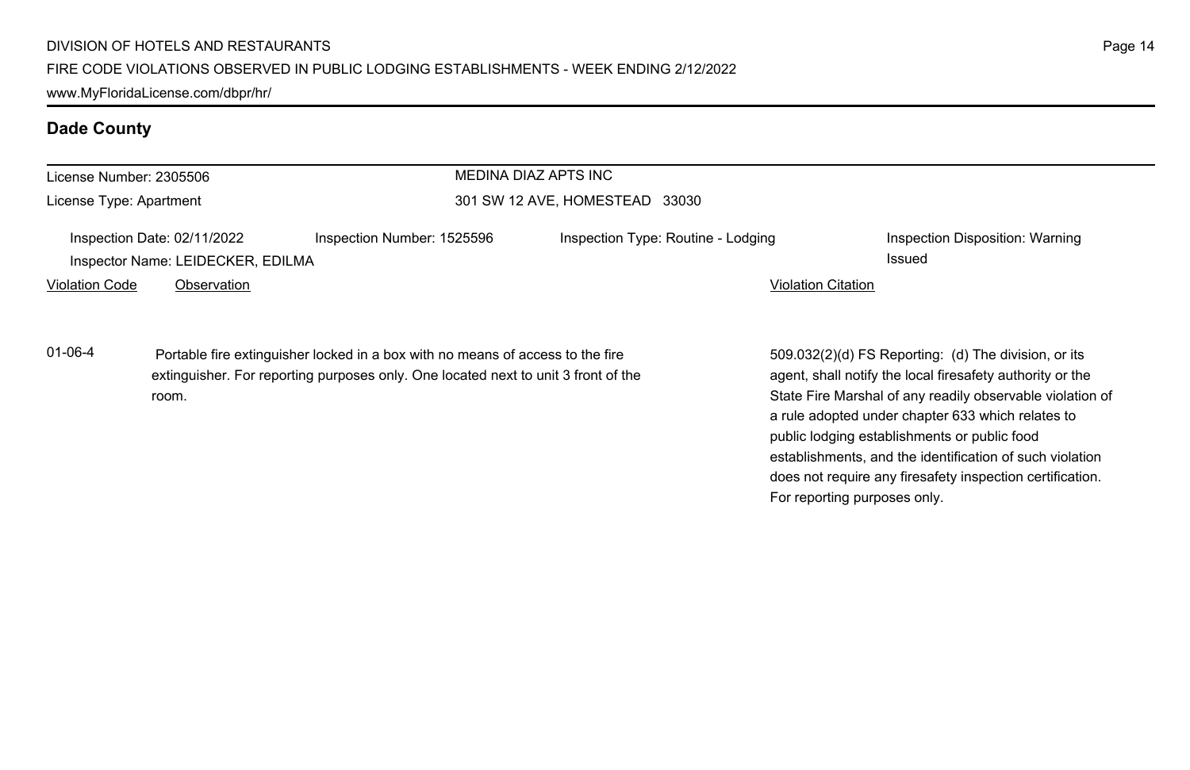## Dade County

License Number: 2305506

License Type: Apartment

MEDINA DIAZ APTS INC

301 SW 12 AVE, HOMESTEAD 33030

Inspection Date: 02/11/2022

Inspection Number: 1525596

Inspection Type: Routine - Lodging

Inspection Disposition: Warning Issued

Inspector Name: LEIDECKER, EDILMA

| Violation Code | Observation | Violation Citation |
| --- | --- | --- |
| 01-06-4 | Portable fire extinguisher locked in a box with no means of access to the fire extinguisher. For reporting purposes only. One located next to unit 3 front of the room. | 509.032(2)(d) FS Reporting: (d) The division, or its agent, shall notify the local firesafety authority or the State Fire Marshal of any readily observable violation of a rule adopted under chapter 633 which relates to public lodging establishments or public food establishments, and the identification of such violation does not require any firesafety inspection certification. For reporting purposes only. |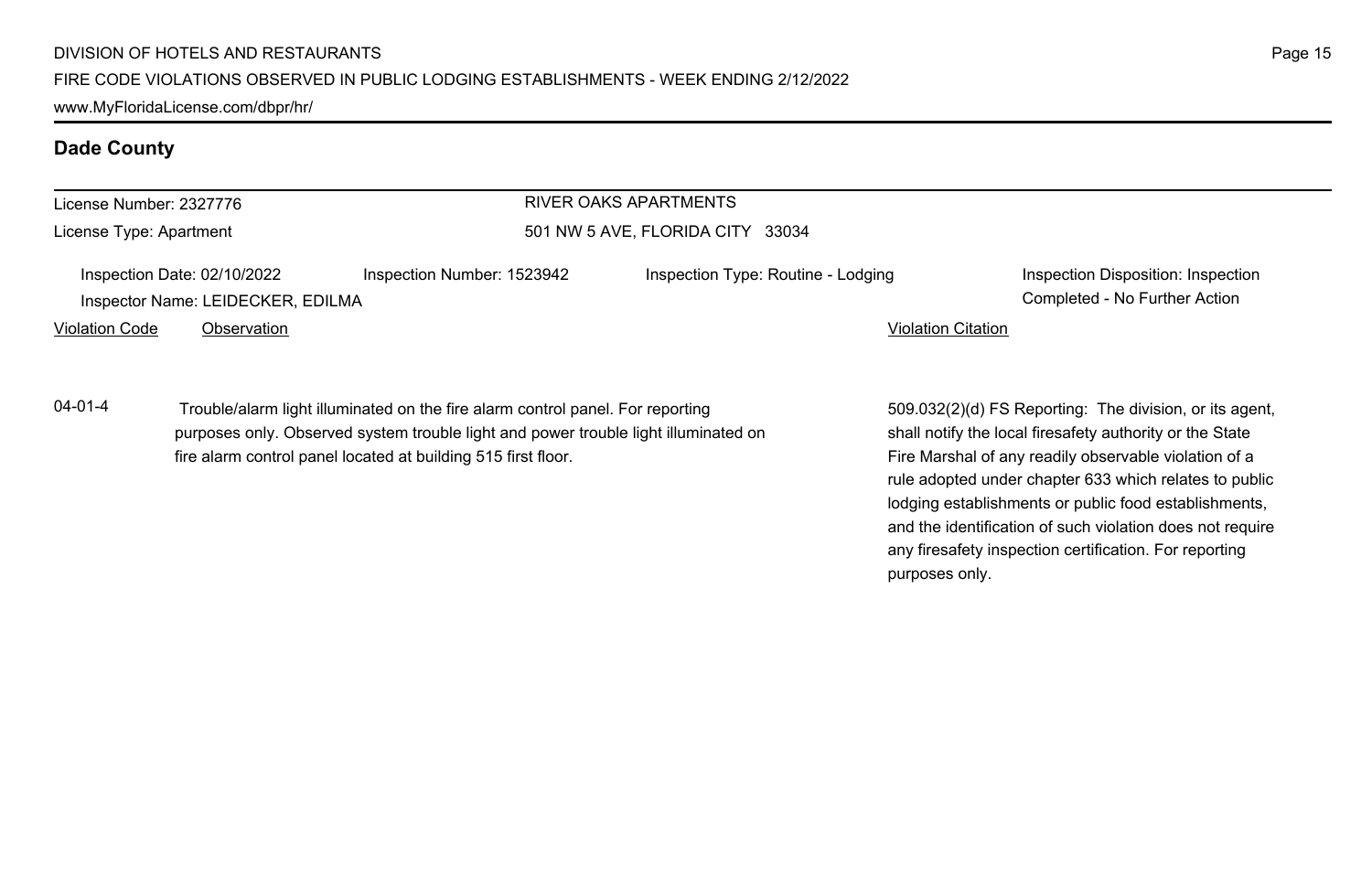## Dade County

License Number: 2327776

License Type: Apartment

RIVER OAKS APARTMENTS

501 NW 5 AVE, FLORIDA CITY 33034

Inspection Date: 02/10/2022

Inspection Number: 1523942

Inspection Type: Routine - Lodging

Inspection Disposition: Inspection Completed - No Further Action

Inspector Name: LEIDECKER, EDILMA

| Violation Code | Observation | Violation Citation |
| --- | --- | --- |
| 04-01-4 | Trouble/alarm light illuminated on the fire alarm control panel. For reporting purposes only. Observed system trouble light and power trouble light illuminated on fire alarm control panel located at building 515 first floor. | 509.032(2)(d) FS Reporting: The division, or its agent, shall notify the local firesafety authority or the State Fire Marshal of any readily observable violation of a rule adopted under chapter 633 which relates to public lodging establishments or public food establishments, and the identification of such violation does not require any firesafety inspection certification. For reporting purposes only. |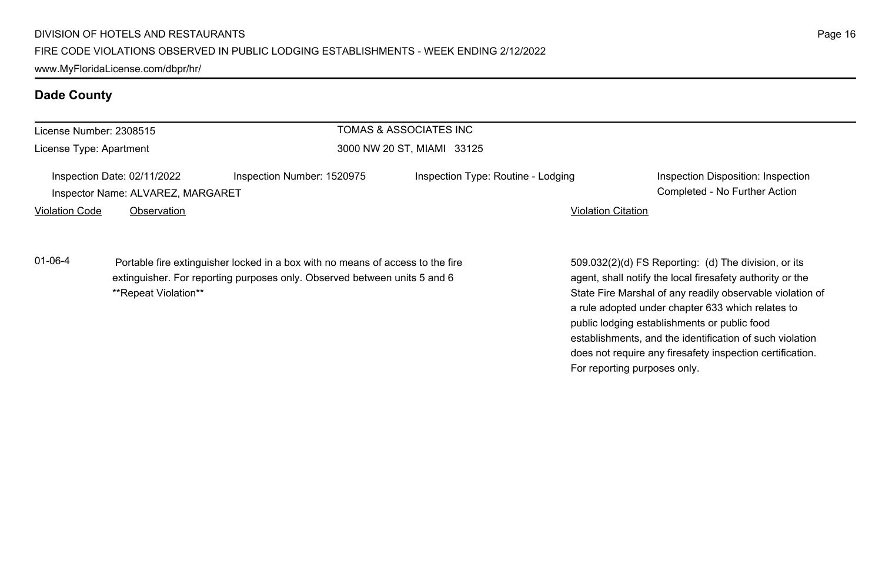## Dade County

License Number: 2308515

License Type: Apartment

TOMAS & ASSOCIATES INC

3000 NW 20 ST, MIAMI 33125

Inspection Date: 02/11/2022

Inspection Number: 1520975

Inspection Type: Routine - Lodging

Inspection Disposition: Inspection Completed - No Further Action

Inspector Name: ALVAREZ, MARGARET

| Violation Code | Observation | Violation Citation |
|---|---|---|
| 01-06-4 | Portable fire extinguisher locked in a box with no means of access to the fire extinguisher. For reporting purposes only. Observed between units 5 and 6 **Repeat Violation** | 509.032(2)(d) FS Reporting: (d) The division, or its agent, shall notify the local firesafety authority or the State Fire Marshal of any readily observable violation of a rule adopted under chapter 633 which relates to public lodging establishments or public food establishments, and the identification of such violation does not require any firesafety inspection certification. For reporting purposes only. |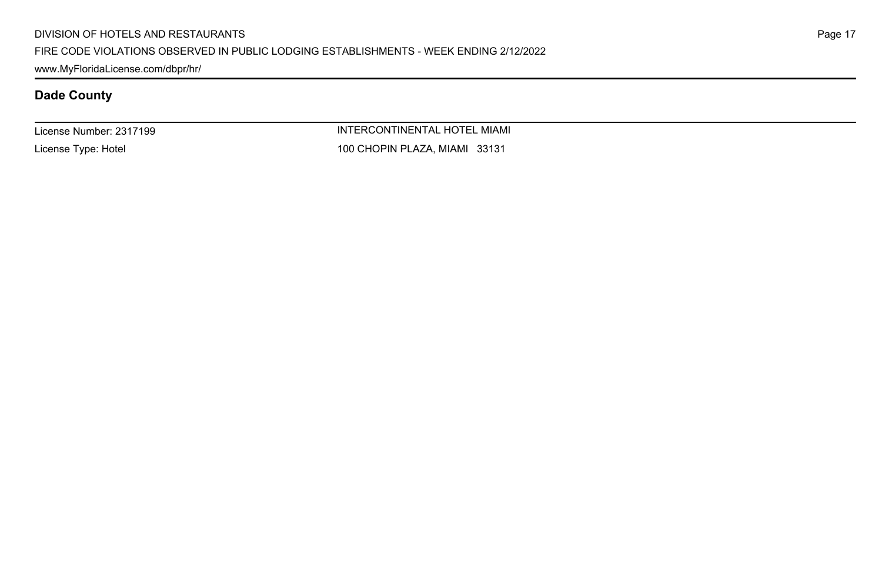## Dade County

License Number: 2317199

License Type: Hotel

INTERCONTINENTAL HOTEL MIAMI

100 CHOPIN PLAZA, MIAMI 33131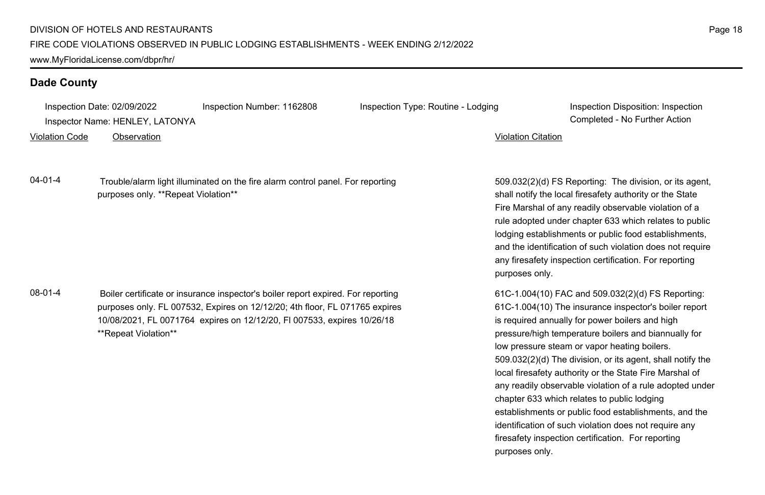## Dade County

Inspection Date: 02/09/2022 | Inspection Number: 1162808 | Inspection Type: Routine - Lodging | Inspection Disposition: Inspection Completed - No Further Action

Inspector Name: HENLEY, LATONYA

| Violation Code | Observation | Violation Citation |
| --- | --- | --- |
| 04-01-4 | Trouble/alarm light illuminated on the fire alarm control panel. For reporting purposes only. **Repeat Violation** | 509.032(2)(d) FS Reporting: The division, or its agent, shall notify the local firesafety authority or the State Fire Marshal of any readily observable violation of a rule adopted under chapter 633 which relates to public lodging establishments or public food establishments, and the identification of such violation does not require any firesafety inspection certification. For reporting purposes only. |
| 08-01-4 | Boiler certificate or insurance inspector's boiler report expired. For reporting purposes only. FL 007532, Expires on 12/12/20; 4th floor, FL 071765 expires 10/08/2021, FL 0071764 expires on 12/12/20, Fl 007533, expires 10/26/18 **Repeat Violation** | 61C-1.004(10) FAC and 509.032(2)(d) FS Reporting: 61C-1.004(10) The insurance inspector's boiler report is required annually for power boilers and high pressure/high temperature boilers and biannually for low pressure steam or vapor heating boilers. 509.032(2)(d) The division, or its agent, shall notify the local firesafety authority or the State Fire Marshal of any readily observable violation of a rule adopted under chapter 633 which relates to public lodging establishments or public food establishments, and the identification of such violation does not require any firesafety inspection certification. For reporting purposes only. |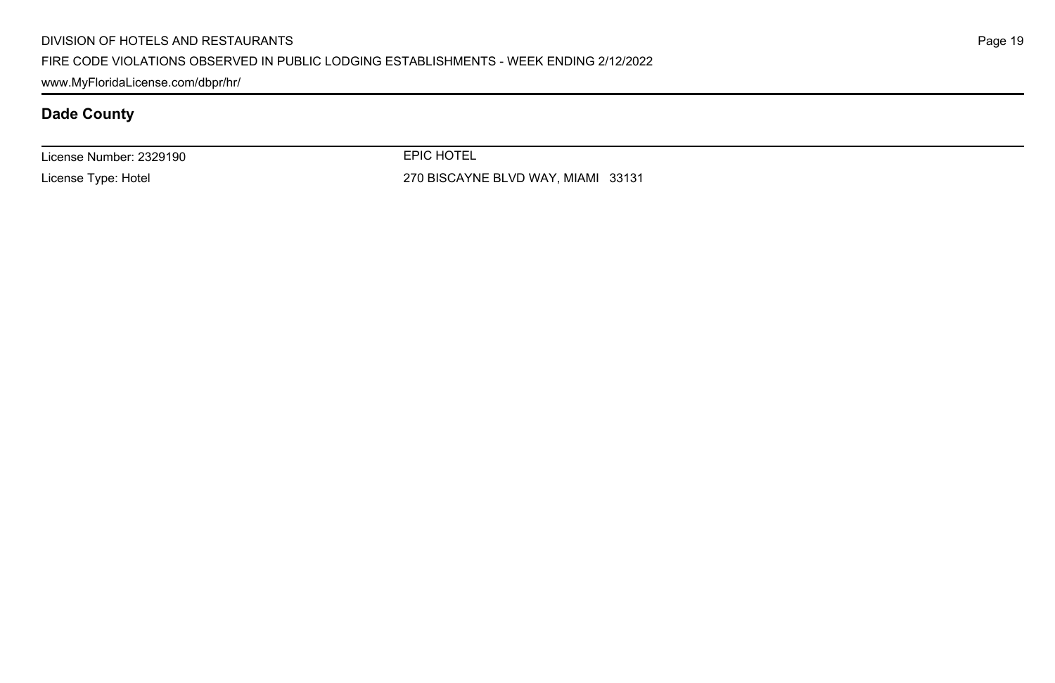## Dade County

License Number: 2329190

License Type: Hotel

EPIC HOTEL

270 BISCAYNE BLVD WAY, MIAMI 33131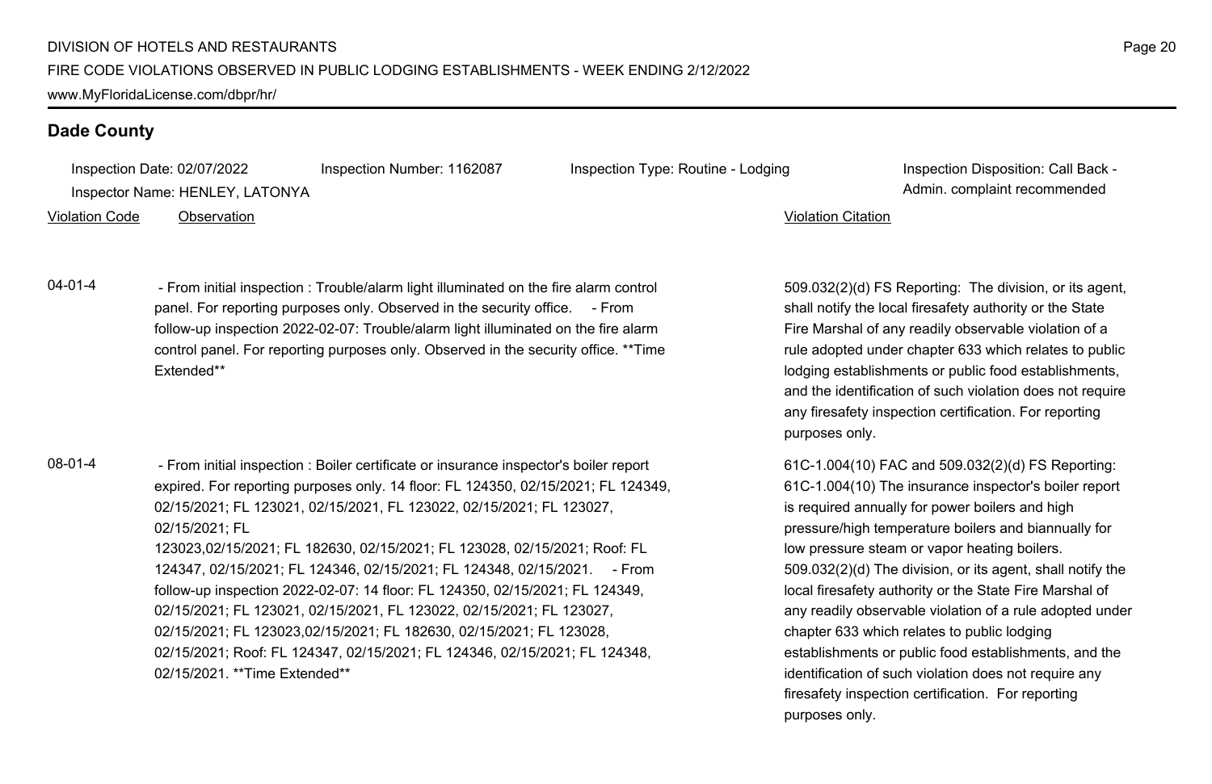## Dade County

Inspection Date: 02/07/2022 Inspection Number: 1162087 Inspection Type: Routine - Lodging Inspection Disposition: Call Back - Admin. complaint recommended

Inspector Name: HENLEY, LATONYA

| Violation Code | Observation | Violation Citation |
| --- | --- | --- |
| 04-01-4 | - From initial inspection : Trouble/alarm light illuminated on the fire alarm control panel. For reporting purposes only. Observed in the security office. - From follow-up inspection 2022-02-07: Trouble/alarm light illuminated on the fire alarm control panel. For reporting purposes only. Observed in the security office. **Time Extended** | 509.032(2)(d) FS Reporting: The division, or its agent, shall notify the local firesafety authority or the State Fire Marshal of any readily observable violation of a rule adopted under chapter 633 which relates to public lodging establishments or public food establishments, and the identification of such violation does not require any firesafety inspection certification. For reporting purposes only. |
| 08-01-4 | - From initial inspection : Boiler certificate or insurance inspector's boiler report expired. For reporting purposes only. 14 floor: FL 124350, 02/15/2021; FL 124349, 02/15/2021; FL 123021, 02/15/2021, FL 123022, 02/15/2021; FL 123027, 02/15/2021; FL 123023,02/15/2021; FL 182630, 02/15/2021; FL 123028, 02/15/2021; Roof: FL 124347, 02/15/2021; FL 124346, 02/15/2021; FL 124348, 02/15/2021. - From follow-up inspection 2022-02-07: 14 floor: FL 124350, 02/15/2021; FL 124349, 02/15/2021; FL 123021, 02/15/2021, FL 123022, 02/15/2021; FL 123027, 02/15/2021; FL 123023,02/15/2021; FL 182630, 02/15/2021; FL 123028, 02/15/2021; Roof: FL 124347, 02/15/2021; FL 124346, 02/15/2021; FL 124348, 02/15/2021. **Time Extended** | 61C-1.004(10) FAC and 509.032(2)(d) FS Reporting: 61C-1.004(10) The insurance inspector's boiler report is required annually for power boilers and high pressure/high temperature boilers and biannually for low pressure steam or vapor heating boilers. 509.032(2)(d) The division, or its agent, shall notify the local firesafety authority or the State Fire Marshal of any readily observable violation of a rule adopted under chapter 633 which relates to public lodging establishments or public food establishments, and the identification of such violation does not require any firesafety inspection certification. For reporting purposes only. |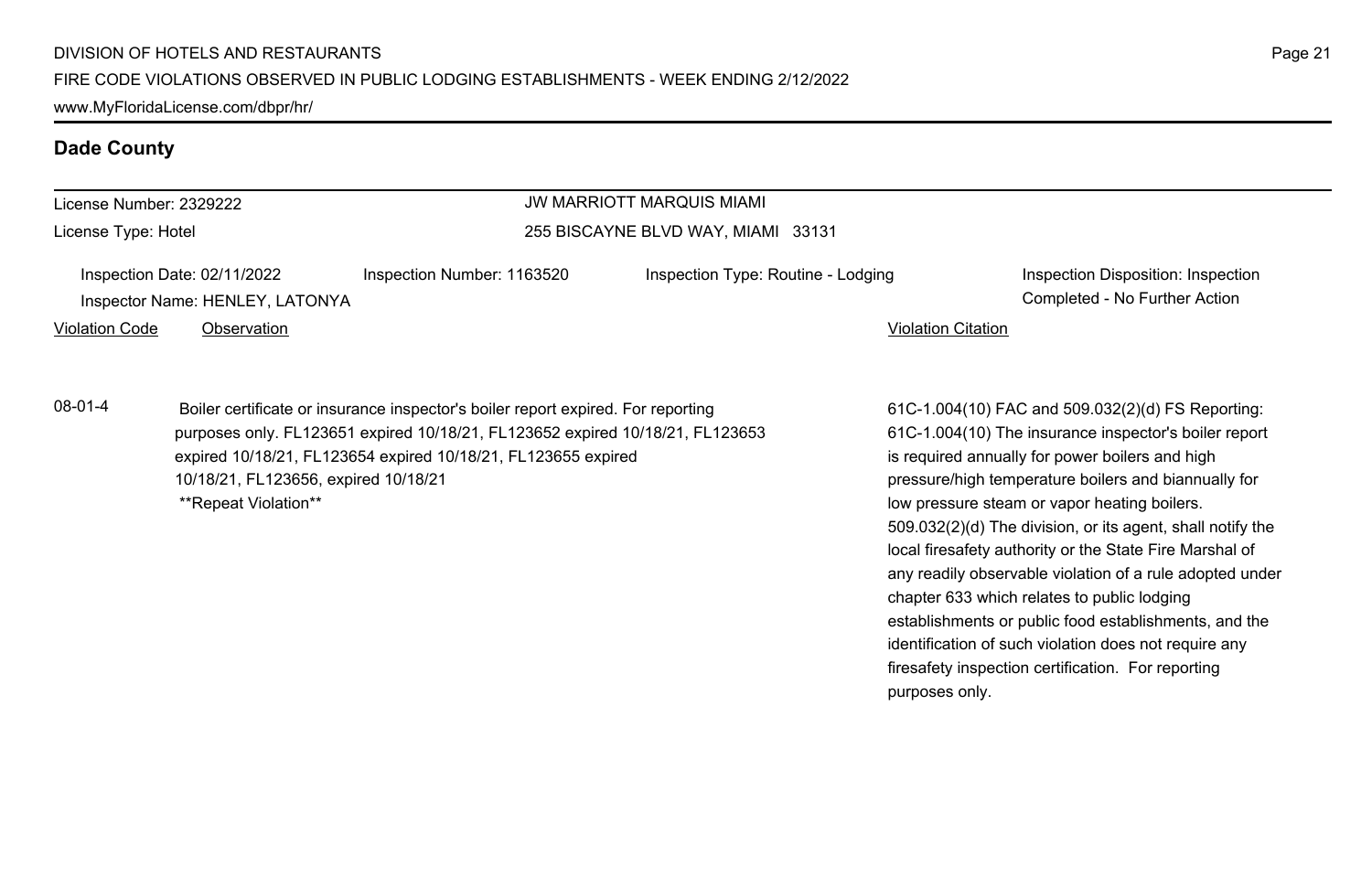## Dade County

License Number: 2329222
License Type: Hotel

JW MARRIOTT MARQUIS MIAMI
255 BISCAYNE BLVD WAY, MIAMI 33131

Inspection Date: 02/11/2022
Inspector Name: HENLEY, LATONYA
Inspection Number: 1163520
Inspection Type: Routine - Lodging
Inspection Disposition: Inspection Completed - No Further Action

| Violation Code | Observation | Violation Citation |
| --- | --- | --- |
| 08-01-4 | Boiler certificate or insurance inspector's boiler report expired. For reporting purposes only. FL123651 expired 10/18/21, FL123652 expired 10/18/21, FL123653 expired 10/18/21, FL123654 expired 10/18/21, FL123655 expired 10/18/21, FL123656, expired 10/18/21 **Repeat Violation** | 61C-1.004(10) FAC and 509.032(2)(d) FS Reporting: 61C-1.004(10) The insurance inspector's boiler report is required annually for power boilers and high pressure/high temperature boilers and biannually for low pressure steam or vapor heating boilers. 509.032(2)(d) The division, or its agent, shall notify the local firesafety authority or the State Fire Marshal of any readily observable violation of a rule adopted under chapter 633 which relates to public lodging establishments or public food establishments, and the identification of such violation does not require any firesafety inspection certification. For reporting purposes only. |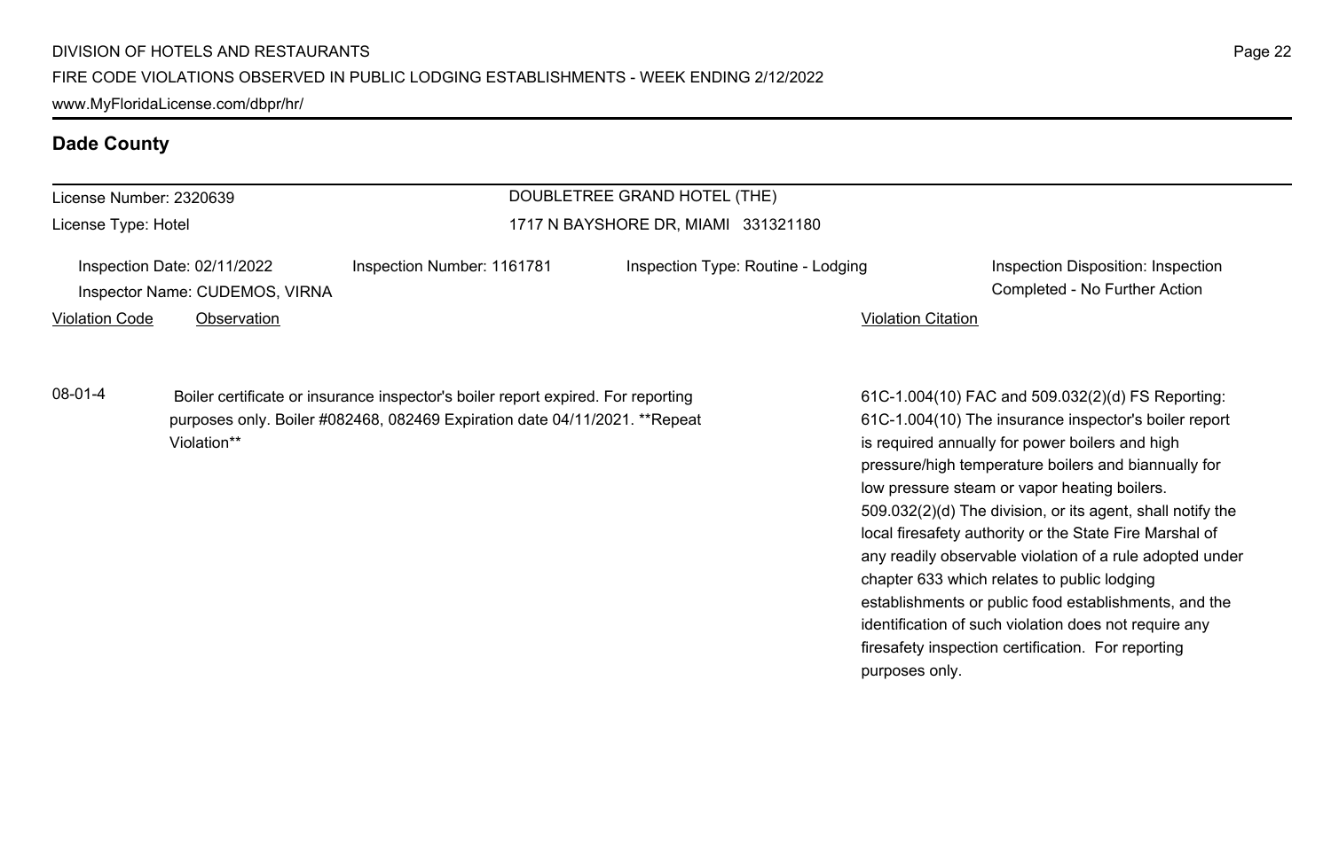## Dade County

License Number: 2320639

License Type: Hotel

DOUBLETREE GRAND HOTEL (THE)

1717 N BAYSHORE DR, MIAMI 331321180

Inspection Date: 02/11/2022

Inspector Name: CUDEMOS, VIRNA

Inspection Number: 1161781

Inspection Type: Routine - Lodging

Inspection Disposition: Inspection Completed - No Further Action

| Violation Code | Observation | Violation Citation |
|---|---|---|
| 08-01-4 | Boiler certificate or insurance inspector's boiler report expired. For reporting purposes only. Boiler #082468, 082469 Expiration date 04/11/2021. **Repeat Violation** | 61C-1.004(10) FAC and 509.032(2)(d) FS Reporting: 61C-1.004(10) The insurance inspector's boiler report is required annually for power boilers and high pressure/high temperature boilers and biannually for low pressure steam or vapor heating boilers. 509.032(2)(d) The division, or its agent, shall notify the local firesafety authority or the State Fire Marshal of any readily observable violation of a rule adopted under chapter 633 which relates to public lodging establishments or public food establishments, and the identification of such violation does not require any firesafety inspection certification. For reporting purposes only. |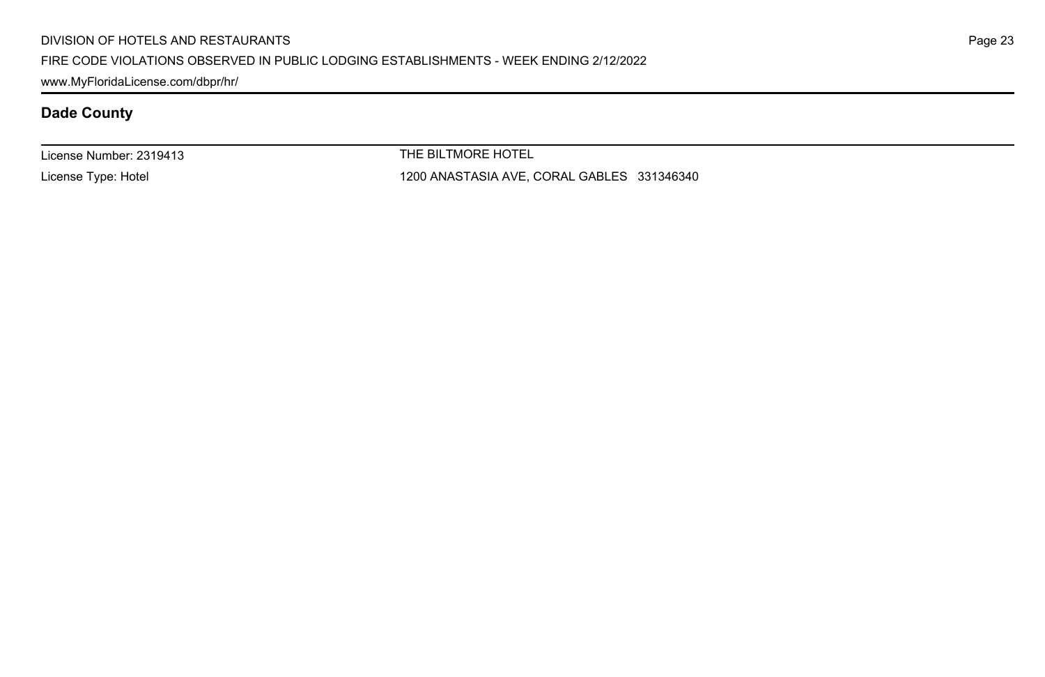## Dade County

License Number: 2319413

License Type: Hotel

THE BILTMORE HOTEL

1200 ANASTASIA AVE, CORAL GABLES 331346340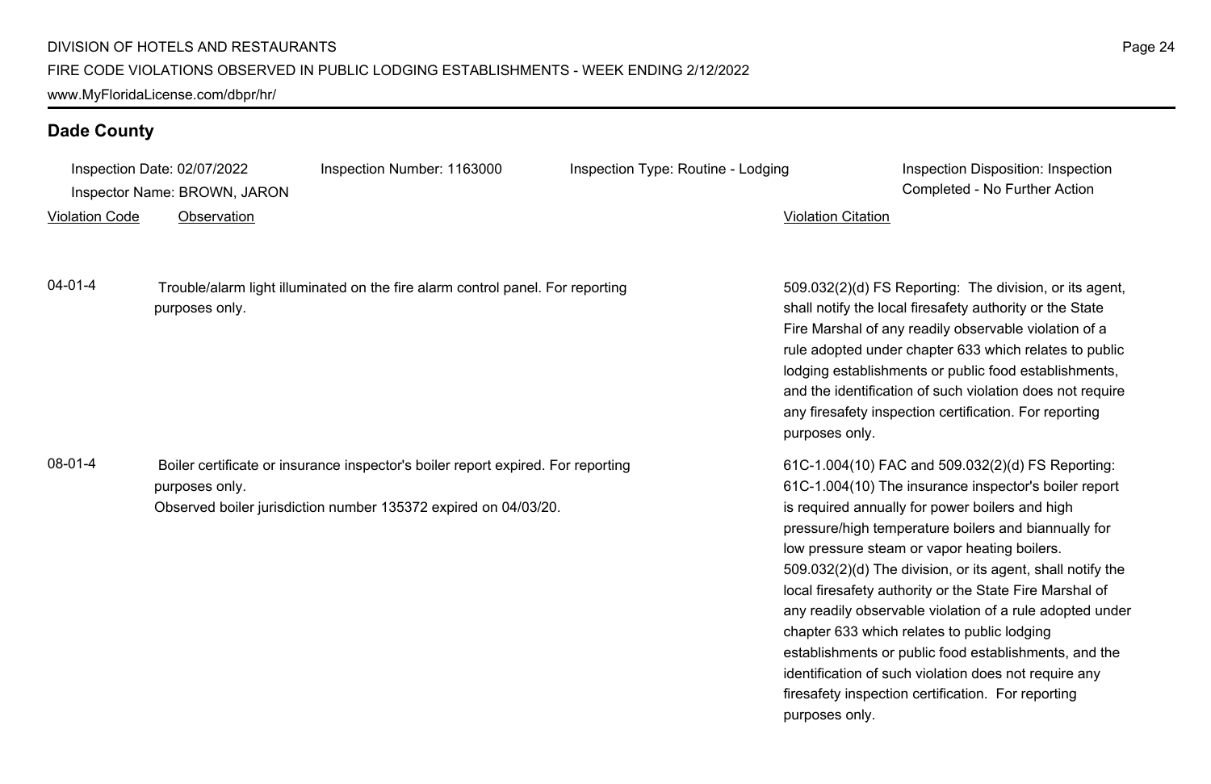## Dade County

Inspection Date: 02/07/2022 | Inspection Number: 1163000 | Inspection Type: Routine - Lodging | Inspection Disposition: Inspection Completed - No Further Action

Inspector Name: BROWN, JARON

| Violation Code | Observation | Violation Citation |
| --- | --- | --- |
| 04-01-4 | Trouble/alarm light illuminated on the fire alarm control panel. For reporting purposes only. | 509.032(2)(d) FS Reporting: The division, or its agent, shall notify the local firesafety authority or the State Fire Marshal of any readily observable violation of a rule adopted under chapter 633 which relates to public lodging establishments or public food establishments, and the identification of such violation does not require any firesafety inspection certification. For reporting purposes only. |
| 08-01-4 | Boiler certificate or insurance inspector's boiler report expired. For reporting purposes only.<br>Observed boiler jurisdiction number 135372 expired on 04/03/20. | 61C-1.004(10) FAC and 509.032(2)(d) FS Reporting: 61C-1.004(10) The insurance inspector's boiler report is required annually for power boilers and high pressure/high temperature boilers and biannually for low pressure steam or vapor heating boilers. 509.032(2)(d) The division, or its agent, shall notify the local firesafety authority or the State Fire Marshal of any readily observable violation of a rule adopted under chapter 633 which relates to public lodging establishments or public food establishments, and the identification of such violation does not require any firesafety inspection certification. For reporting purposes only. |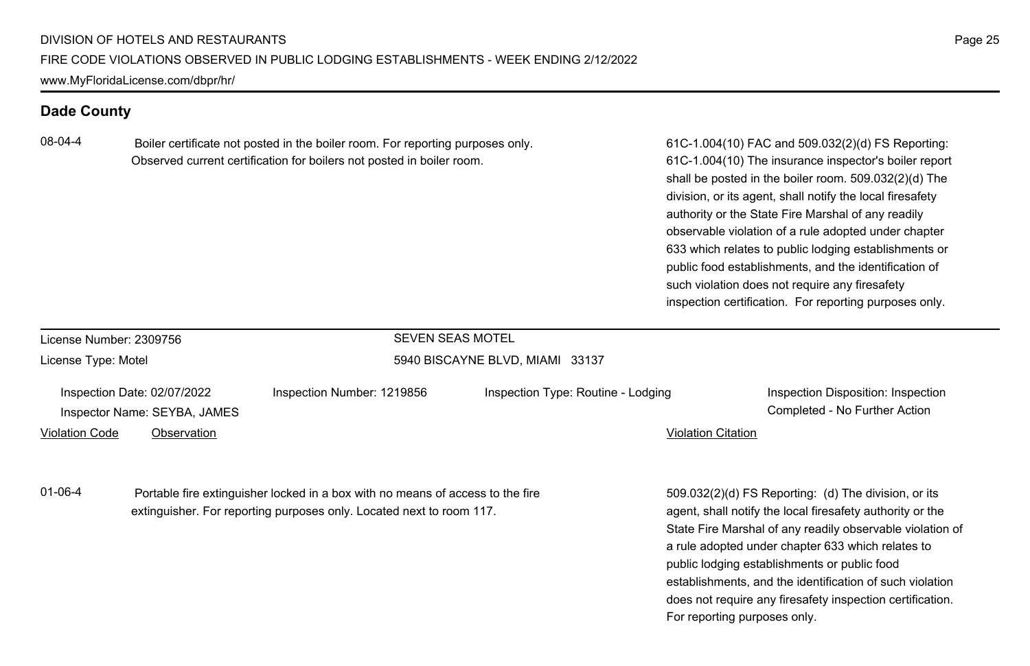## Dade County

| Violation Code | Observation | Violation Citation |
|---|---|---|
| 08-04-4 | Boiler certificate not posted in the boiler room. For reporting purposes only. Observed current certification for boilers not posted in boiler room. | 61C-1.004(10) FAC and 509.032(2)(d) FS Reporting: 61C-1.004(10) The insurance inspector's boiler report shall be posted in the boiler room. 509.032(2)(d) The division, or its agent, shall notify the local firesafety authority or the State Fire Marshal of any readily observable violation of a rule adopted under chapter 633 which relates to public lodging establishments or public food establishments, and the identification of such violation does not require any firesafety inspection certification. For reporting purposes only. |

---

License Number: 2309756
License Type: Motel

**SEVEN SEAS MOTEL**
5940 BISCAYNE BLVD, MIAMI 33137

Inspection Date: 02/07/2022
Inspector Name: SEYBA, JAMES
Inspection Number: 1219856
Inspection Type: Routine - Lodging
Inspection Disposition: Inspection Completed - No Further Action

| Violation Code | Observation | Violation Citation |
|---|---|---|
| 01-06-4 | Portable fire extinguisher locked in a box with no means of access to the fire extinguisher. For reporting purposes only. Located next to room 117. | 509.032(2)(d) FS Reporting: (d) The division, or its agent, shall notify the local firesafety authority or the State Fire Marshal of any readily observable violation of a rule adopted under chapter 633 which relates to public lodging establishments or public food establishments, and the identification of such violation does not require any firesafety inspection certification. For reporting purposes only. |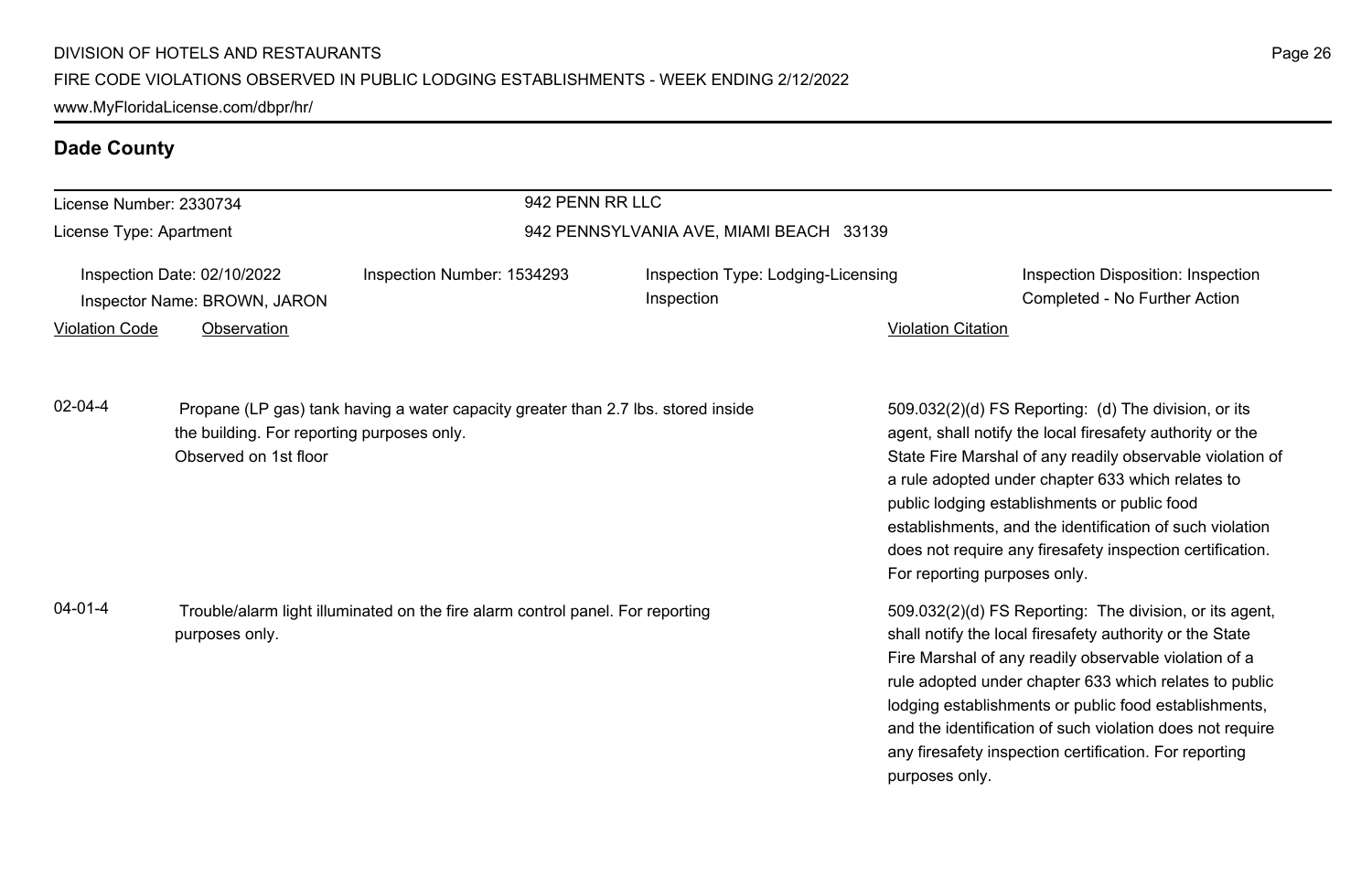## Dade County

License Number: 2330734

License Type: Apartment

942 PENN RR LLC

942 PENNSYLVANIA AVE, MIAMI BEACH 33139

Inspection Date: 02/10/2022

Inspector Name: BROWN, JARON

Inspection Number: 1534293

Inspection Type: Lodging-Licensing Inspection

Inspection Disposition: Inspection Completed - No Further Action

| Violation Code | Observation | Violation Citation |
| --- | --- | --- |
| 02-04-4 | Propane (LP gas) tank having a water capacity greater than 2.7 lbs. stored inside the building. For reporting purposes only.<br>Observed on 1st floor | 509.032(2)(d) FS Reporting: (d) The division, or its agent, shall notify the local firesafety authority or the State Fire Marshal of any readily observable violation of a rule adopted under chapter 633 which relates to public lodging establishments or public food establishments, and the identification of such violation does not require any firesafety inspection certification. For reporting purposes only. |
| 04-01-4 | Trouble/alarm light illuminated on the fire alarm control panel. For reporting purposes only. | 509.032(2)(d) FS Reporting: The division, or its agent, shall notify the local firesafety authority or the State Fire Marshal of any readily observable violation of a rule adopted under chapter 633 which relates to public lodging establishments or public food establishments, and the identification of such violation does not require any firesafety inspection certification. For reporting purposes only. |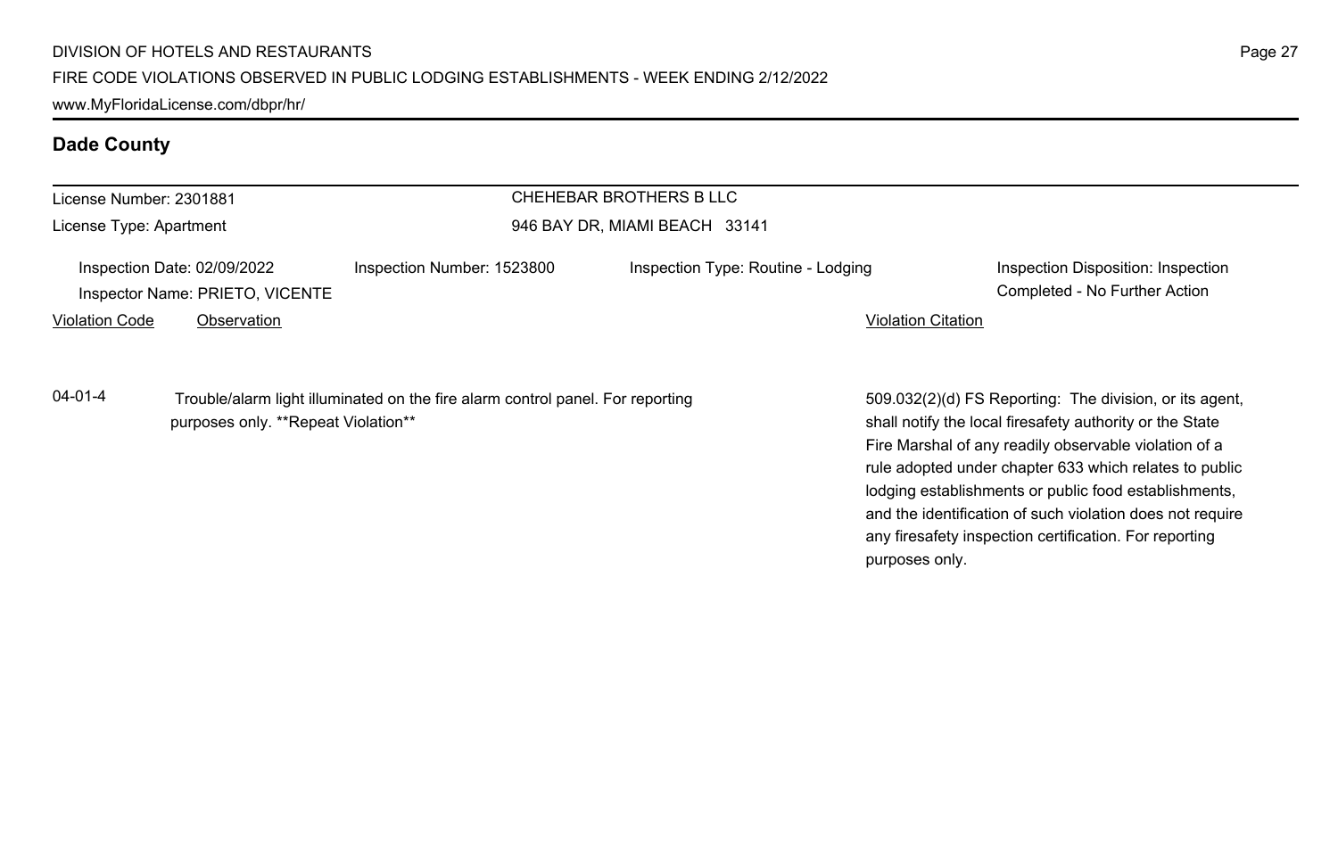## Dade County

License Number: 2301881

License Type: Apartment

CHEHEBAR BROTHERS B LLC

946 BAY DR, MIAMI BEACH 33141

Inspection Date: 02/09/2022

Inspector Name: PRIETO, VICENTE

Inspection Number: 1523800

Inspection Type: Routine - Lodging

Inspection Disposition: Inspection Completed - No Further Action

| Violation Code | Observation | Violation Citation |
|---|---|---|
| 04-01-4 | Trouble/alarm light illuminated on the fire alarm control panel. For reporting purposes only. **Repeat Violation** | 509.032(2)(d) FS Reporting: The division, or its agent, shall notify the local firesafety authority or the State Fire Marshal of any readily observable violation of a rule adopted under chapter 633 which relates to public lodging establishments or public food establishments, and the identification of such violation does not require any firesafety inspection certification. For reporting purposes only. |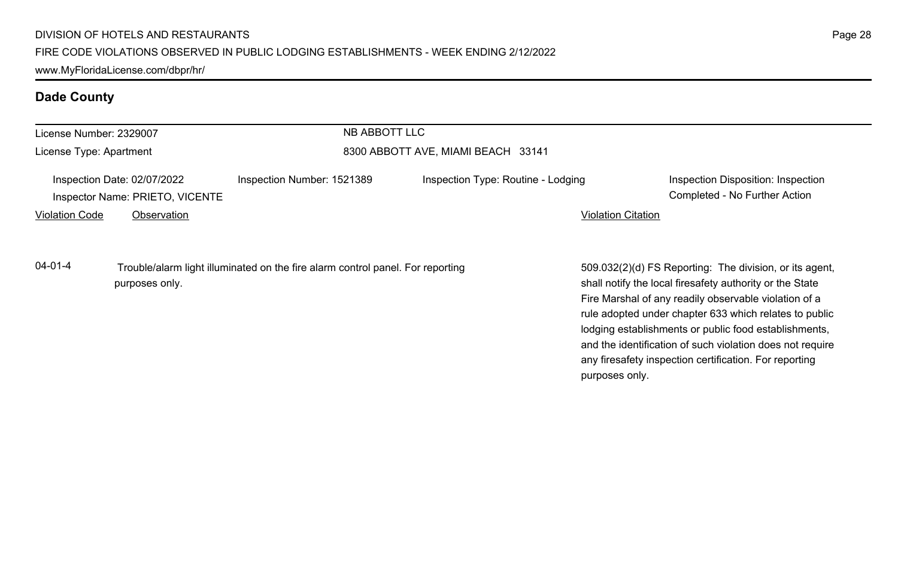## Dade County

License Number: 2329007

License Type: Apartment

NB ABBOTT LLC

8300 ABBOTT AVE, MIAMI BEACH 33141

Inspection Date: 02/07/2022

Inspector Name: PRIETO, VICENTE

Inspection Number: 1521389

Inspection Type: Routine - Lodging

Inspection Disposition: Inspection Completed - No Further Action

| Violation Code | Observation | Violation Citation |
| --- | --- | --- |
| 04-01-4 | Trouble/alarm light illuminated on the fire alarm control panel. For reporting purposes only. | 509.032(2)(d) FS Reporting: The division, or its agent, shall notify the local firesafety authority or the State Fire Marshal of any readily observable violation of a rule adopted under chapter 633 which relates to public lodging establishments or public food establishments, and the identification of such violation does not require any firesafety inspection certification. For reporting purposes only. |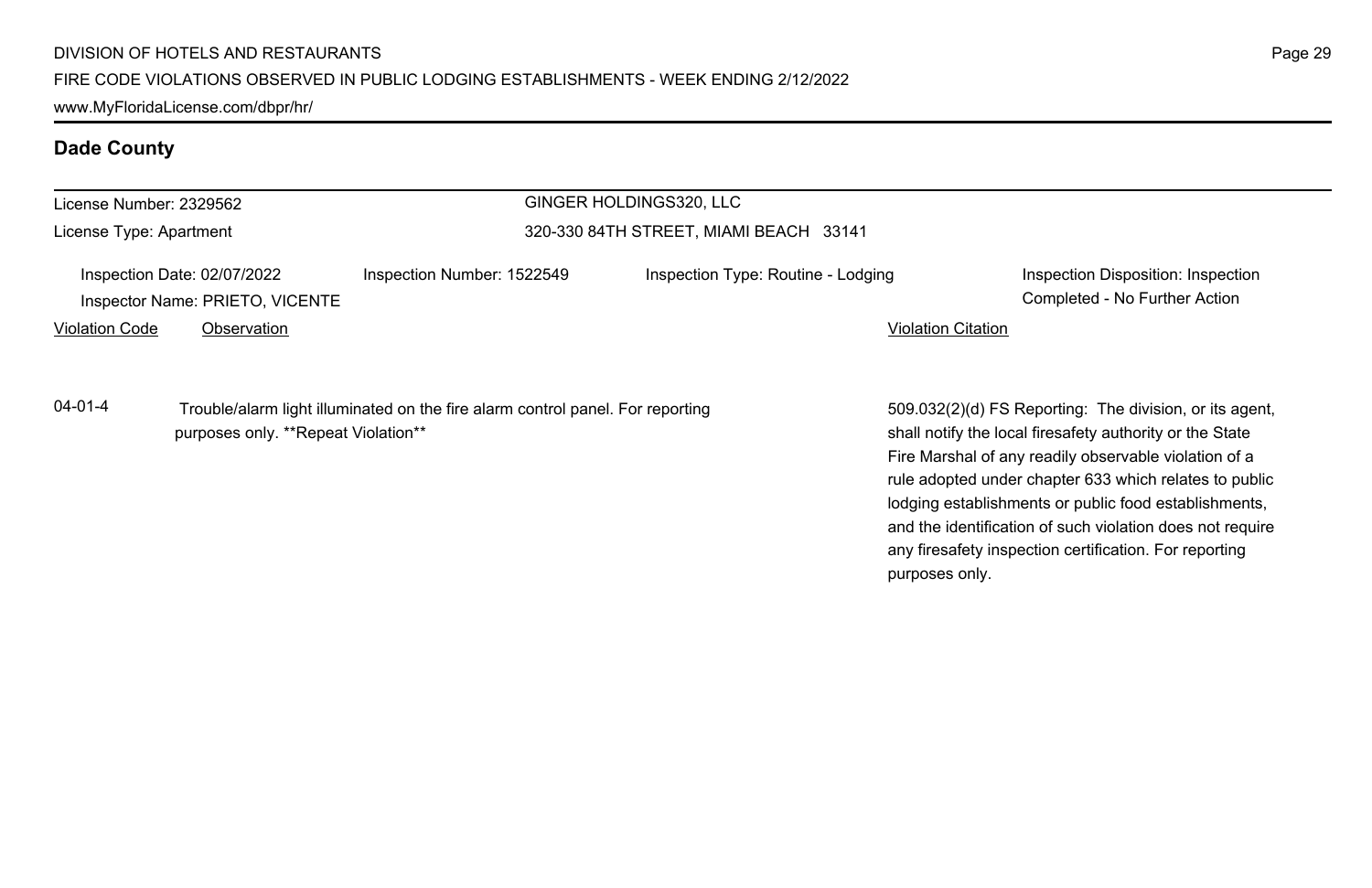## Dade County

License Number: 2329562

License Type: Apartment

GINGER HOLDINGS320, LLC

320-330 84TH STREET, MIAMI BEACH 33141

Inspection Date: 02/07/2022

Inspector Name: PRIETO, VICENTE

Inspection Number: 1522549

Inspection Type: Routine - Lodging

Inspection Disposition: Inspection Completed - No Further Action

| Violation Code | Observation | Violation Citation |
| --- | --- | --- |
| 04-01-4 | Trouble/alarm light illuminated on the fire alarm control panel. For reporting purposes only. **Repeat Violation** | 509.032(2)(d) FS Reporting: The division, or its agent, shall notify the local firesafety authority or the State Fire Marshal of any readily observable violation of a rule adopted under chapter 633 which relates to public lodging establishments or public food establishments, and the identification of such violation does not require any firesafety inspection certification. For reporting purposes only. |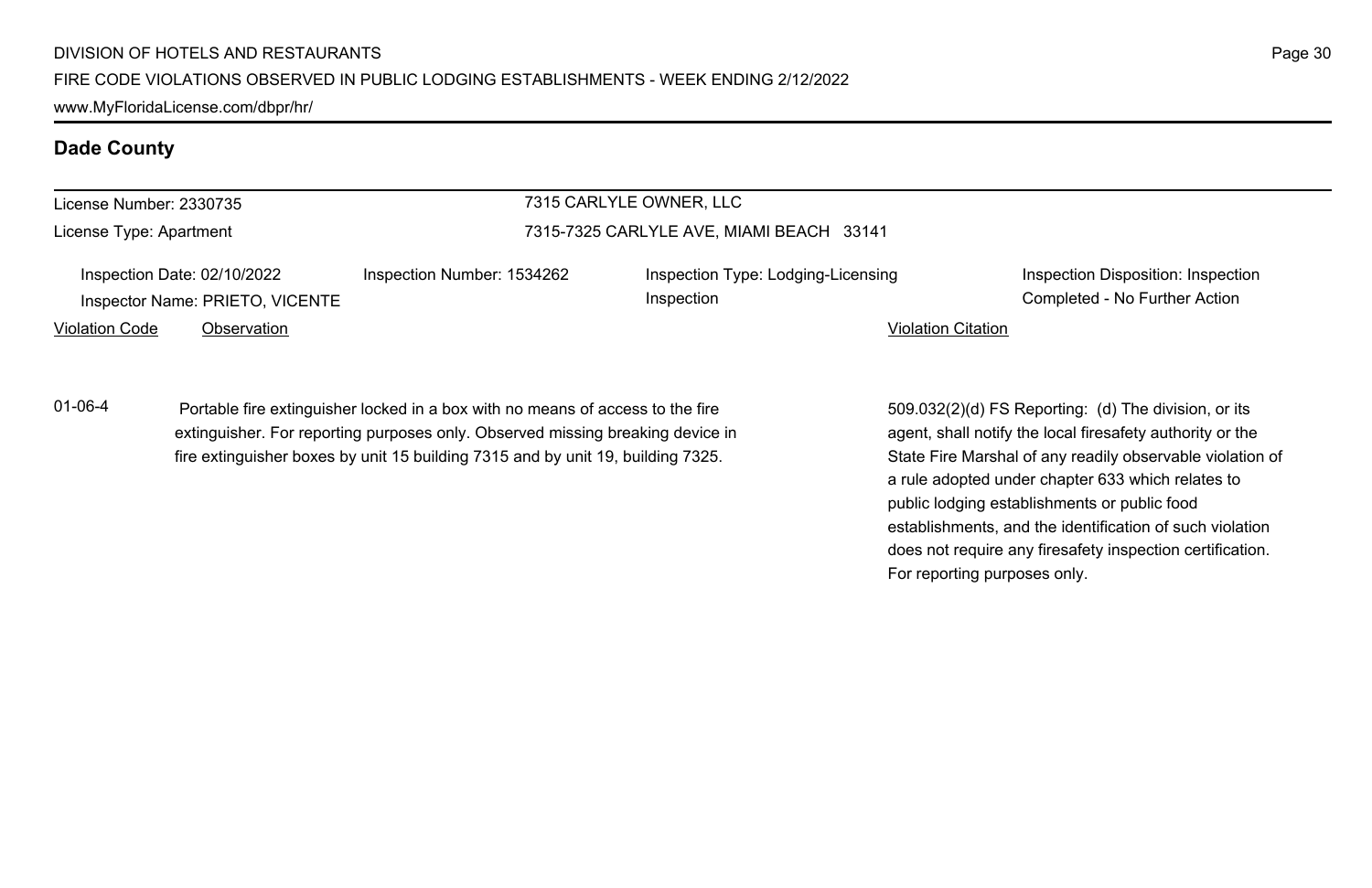## Dade County

License Number: 2330735

License Type: Apartment

7315 CARLYLE OWNER, LLC

7315-7325 CARLYLE AVE, MIAMI BEACH 33141

Inspection Date: 02/10/2022

Inspector Name: PRIETO, VICENTE

Inspection Number: 1534262

Inspection Type: Lodging-Licensing Inspection

Inspection Disposition: Inspection Completed - No Further Action

| Violation Code | Observation | Violation Citation |
| --- | --- | --- |
| 01-06-4 | Portable fire extinguisher locked in a box with no means of access to the fire extinguisher. For reporting purposes only. Observed missing breaking device in fire extinguisher boxes by unit 15 building 7315 and by unit 19, building 7325. | 509.032(2)(d) FS Reporting: (d) The division, or its agent, shall notify the local firesafety authority or the State Fire Marshal of any readily observable violation of a rule adopted under chapter 633 which relates to public lodging establishments or public food establishments, and the identification of such violation does not require any firesafety inspection certification. For reporting purposes only. |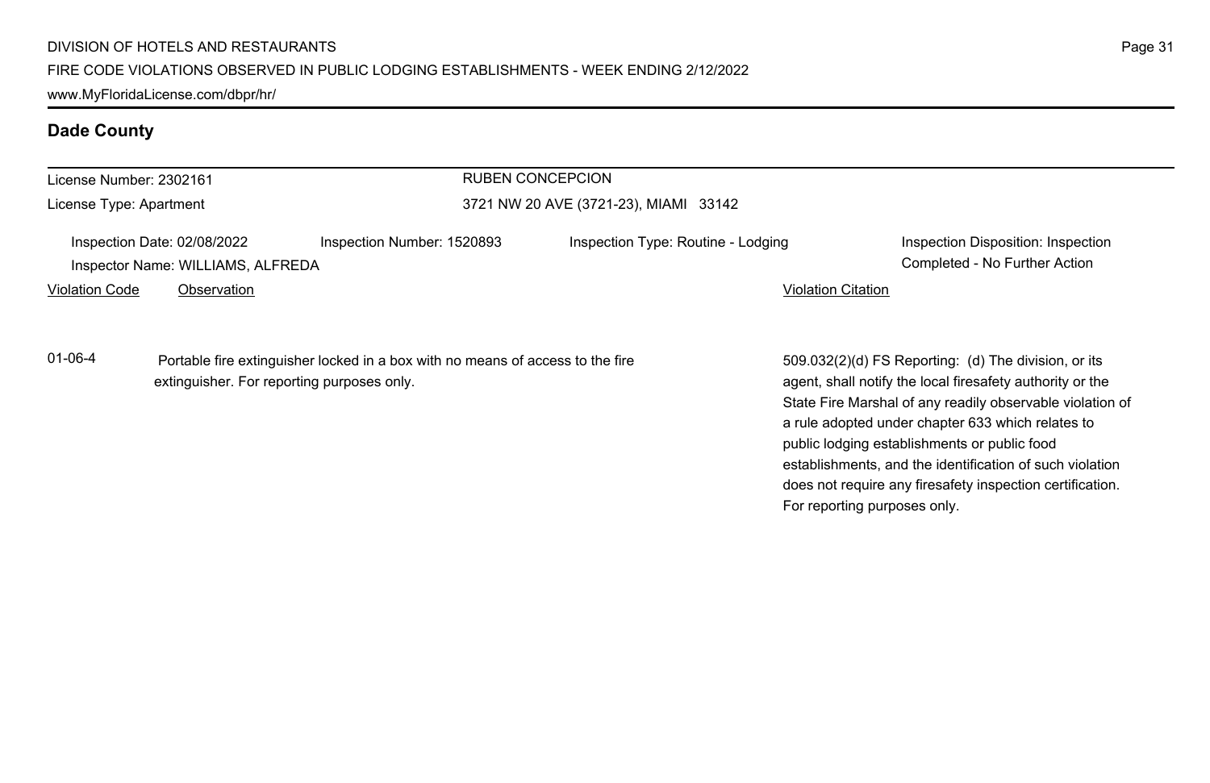## Dade County

License Number: 2302161

License Type: Apartment

RUBEN CONCEPCION

3721 NW 20 AVE (3721-23), MIAMI 33142

Inspection Date: 02/08/2022

Inspection Number: 1520893

Inspection Type: Routine - Lodging

Inspection Disposition: Inspection Completed - No Further Action

Inspector Name: WILLIAMS, ALFREDA

| Violation Code | Observation | Violation Citation |
| --- | --- | --- |
| 01-06-4 | Portable fire extinguisher locked in a box with no means of access to the fire extinguisher. For reporting purposes only. | 509.032(2)(d) FS Reporting: (d) The division, or its agent, shall notify the local firesafety authority or the State Fire Marshal of any readily observable violation of a rule adopted under chapter 633 which relates to public lodging establishments or public food establishments, and the identification of such violation does not require any firesafety inspection certification. For reporting purposes only. |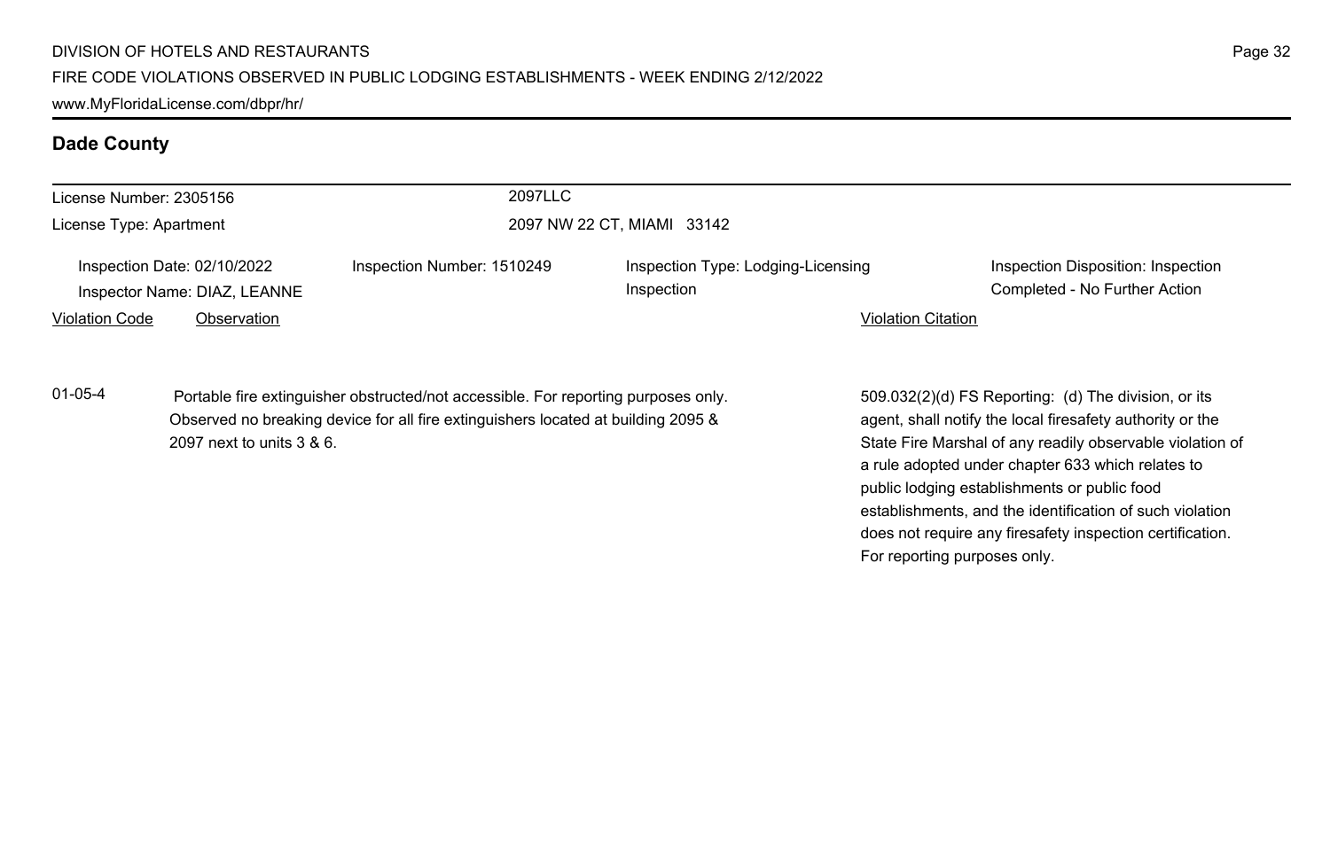## Dade County

License Number: 2305156
License Type: Apartment

2097LLC
2097 NW 22 CT, MIAMI 33142

Inspection Date: 02/10/2022
Inspector Name: DIAZ, LEANNE

Inspection Number: 1510249

Inspection Type: Lodging-Licensing Inspection

Inspection Disposition: Inspection Completed - No Further Action

| Violation Code | Observation | Violation Citation |
| --- | --- | --- |
| 01-05-4 | Portable fire extinguisher obstructed/not accessible. For reporting purposes only. Observed no breaking device for all fire extinguishers located at building 2095 & 2097 next to units 3 & 6. | 509.032(2)(d) FS Reporting: (d) The division, or its agent, shall notify the local firesafety authority or the State Fire Marshal of any readily observable violation of a rule adopted under chapter 633 which relates to public lodging establishments or public food establishments, and the identification of such violation does not require any firesafety inspection certification. For reporting purposes only. |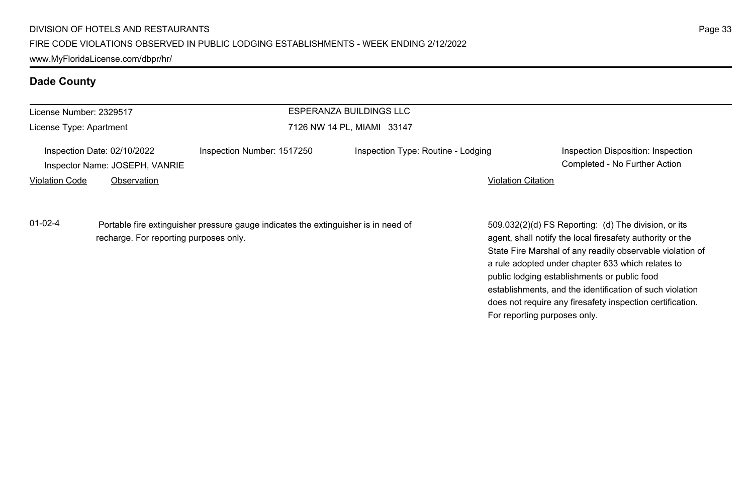## Dade County

License Number: 2329517

License Type: Apartment

ESPERANZA BUILDINGS LLC

7126 NW 14 PL, MIAMI 33147

Inspection Date: 02/10/2022

Inspector Name: JOSEPH, VANRIE

Inspection Number: 1517250

Inspection Type: Routine - Lodging

Inspection Disposition: Inspection Completed - No Further Action

| Violation Code | Observation | Violation Citation |
| --- | --- | --- |
| 01-02-4 | Portable fire extinguisher pressure gauge indicates the extinguisher is in need of recharge. For reporting purposes only. | 509.032(2)(d) FS Reporting: (d) The division, or its agent, shall notify the local firesafety authority or the State Fire Marshal of any readily observable violation of a rule adopted under chapter 633 which relates to public lodging establishments or public food establishments, and the identification of such violation does not require any firesafety inspection certification. For reporting purposes only. |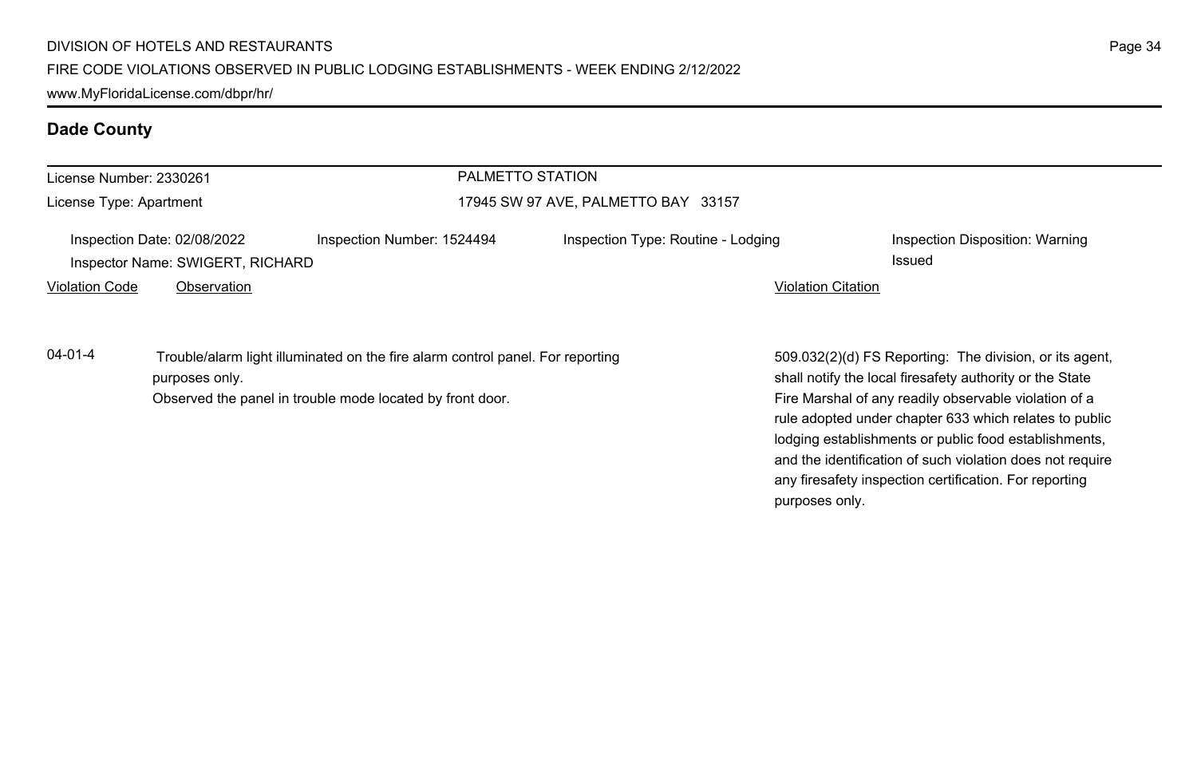## Dade County

License Number: 2330261

License Type: Apartment

PALMETTO STATION

17945 SW 97 AVE, PALMETTO BAY 33157

Inspection Date: 02/08/2022 | Inspection Number: 1524494 | Inspection Type: Routine - Lodging | Inspection Disposition: Warning Issued

Inspector Name: SWIGERT, RICHARD

| Violation Code | Observation | Violation Citation |
| --- | --- | --- |
| 04-01-4 | Trouble/alarm light illuminated on the fire alarm control panel. For reporting purposes only. Observed the panel in trouble mode located by front door. | 509.032(2)(d) FS Reporting: The division, or its agent, shall notify the local firesafety authority or the State Fire Marshal of any readily observable violation of a rule adopted under chapter 633 which relates to public lodging establishments or public food establishments, and the identification of such violation does not require any firesafety inspection certification. For reporting purposes only. |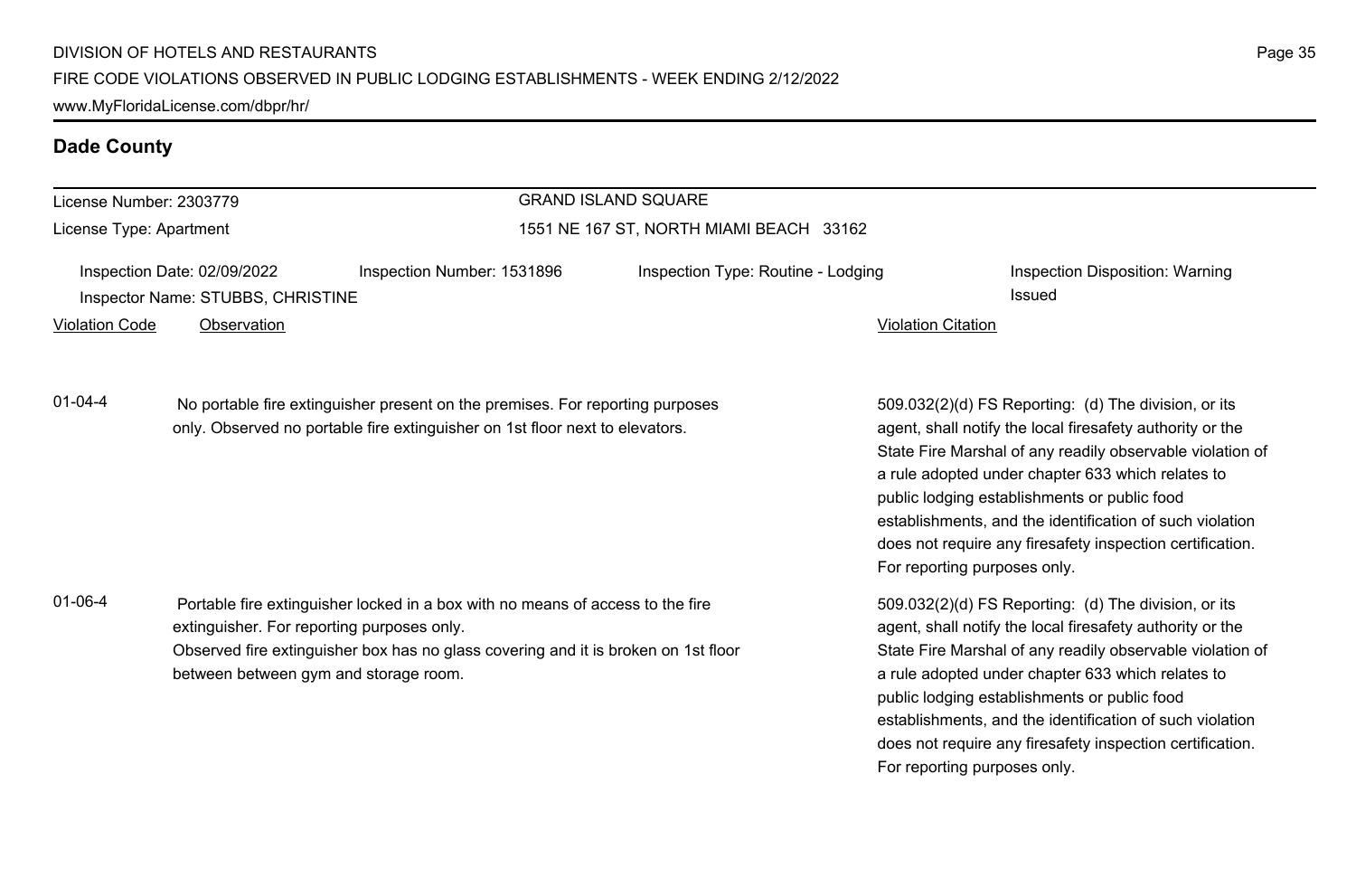## Dade County

License Number: 2303779

License Type: Apartment

GRAND ISLAND SQUARE

1551 NE 167 ST, NORTH MIAMI BEACH 33162

Inspection Date: 02/09/2022 | Inspection Number: 1531896 | Inspection Type: Routine - Lodging | Inspection Disposition: Warning Issued

Inspector Name: STUBBS, CHRISTINE

| Violation Code | Observation | Violation Citation |
| --- | --- | --- |
| 01-04-4 | No portable fire extinguisher present on the premises. For reporting purposes only. Observed no portable fire extinguisher on 1st floor next to elevators. | 509.032(2)(d) FS Reporting: (d) The division, or its agent, shall notify the local firesafety authority or the State Fire Marshal of any readily observable violation of a rule adopted under chapter 633 which relates to public lodging establishments or public food establishments, and the identification of such violation does not require any firesafety inspection certification. For reporting purposes only. |
| 01-06-4 | Portable fire extinguisher locked in a box with no means of access to the fire extinguisher. For reporting purposes only.<br>Observed fire extinguisher box has no glass covering and it is broken on 1st floor between between gym and storage room. | 509.032(2)(d) FS Reporting: (d) The division, or its agent, shall notify the local firesafety authority or the State Fire Marshal of any readily observable violation of a rule adopted under chapter 633 which relates to public lodging establishments or public food establishments, and the identification of such violation does not require any firesafety inspection certification. For reporting purposes only. |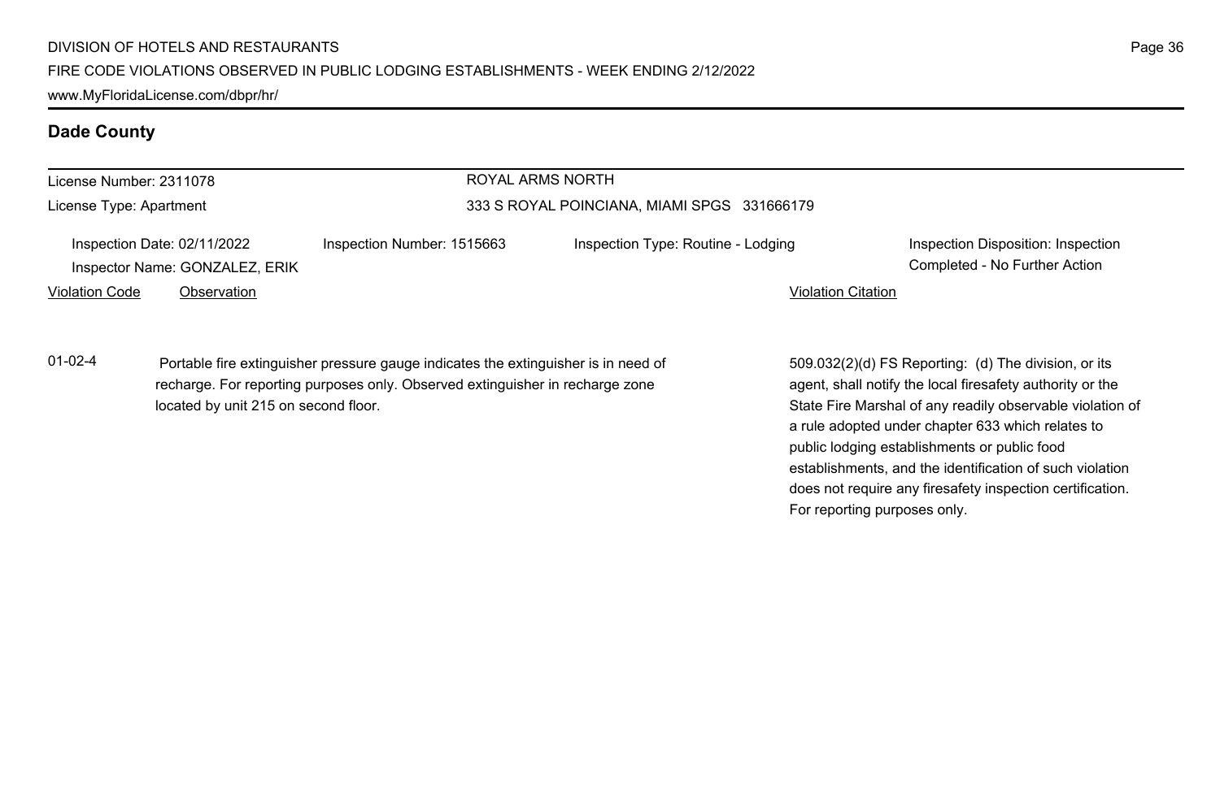## Dade County

**License Number:** 2311078
**License Type:** Apartment

**ROYAL ARMS NORTH**
333 S ROYAL POINCIANA, MIAMI SPGS 331666179

**Inspection Date:** 02/11/2022
**Inspector Name:** GONZALEZ, ERIK
**Inspection Number:** 1515663
**Inspection Type:** Routine - Lodging
**Inspection Disposition:** Inspection Completed - No Further Action

| Violation Code | Observation | Violation Citation |
| --- | --- | --- |
| 01-02-4 | Portable fire extinguisher pressure gauge indicates the extinguisher is in need of recharge. For reporting purposes only. Observed extinguisher in recharge zone located by unit 215 on second floor. | 509.032(2)(d) FS Reporting: (d) The division, or its agent, shall notify the local firesafety authority or the State Fire Marshal of any readily observable violation of a rule adopted under chapter 633 which relates to public lodging establishments or public food establishments, and the identification of such violation does not require any firesafety inspection certification. For reporting purposes only. |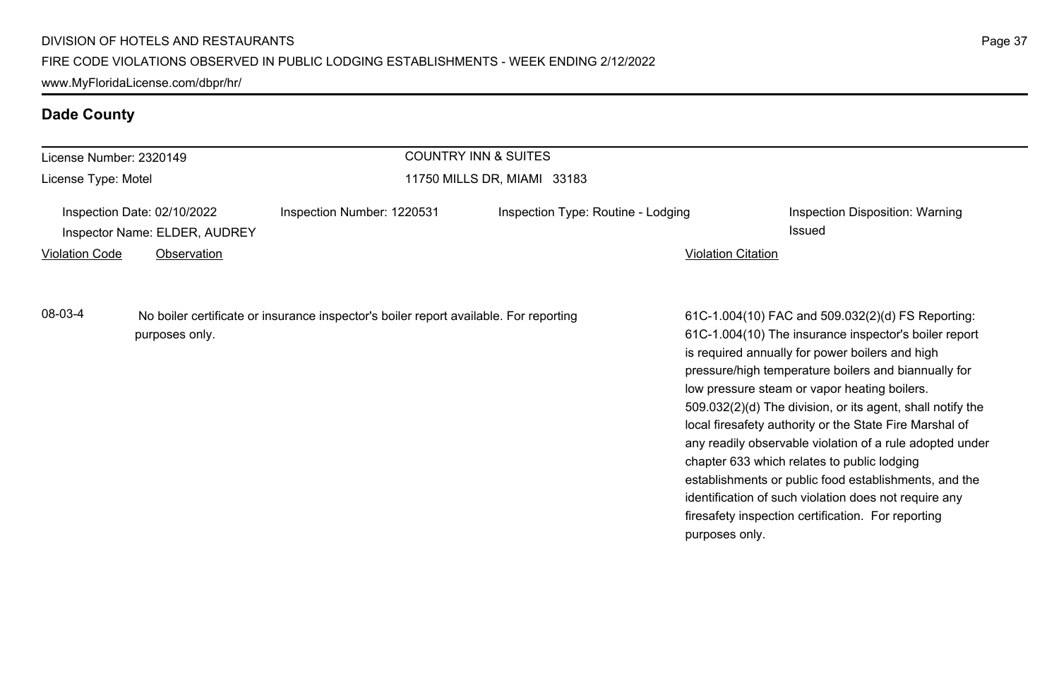## Dade County

License Number: 2320149
License Type: Motel

**COUNTRY INN & SUITES**
11750 MILLS DR, MIAMI 33183

Inspection Date: 02/10/2022
Inspector Name: ELDER, AUDREY
Inspection Number: 1220531
Inspection Type: Routine - Lodging
Inspection Disposition: Warning Issued

| Violation Code | Observation | Violation Citation |
| --- | --- | --- |
| 08-03-4 | No boiler certificate or insurance inspector's boiler report available. For reporting purposes only. | 61C-1.004(10) FAC and 509.032(2)(d) FS Reporting: 61C-1.004(10) The insurance inspector's boiler report is required annually for power boilers and high pressure/high temperature boilers and biannually for low pressure steam or vapor heating boilers. 509.032(2)(d) The division, or its agent, shall notify the local firesafety authority or the State Fire Marshal of any readily observable violation of a rule adopted under chapter 633 which relates to public lodging establishments or public food establishments, and the identification of such violation does not require any firesafety inspection certification. For reporting purposes only. |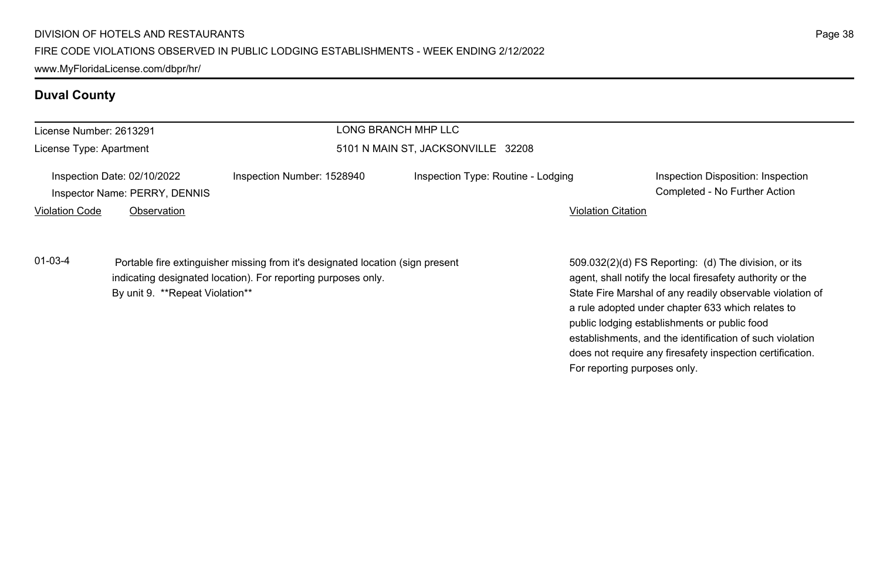## Duval County

License Number: 2613291

License Type: Apartment

LONG BRANCH MHP LLC

5101 N MAIN ST, JACKSONVILLE 32208

Inspection Date: 02/10/2022

Inspector Name: PERRY, DENNIS

Inspection Number: 1528940

Inspection Type: Routine - Lodging

Inspection Disposition: Inspection Completed - No Further Action

| Violation Code | Observation | Violation Citation |
|---|---|---|
| 01-03-4 | Portable fire extinguisher missing from it's designated location (sign present indicating designated location). For reporting purposes only. By unit 9. **Repeat Violation** | 509.032(2)(d) FS Reporting: (d) The division, or its agent, shall notify the local firesafety authority or the State Fire Marshal of any readily observable violation of a rule adopted under chapter 633 which relates to public lodging establishments or public food establishments, and the identification of such violation does not require any firesafety inspection certification. For reporting purposes only. |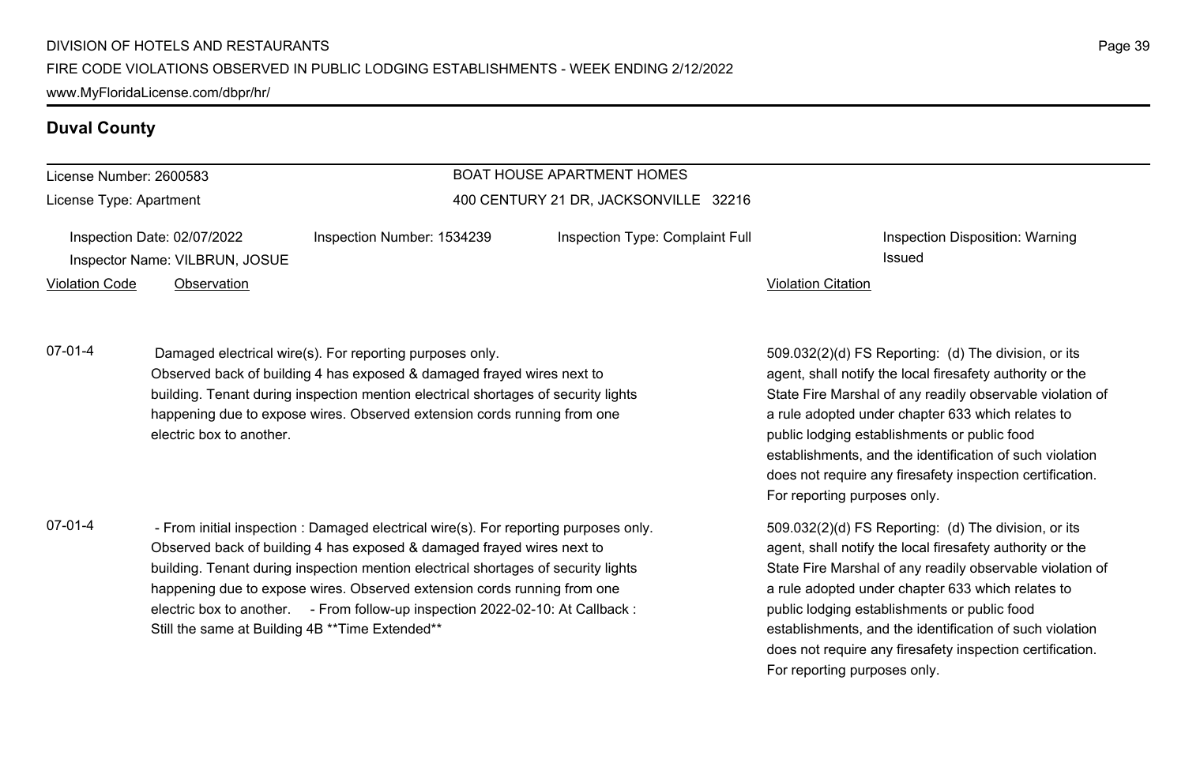## Duval County

License Number: 2600583

License Type: Apartment

BOAT HOUSE APARTMENT HOMES

400 CENTURY 21 DR, JACKSONVILLE 32216

Inspection Date: 02/07/2022

Inspector Name: VILBRUN, JOSUE

Inspection Number: 1534239

Inspection Type: Complaint Full

Inspection Disposition: Warning Issued

| Violation Code | Observation | Violation Citation |
|---|---|---|
| 07-01-4 | Damaged electrical wire(s). For reporting purposes only. Observed back of building 4 has exposed & damaged frayed wires next to building. Tenant during inspection mention electrical shortages of security lights happening due to expose wires. Observed extension cords running from one electric box to another. | 509.032(2)(d) FS Reporting: (d) The division, or its agent, shall notify the local firesafety authority or the State Fire Marshal of any readily observable violation of a rule adopted under chapter 633 which relates to public lodging establishments or public food establishments, and the identification of such violation does not require any firesafety inspection certification. For reporting purposes only. |
| 07-01-4 | - From initial inspection : Damaged electrical wire(s). For reporting purposes only. Observed back of building 4 has exposed & damaged frayed wires next to building. Tenant during inspection mention electrical shortages of security lights happening due to expose wires. Observed extension cords running from one electric box to another. - From follow-up inspection 2022-02-10: At Callback : Still the same at Building 4B **Time Extended** | 509.032(2)(d) FS Reporting: (d) The division, or its agent, shall notify the local firesafety authority or the State Fire Marshal of any readily observable violation of a rule adopted under chapter 633 which relates to public lodging establishments or public food establishments, and the identification of such violation does not require any firesafety inspection certification. For reporting purposes only. |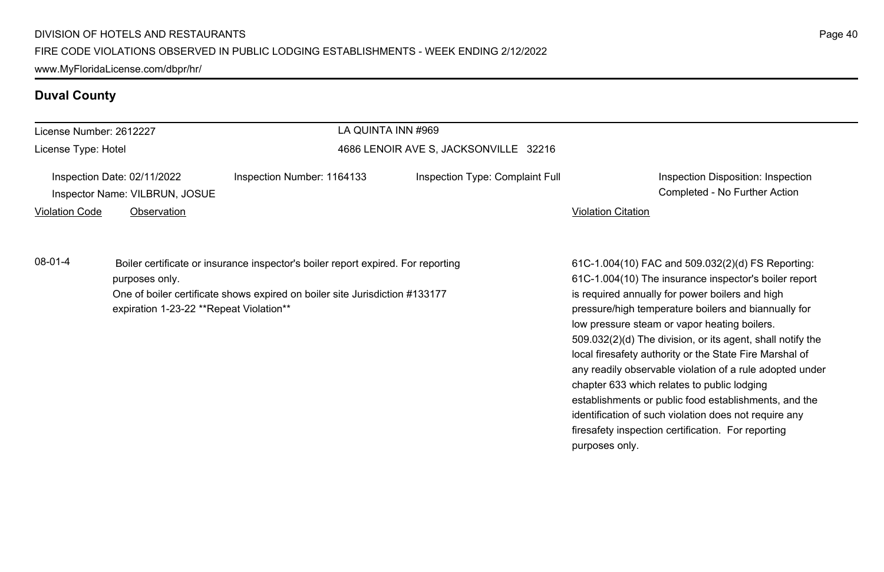## Duval County

License Number: 2612227

License Type: Hotel

LA QUINTA INN #969

4686 LENOIR AVE S, JACKSONVILLE 32216

Inspection Date: 02/11/2022

Inspector Name: VILBRUN, JOSUE

Inspection Number: 1164133

Inspection Type: Complaint Full

Inspection Disposition: Inspection Completed - No Further Action

| Violation Code | Observation | Violation Citation |
|---|---|---|
| 08-01-4 | Boiler certificate or insurance inspector's boiler report expired. For reporting purposes only. One of boiler certificate shows expired on boiler site Jurisdiction #133177 expiration 1-23-22 **Repeat Violation** | 61C-1.004(10) FAC and 509.032(2)(d) FS Reporting: 61C-1.004(10) The insurance inspector's boiler report is required annually for power boilers and high pressure/high temperature boilers and biannually for low pressure steam or vapor heating boilers. 509.032(2)(d) The division, or its agent, shall notify the local firesafety authority or the State Fire Marshal of any readily observable violation of a rule adopted under chapter 633 which relates to public lodging establishments or public food establishments, and the identification of such violation does not require any firesafety inspection certification. For reporting purposes only. |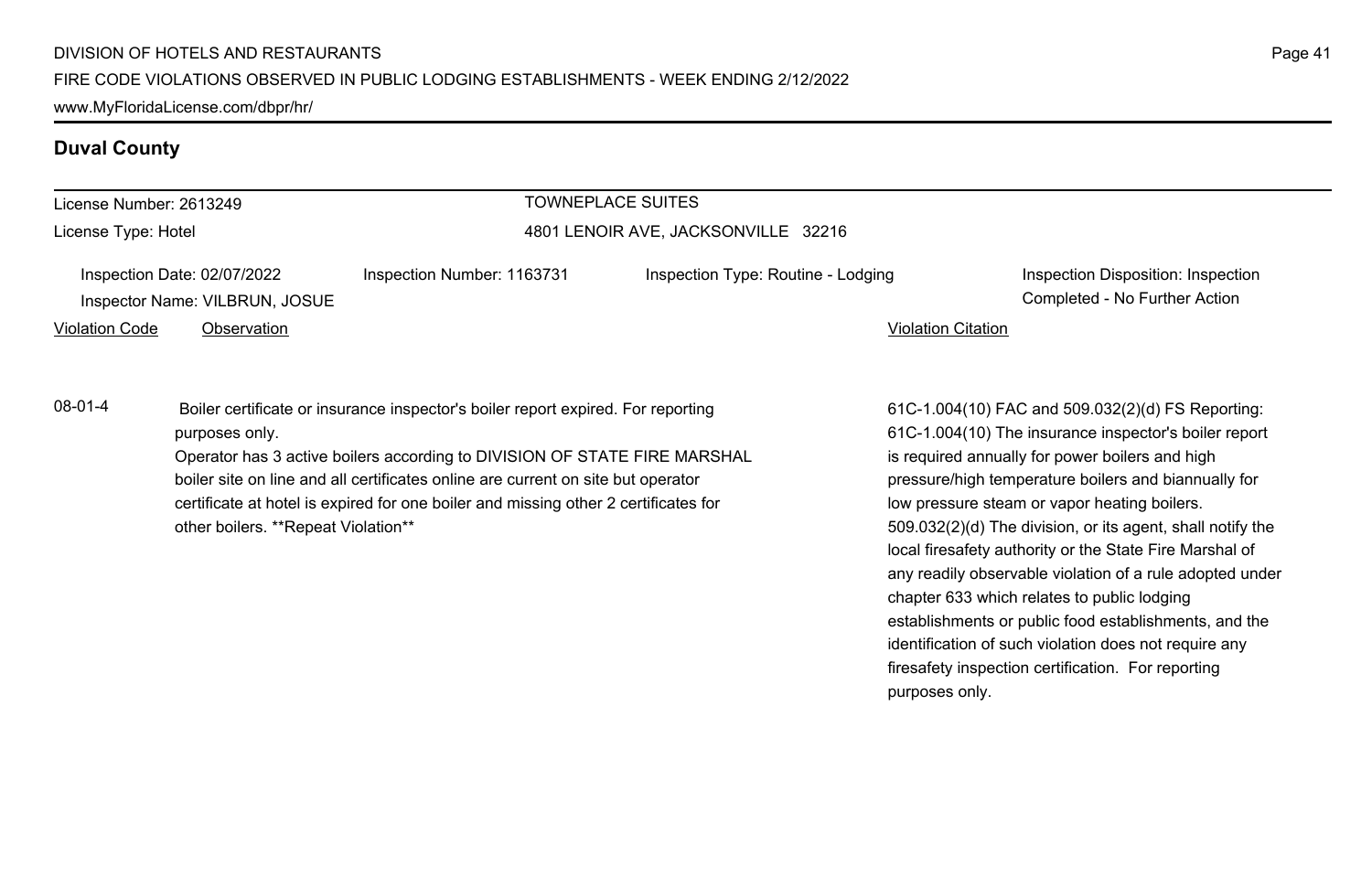## Duval County

| License Number: 2613249 | TOWNEPLACE SUITES |
|---|---|
| License Type: Hotel | 4801 LENOIR AVE, JACKSONVILLE 32216 |

Inspection Date: 02/07/2022
Inspector Name: VILBRUN, JOSUE
Inspection Number: 1163731
Inspection Type: Routine - Lodging
Inspection Disposition: Inspection Completed - No Further Action

| Violation Code | Observation | Violation Citation |
|---|---|---|
| 08-01-4 | Boiler certificate or insurance inspector's boiler report expired. For reporting purposes only. Operator has 3 active boilers according to DIVISION OF STATE FIRE MARSHAL boiler site on line and all certificates online are current on site but operator certificate at hotel is expired for one boiler and missing other 2 certificates for other boilers. **Repeat Violation** | 61C-1.004(10) FAC and 509.032(2)(d) FS Reporting: 61C-1.004(10) The insurance inspector's boiler report is required annually for power boilers and high pressure/high temperature boilers and biannually for low pressure steam or vapor heating boilers. 509.032(2)(d) The division, or its agent, shall notify the local firesafety authority or the State Fire Marshal of any readily observable violation of a rule adopted under chapter 633 which relates to public lodging establishments or public food establishments, and the identification of such violation does not require any firesafety inspection certification. For reporting purposes only. |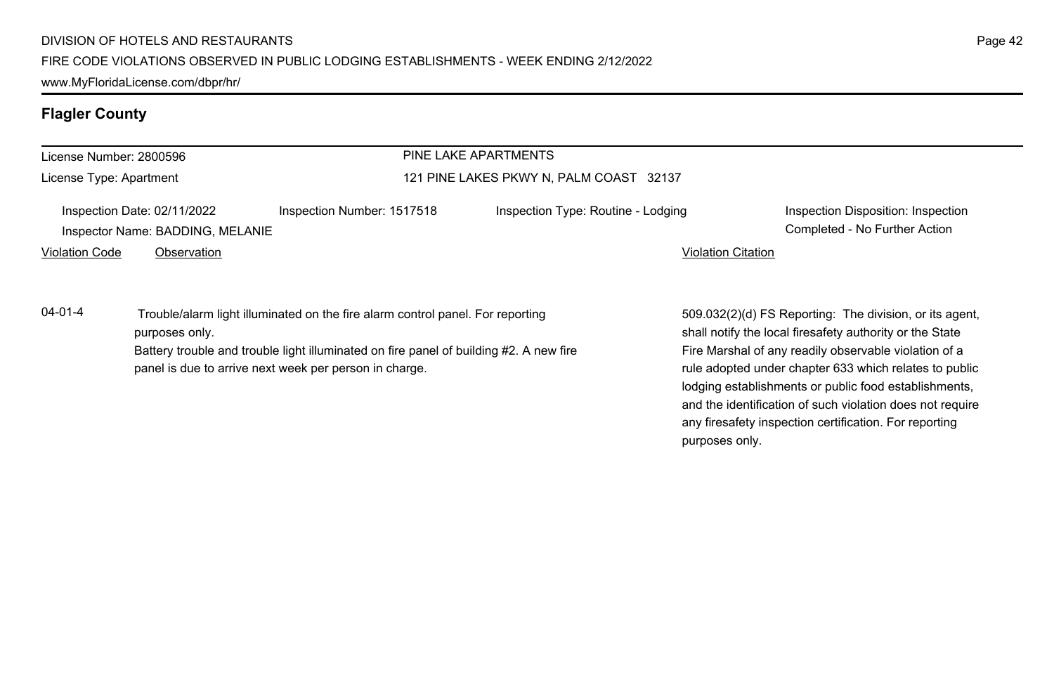## Flagler County

License Number: 2800596

License Type: Apartment

PINE LAKE APARTMENTS

121 PINE LAKES PKWY N, PALM COAST 32137

Inspection Date: 02/11/2022

Inspector Name: BADDING, MELANIE

Inspection Number: 1517518

Inspection Type: Routine - Lodging

Inspection Disposition: Inspection Completed - No Further Action

| Violation Code | Observation | Violation Citation |
| --- | --- | --- |
| 04-01-4 | Trouble/alarm light illuminated on the fire alarm control panel. For reporting purposes only. Battery trouble and trouble light illuminated on fire panel of building #2. A new fire panel is due to arrive next week per person in charge. | 509.032(2)(d) FS Reporting: The division, or its agent, shall notify the local firesafety authority or the State Fire Marshal of any readily observable violation of a rule adopted under chapter 633 which relates to public lodging establishments or public food establishments, and the identification of such violation does not require any firesafety inspection certification. For reporting purposes only. |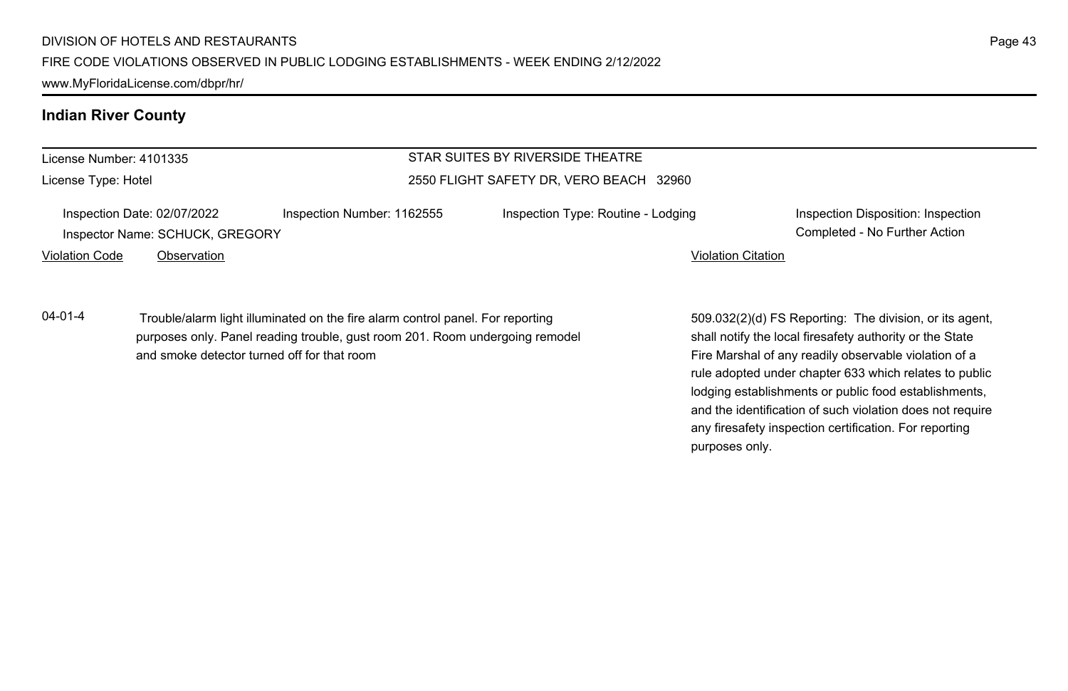## Indian River County

License Number: 4101335

License Type: Hotel

STAR SUITES BY RIVERSIDE THEATRE

2550 FLIGHT SAFETY DR, VERO BEACH 32960

Inspection Date: 02/07/2022

Inspector Name: SCHUCK, GREGORY

Inspection Number: 1162555

Inspection Type: Routine - Lodging

Inspection Disposition: Inspection Completed - No Further Action

| Violation Code | Observation | Violation Citation |
| --- | --- | --- |
| 04-01-4 | Trouble/alarm light illuminated on the fire alarm control panel. For reporting purposes only. Panel reading trouble, gust room 201. Room undergoing remodel and smoke detector turned off for that room | 509.032(2)(d) FS Reporting: The division, or its agent, shall notify the local firesafety authority or the State Fire Marshal of any readily observable violation of a rule adopted under chapter 633 which relates to public lodging establishments or public food establishments, and the identification of such violation does not require any firesafety inspection certification. For reporting purposes only. |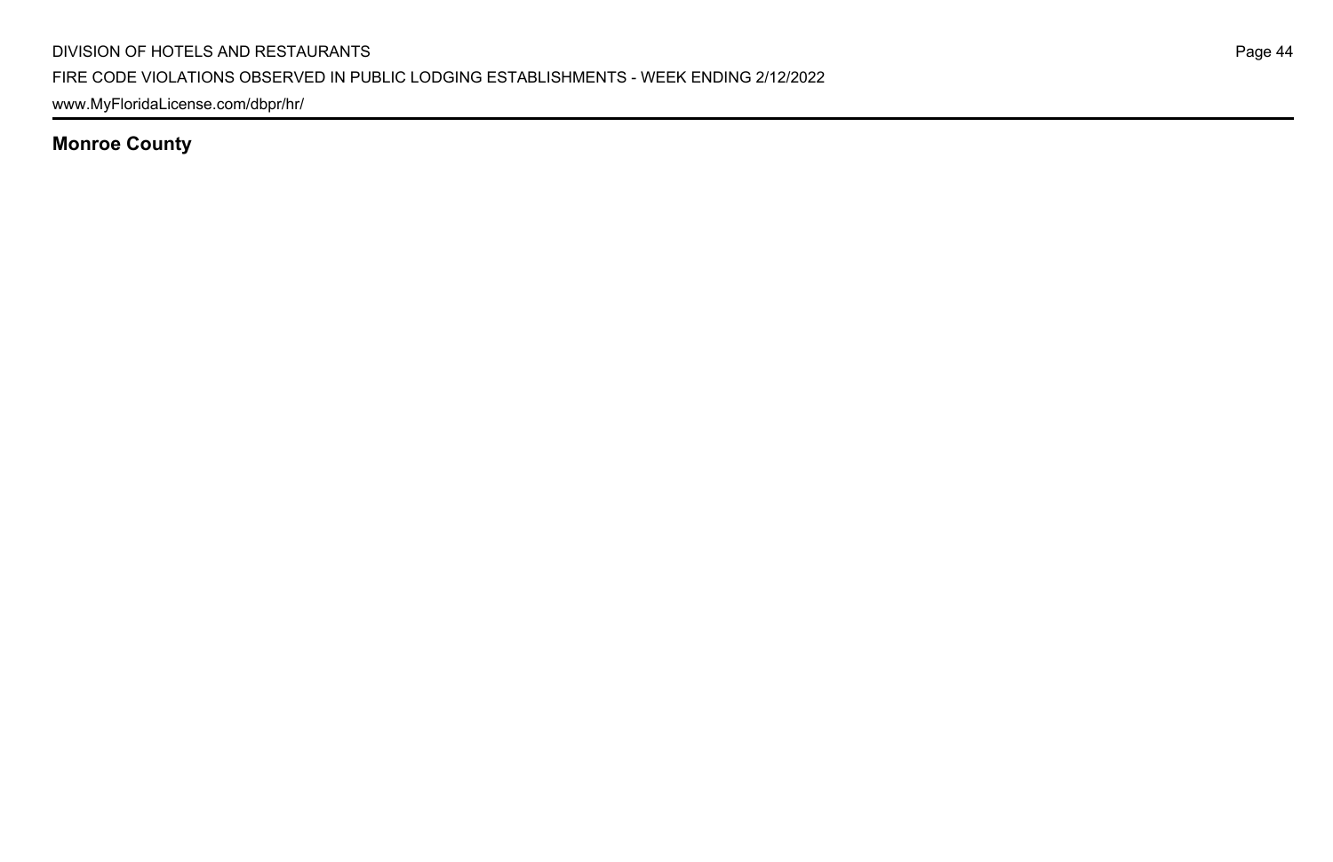**Monroe County**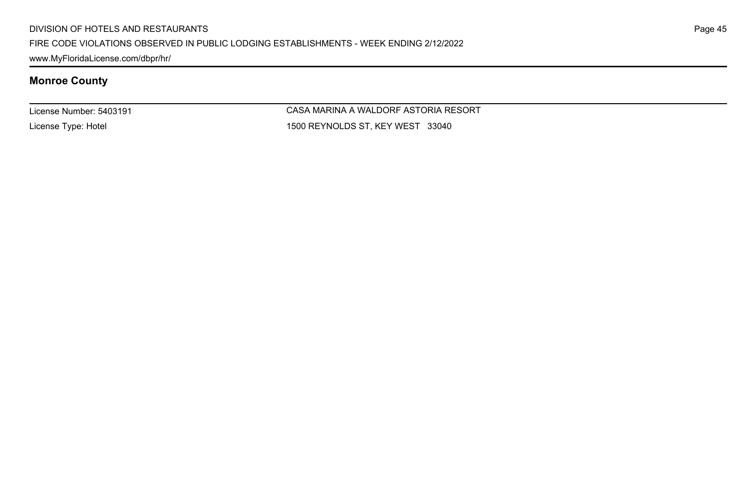## Monroe County

| License Number: 5403191 | CASA MARINA A WALDORF ASTORIA RESORT |
|---|---|
| License Type: Hotel | 1500 REYNOLDS ST, KEY WEST 33040 |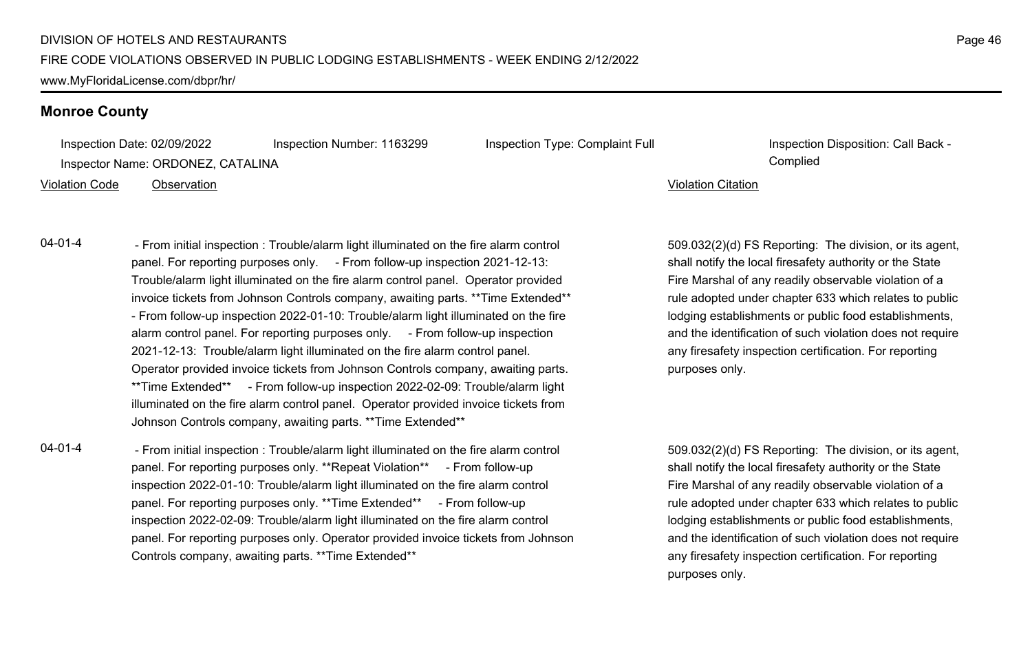## Monroe County

Inspection Date: 02/09/2022 Inspection Number: 1163299 Inspection Type: Complaint Full Inspection Disposition: Call Back - Complied
Inspector Name: ORDONEZ, CATALINA

| Violation Code | Observation | Violation Citation |
| --- | --- | --- |
| 04-01-4 | - From initial inspection : Trouble/alarm light illuminated on the fire alarm control panel. For reporting purposes only. - From follow-up inspection 2021-12-13: Trouble/alarm light illuminated on the fire alarm control panel. Operator provided invoice tickets from Johnson Controls company, awaiting parts. **Time Extended** - From follow-up inspection 2022-01-10: Trouble/alarm light illuminated on the fire alarm control panel. For reporting purposes only. - From follow-up inspection 2021-12-13: Trouble/alarm light illuminated on the fire alarm control panel. Operator provided invoice tickets from Johnson Controls company, awaiting parts. **Time Extended** - From follow-up inspection 2022-02-09: Trouble/alarm light illuminated on the fire alarm control panel. Operator provided invoice tickets from Johnson Controls company, awaiting parts. **Time Extended** | 509.032(2)(d) FS Reporting: The division, or its agent, shall notify the local firesafety authority or the State Fire Marshal of any readily observable violation of a rule adopted under chapter 633 which relates to public lodging establishments or public food establishments, and the identification of such violation does not require any firesafety inspection certification. For reporting purposes only. |
| 04-01-4 | - From initial inspection : Trouble/alarm light illuminated on the fire alarm control panel. For reporting purposes only. **Repeat Violation** - From follow-up inspection 2022-01-10: Trouble/alarm light illuminated on the fire alarm control panel. For reporting purposes only. **Time Extended** - From follow-up inspection 2022-02-09: Trouble/alarm light illuminated on the fire alarm control panel. For reporting purposes only. Operator provided invoice tickets from Johnson Controls company, awaiting parts. **Time Extended** | 509.032(2)(d) FS Reporting: The division, or its agent, shall notify the local firesafety authority or the State Fire Marshal of any readily observable violation of a rule adopted under chapter 633 which relates to public lodging establishments or public food establishments, and the identification of such violation does not require any firesafety inspection certification. For reporting purposes only. |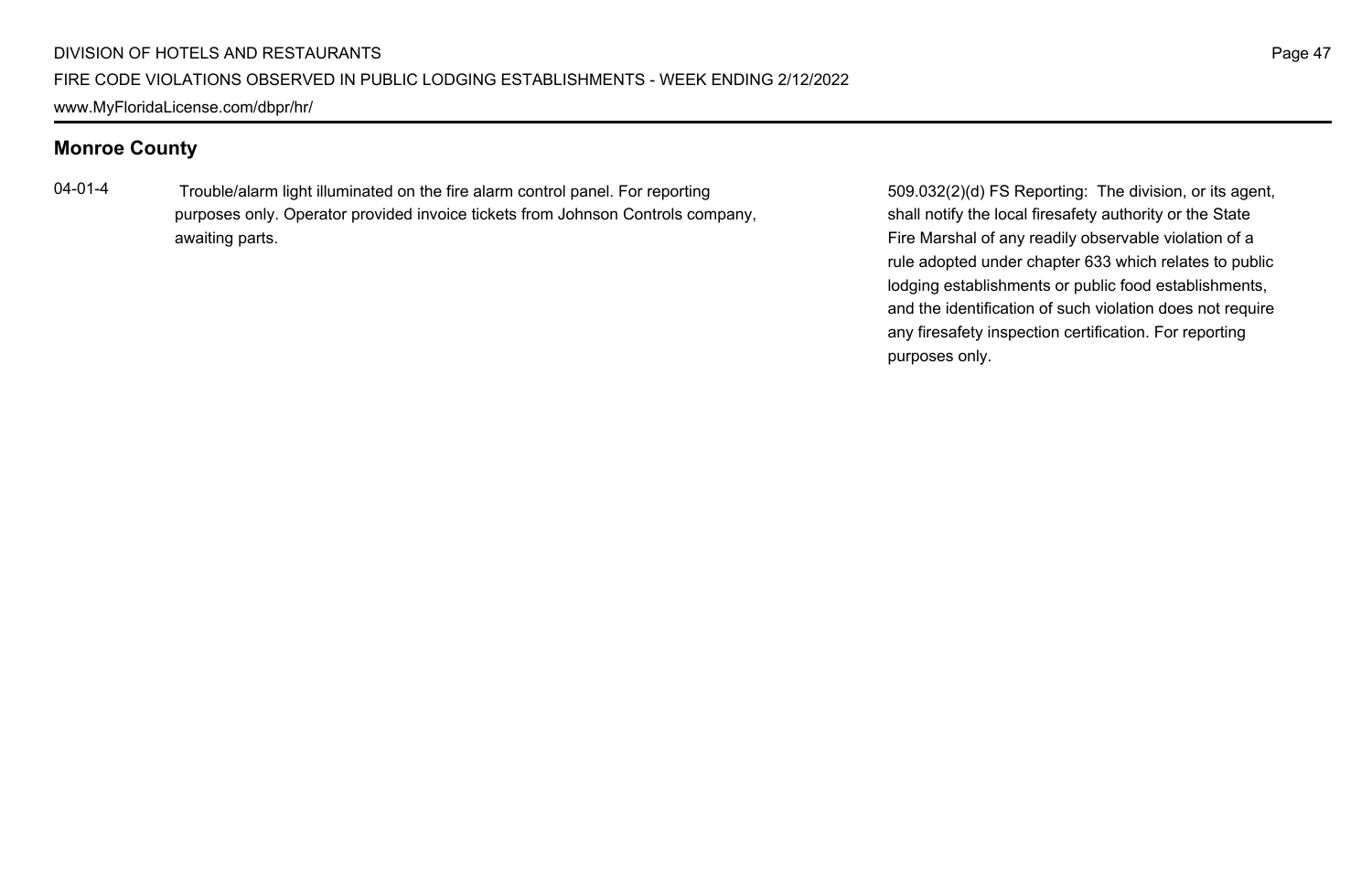## Monroe County

| | | |
|---|---|---|
| 04-01-4 | Trouble/alarm light illuminated on the fire alarm control panel. For reporting purposes only. Operator provided invoice tickets from Johnson Controls company, awaiting parts. | 509.032(2)(d) FS Reporting: The division, or its agent, shall notify the local firesafety authority or the State Fire Marshal of any readily observable violation of a rule adopted under chapter 633 which relates to public lodging establishments or public food establishments, and the identification of such violation does not require any firesafety inspection certification. For reporting purposes only. |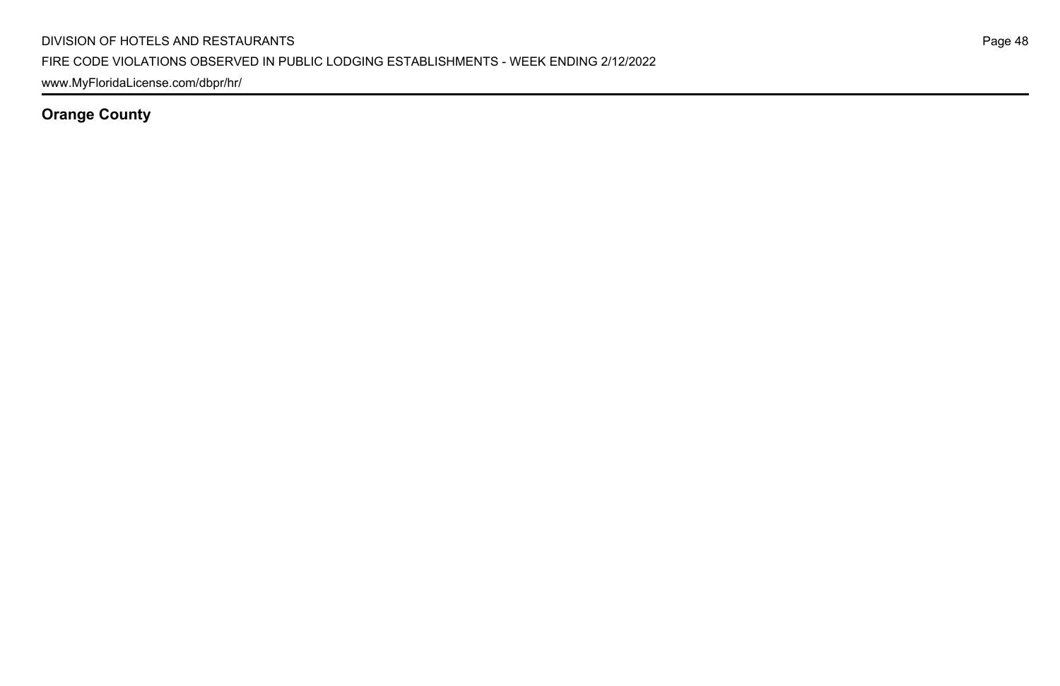**Orange County**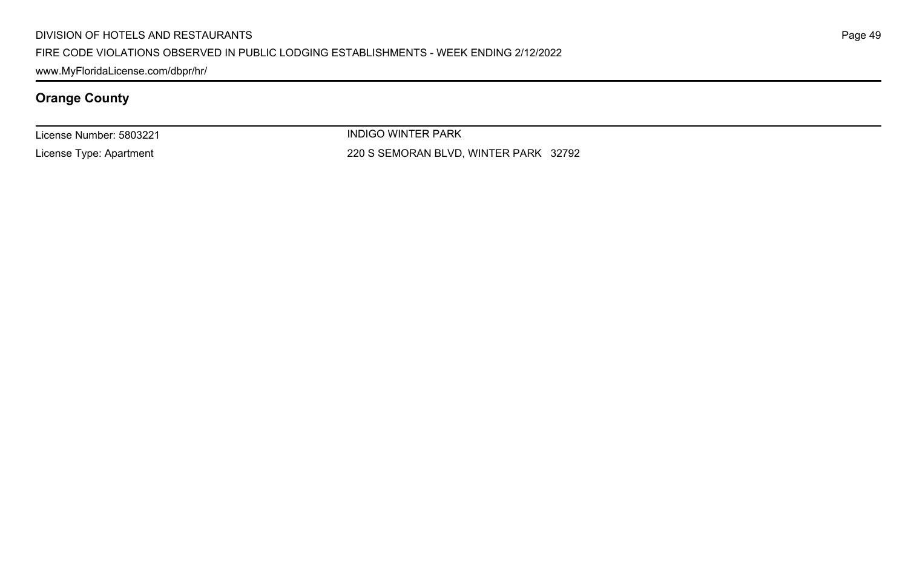## Orange County

License Number: 5803221

License Type: Apartment

INDIGO WINTER PARK

220 S SEMORAN BLVD, WINTER PARK 32792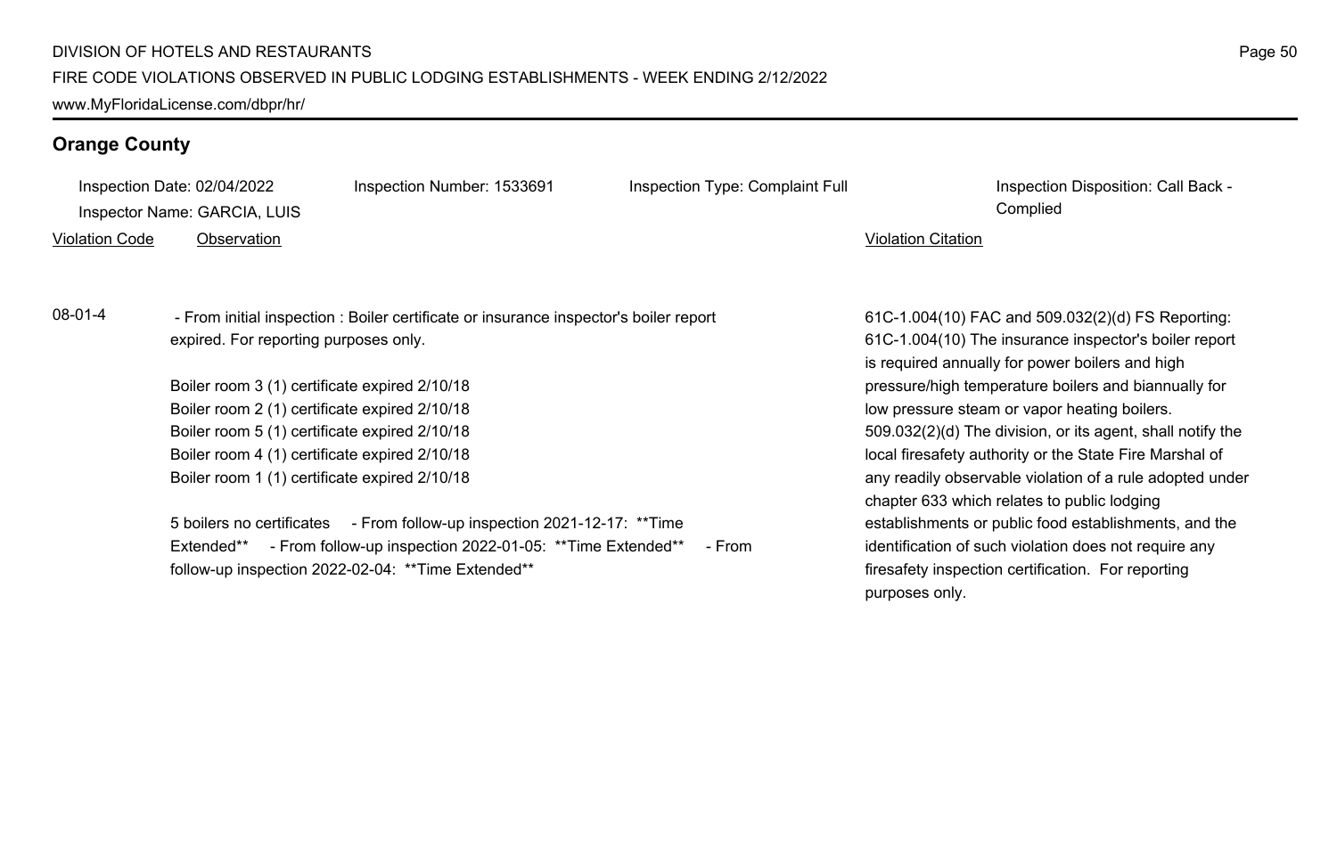## Orange County

Inspection Date: 02/04/2022 | Inspection Number: 1533691 | Inspection Type: Complaint Full | Inspection Disposition: Call Back - Complied

Inspector Name: GARCIA, LUIS

| Violation Code | Observation | Violation Citation |
|---|---|---|
| 08-01-4 | - From initial inspection : Boiler certificate or insurance inspector's boiler report expired. For reporting purposes only.<br><br>Boiler room 3 (1) certificate expired 2/10/18<br>Boiler room 2 (1) certificate expired 2/10/18<br>Boiler room 5 (1) certificate expired 2/10/18<br>Boiler room 4 (1) certificate expired 2/10/18<br>Boiler room 1 (1) certificate expired 2/10/18<br><br>5 boilers no certificates - From follow-up inspection 2021-12-17: \*\*Time Extended\*\* - From follow-up inspection 2022-01-05: \*\*Time Extended\*\* - From follow-up inspection 2022-02-04: \*\*Time Extended\*\* | 61C-1.004(10) FAC and 509.032(2)(d) FS Reporting: 61C-1.004(10) The insurance inspector's boiler report is required annually for power boilers and high pressure/high temperature boilers and biannually for low pressure steam or vapor heating boilers. 509.032(2)(d) The division, or its agent, shall notify the local firesafety authority or the State Fire Marshal of any readily observable violation of a rule adopted under chapter 633 which relates to public lodging establishments or public food establishments, and the identification of such violation does not require any firesafety inspection certification. For reporting purposes only. |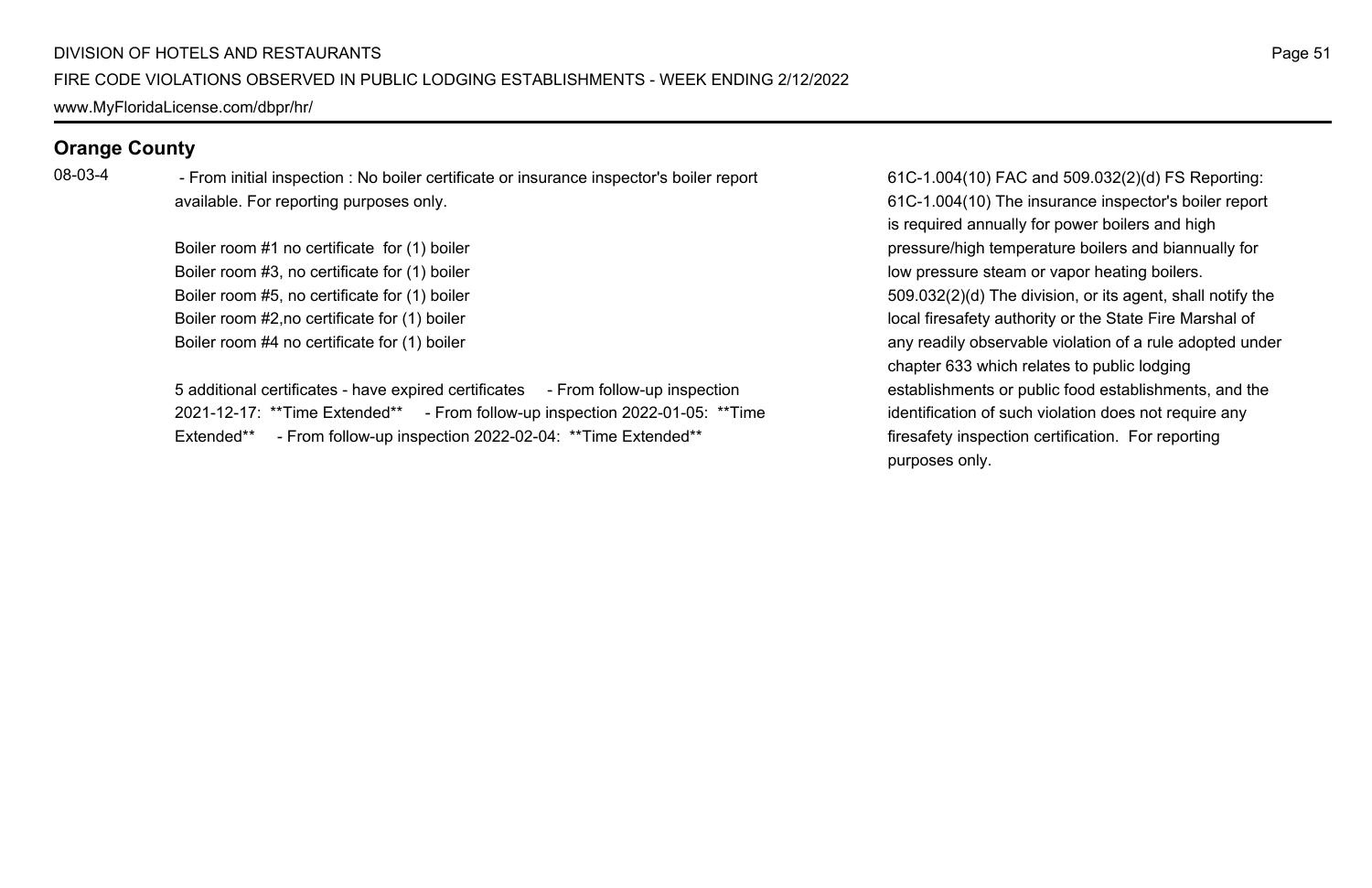## Orange County

08-03-4

- From initial inspection : No boiler certificate or insurance inspector's boiler report available. For reporting purposes only.

Boiler room #1 no certificate for (1) boiler
Boiler room #3, no certificate for (1) boiler
Boiler room #5, no certificate for (1) boiler
Boiler room #2,no certificate for (1) boiler
Boiler room #4 no certificate for (1) boiler

5 additional certificates - have expired certificates - From follow-up inspection 2021-12-17: **Time Extended** - From follow-up inspection 2022-01-05: **Time Extended** - From follow-up inspection 2022-02-04: **Time Extended**

61C-1.004(10) FAC and 509.032(2)(d) FS Reporting: 61C-1.004(10) The insurance inspector's boiler report is required annually for power boilers and high pressure/high temperature boilers and biannually for low pressure steam or vapor heating boilers. 509.032(2)(d) The division, or its agent, shall notify the local firesafety authority or the State Fire Marshal of any readily observable violation of a rule adopted under chapter 633 which relates to public lodging establishments or public food establishments, and the identification of such violation does not require any firesafety inspection certification. For reporting purposes only.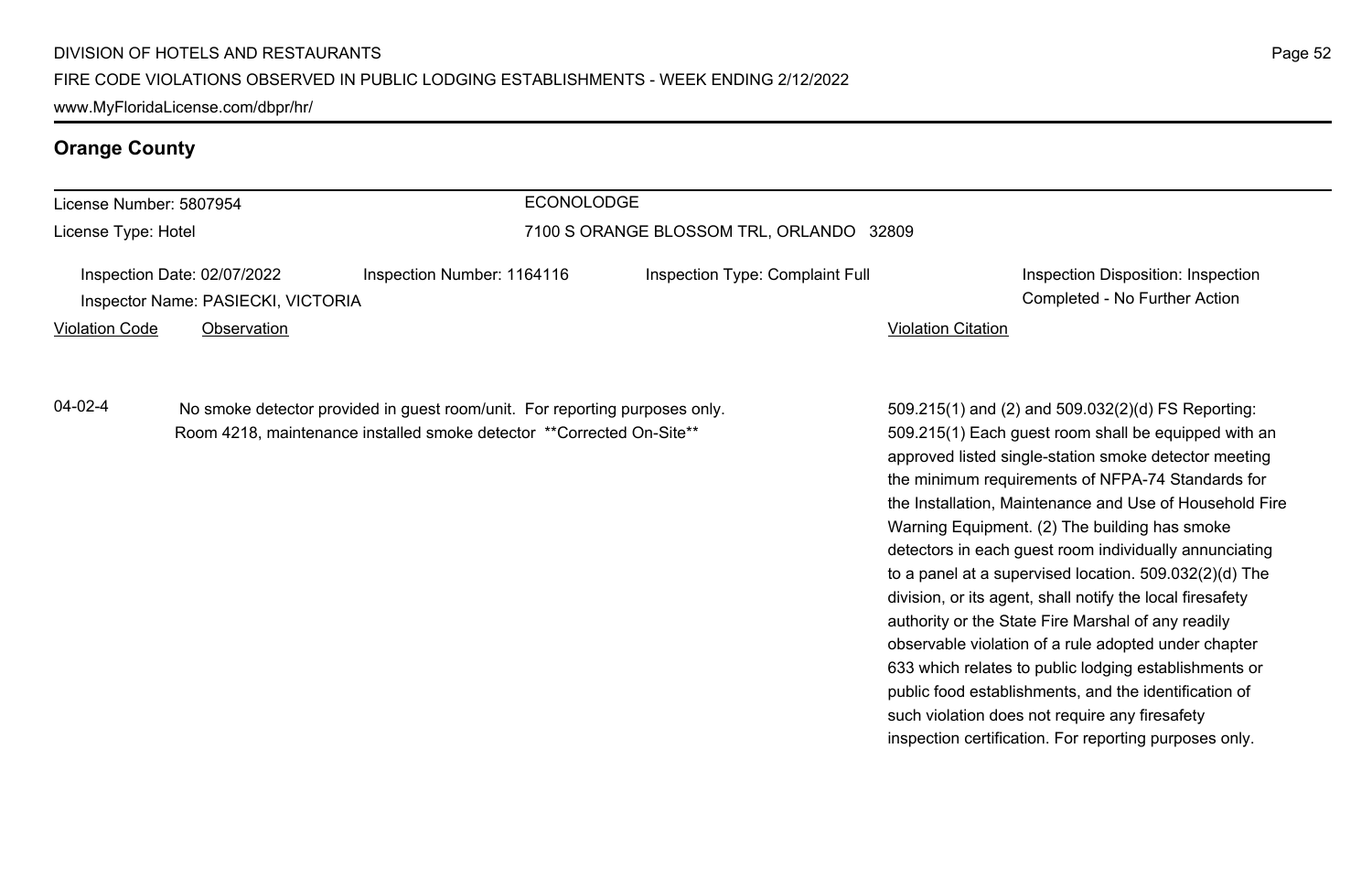## Orange County

License Number: 5807954
License Type: Hotel

ECONOLODGE
7100 S ORANGE BLOSSOM TRL, ORLANDO 32809

Inspection Date: 02/07/2022
Inspector Name: PASIECKI, VICTORIA
Inspection Number: 1164116
Inspection Type: Complaint Full
Inspection Disposition: Inspection Completed - No Further Action

| Violation Code | Observation | Violation Citation |
| --- | --- | --- |
| 04-02-4 | No smoke detector provided in guest room/unit. For reporting purposes only. Room 4218, maintenance installed smoke detector **Corrected On-Site** | 509.215(1) and (2) and 509.032(2)(d) FS Reporting: 509.215(1) Each guest room shall be equipped with an approved listed single-station smoke detector meeting the minimum requirements of NFPA-74 Standards for the Installation, Maintenance and Use of Household Fire Warning Equipment. (2) The building has smoke detectors in each guest room individually annunciating to a panel at a supervised location. 509.032(2)(d) The division, or its agent, shall notify the local firesafety authority or the State Fire Marshal of any readily observable violation of a rule adopted under chapter 633 which relates to public lodging establishments or public food establishments, and the identification of such violation does not require any firesafety inspection certification. For reporting purposes only. |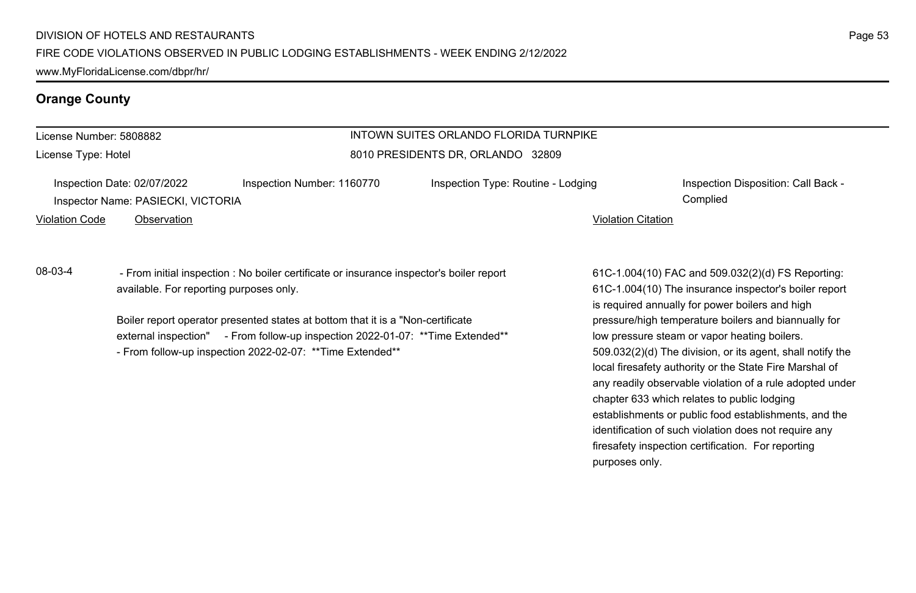## Orange County

License Number: 5808882
License Type: Hotel

INTOWN SUITES ORLANDO FLORIDA TURNPIKE
8010 PRESIDENTS DR, ORLANDO 32809

Inspection Date: 02/07/2022
Inspector Name: PASIECKI, VICTORIA
Inspection Number: 1160770
Inspection Type: Routine - Lodging
Inspection Disposition: Call Back - Complied

| Violation Code | Observation | Violation Citation |
|---|---|---|
| 08-03-4 | - From initial inspection : No boiler certificate or insurance inspector's boiler report available. For reporting purposes only.<br><br>Boiler report operator presented states at bottom that it is a "Non-certificate external inspection" - From follow-up inspection 2022-01-07: **Time Extended** - From follow-up inspection 2022-02-07: **Time Extended** | 61C-1.004(10) FAC and 509.032(2)(d) FS Reporting: 61C-1.004(10) The insurance inspector's boiler report is required annually for power boilers and high pressure/high temperature boilers and biannually for low pressure steam or vapor heating boilers. 509.032(2)(d) The division, or its agent, shall notify the local firesafety authority or the State Fire Marshal of any readily observable violation of a rule adopted under chapter 633 which relates to public lodging establishments or public food establishments, and the identification of such violation does not require any firesafety inspection certification. For reporting purposes only. |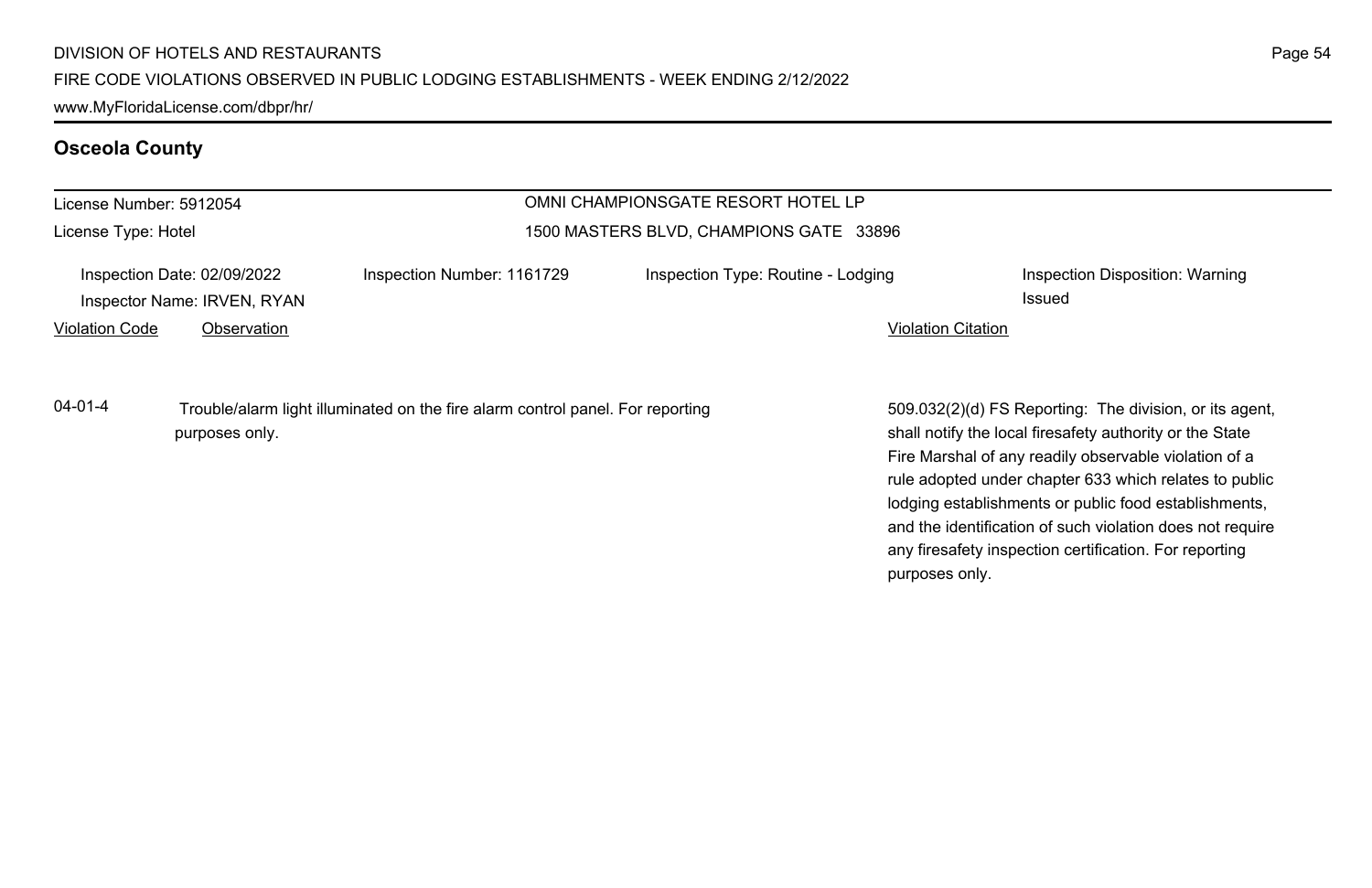## Osceola County

License Number: 5912054

License Type: Hotel

OMNI CHAMPIONSGATE RESORT HOTEL LP

1500 MASTERS BLVD, CHAMPIONS GATE 33896

Inspection Date: 02/09/2022

Inspector Name: IRVEN, RYAN

Inspection Number: 1161729

Inspection Type: Routine - Lodging

Inspection Disposition: Warning Issued

| Violation Code | Observation | Violation Citation |
| --- | --- | --- |
| 04-01-4 | Trouble/alarm light illuminated on the fire alarm control panel. For reporting purposes only. | 509.032(2)(d) FS Reporting: The division, or its agent, shall notify the local firesafety authority or the State Fire Marshal of any readily observable violation of a rule adopted under chapter 633 which relates to public lodging establishments or public food establishments, and the identification of such violation does not require any firesafety inspection certification. For reporting purposes only. |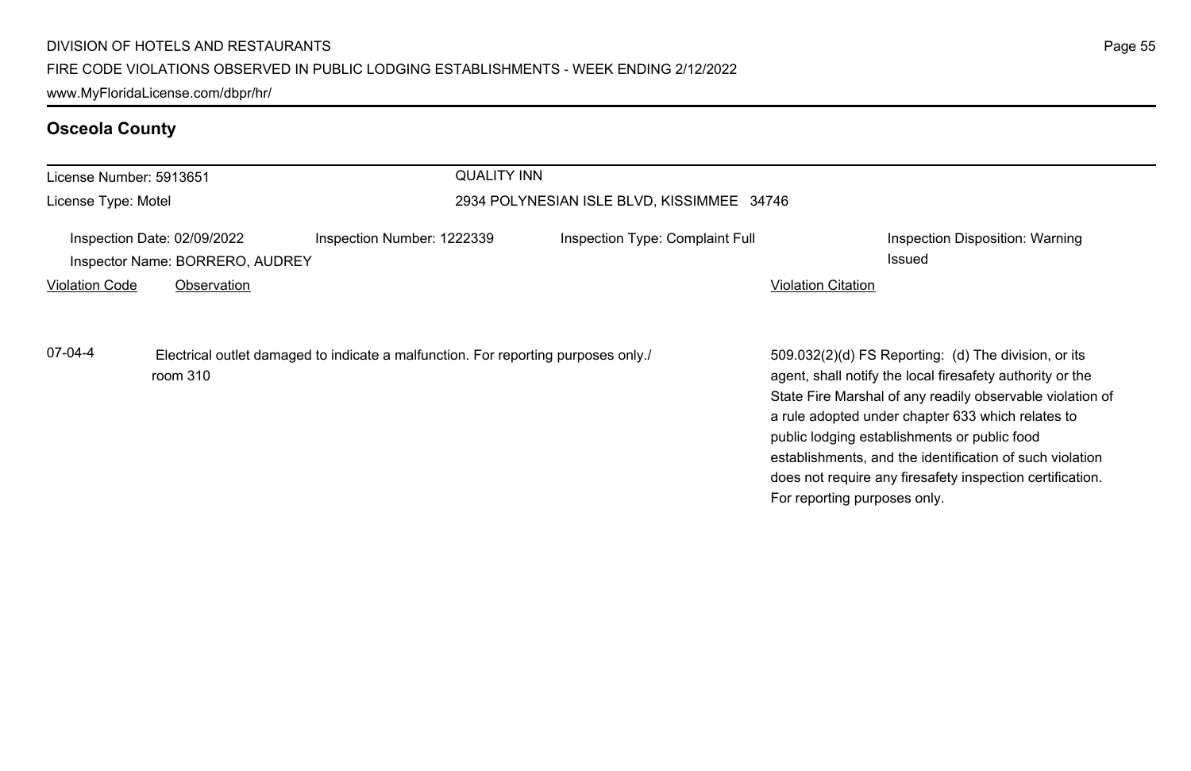## Osceola County

License Number: 5913651
License Type: Motel

QUALITY INN
2934 POLYNESIAN ISLE BLVD, KISSIMMEE 34746

Inspection Date: 02/09/2022
Inspector Name: BORRERO, AUDREY
Inspection Number: 1222339
Inspection Type: Complaint Full
Inspection Disposition: Warning Issued

| Violation Code | Observation | Violation Citation |
| --- | --- | --- |
| 07-04-4 | Electrical outlet damaged to indicate a malfunction. For reporting purposes only./ room 310 | 509.032(2)(d) FS Reporting: (d) The division, or its agent, shall notify the local firesafety authority or the State Fire Marshal of any readily observable violation of a rule adopted under chapter 633 which relates to public lodging establishments or public food establishments, and the identification of such violation does not require any firesafety inspection certification. For reporting purposes only. |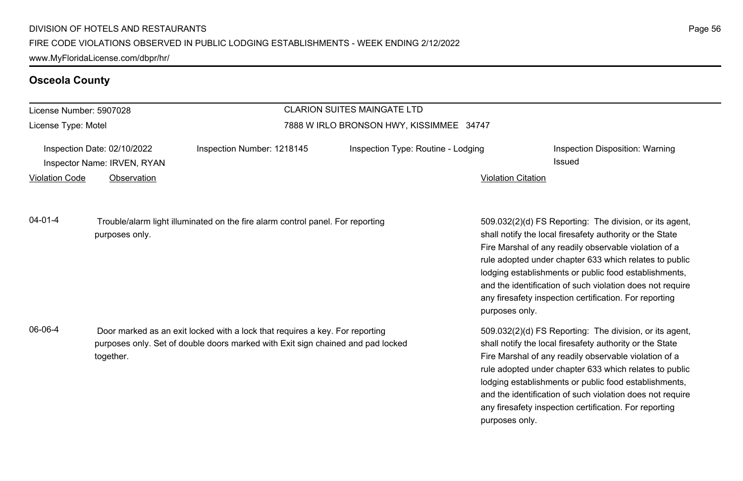## Osceola County

License Number: 5907028
License Type: Motel

**CLARION SUITES MAINGATE LTD**
7888 W IRLO BRONSON HWY, KISSIMMEE 34747

Inspection Date: 02/10/2022
Inspector Name: IRVEN, RYAN
Inspection Number: 1218145
Inspection Type: Routine - Lodging
Inspection Disposition: Warning Issued

| Violation Code | Observation | Violation Citation |
| --- | --- | --- |
| 04-01-4 | Trouble/alarm light illuminated on the fire alarm control panel. For reporting purposes only. | 509.032(2)(d) FS Reporting: The division, or its agent, shall notify the local firesafety authority or the State Fire Marshal of any readily observable violation of a rule adopted under chapter 633 which relates to public lodging establishments or public food establishments, and the identification of such violation does not require any firesafety inspection certification. For reporting purposes only. |
| 06-06-4 | Door marked as an exit locked with a lock that requires a key. For reporting purposes only. Set of double doors marked with Exit sign chained and pad locked together. | 509.032(2)(d) FS Reporting: The division, or its agent, shall notify the local firesafety authority or the State Fire Marshal of any readily observable violation of a rule adopted under chapter 633 which relates to public lodging establishments or public food establishments, and the identification of such violation does not require any firesafety inspection certification. For reporting purposes only. |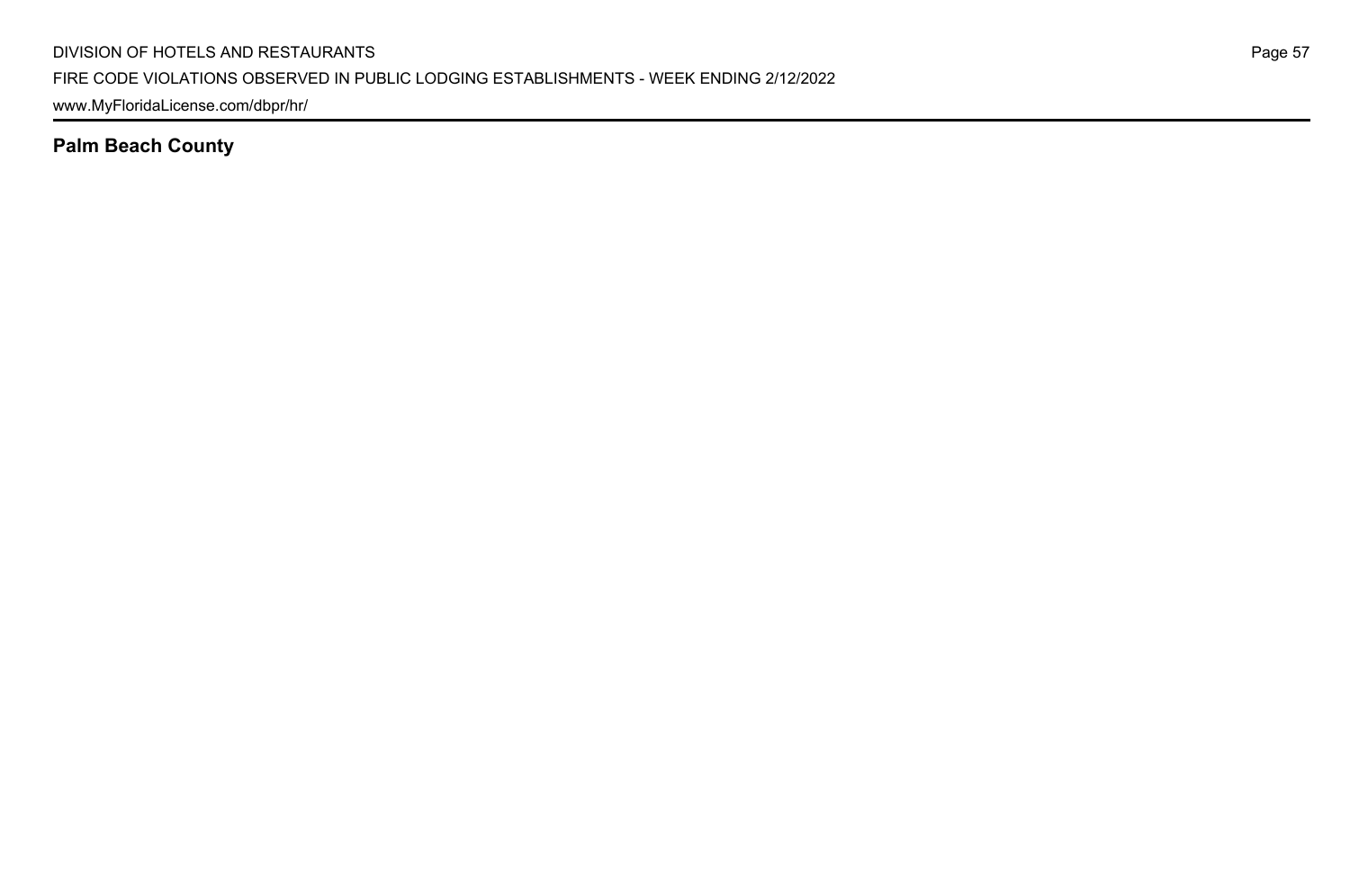**Palm Beach County**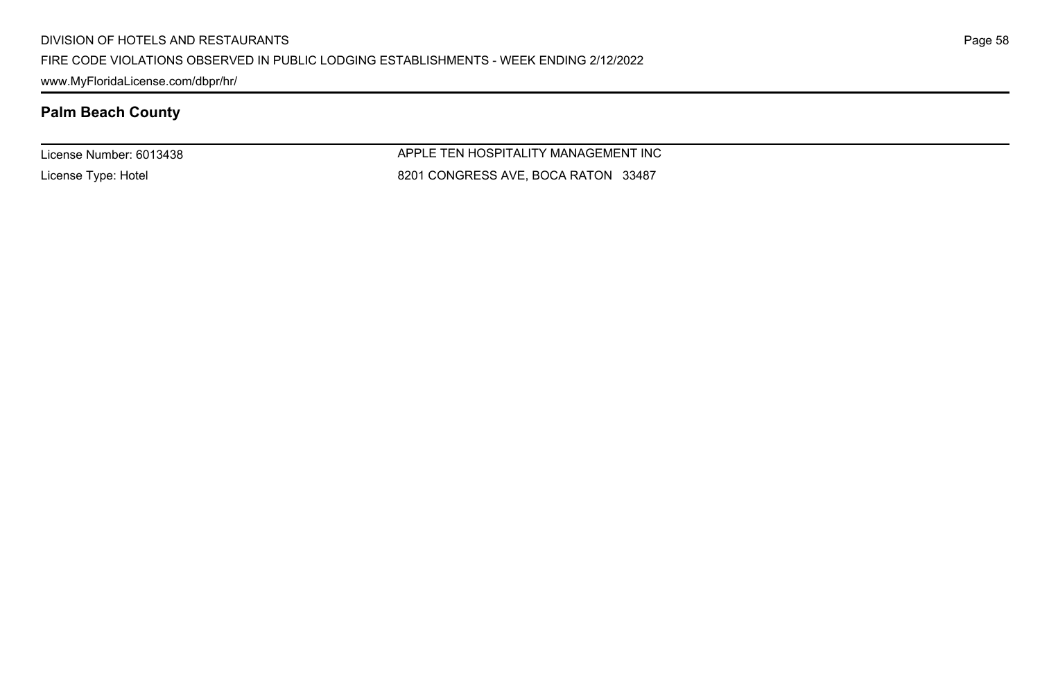## Palm Beach County

License Number: 6013438

License Type: Hotel

APPLE TEN HOSPITALITY MANAGEMENT INC

8201 CONGRESS AVE, BOCA RATON 33487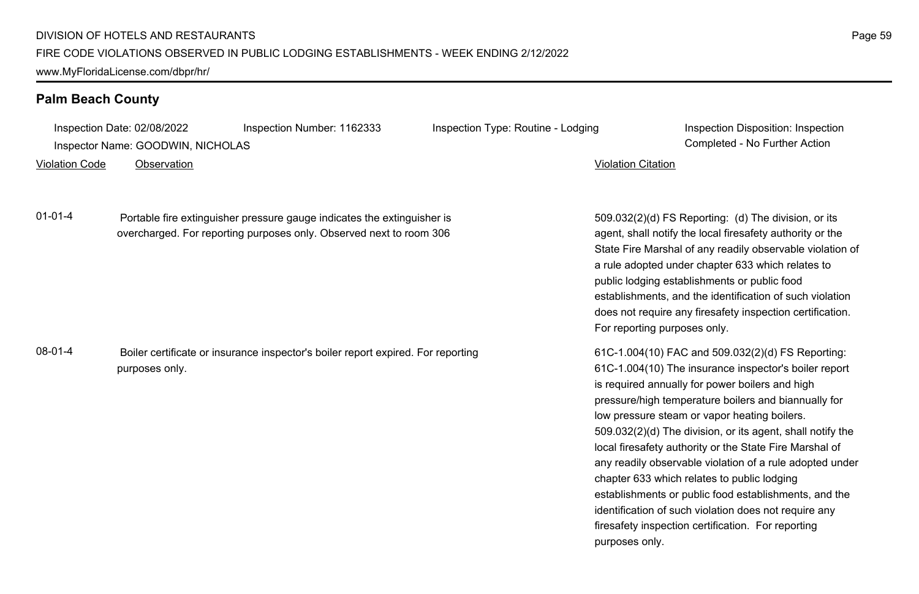## Palm Beach County

Inspection Date: 02/08/2022 | Inspection Number: 1162333 | Inspection Type: Routine - Lodging | Inspection Disposition: Inspection Completed - No Further Action

Inspector Name: GOODWIN, NICHOLAS

| Violation Code | Observation | Violation Citation |
|---|---|---|
| 01-01-4 | Portable fire extinguisher pressure gauge indicates the extinguisher is overcharged. For reporting purposes only. Observed next to room 306 | 509.032(2)(d) FS Reporting: (d) The division, or its agent, shall notify the local firesafety authority or the State Fire Marshal of any readily observable violation of a rule adopted under chapter 633 which relates to public lodging establishments or public food establishments, and the identification of such violation does not require any firesafety inspection certification. For reporting purposes only. |
| 08-01-4 | Boiler certificate or insurance inspector's boiler report expired. For reporting purposes only. | 61C-1.004(10) FAC and 509.032(2)(d) FS Reporting: 61C-1.004(10) The insurance inspector's boiler report is required annually for power boilers and high pressure/high temperature boilers and biannually for low pressure steam or vapor heating boilers. 509.032(2)(d) The division, or its agent, shall notify the local firesafety authority or the State Fire Marshal of any readily observable violation of a rule adopted under chapter 633 which relates to public lodging establishments or public food establishments, and the identification of such violation does not require any firesafety inspection certification. For reporting purposes only. |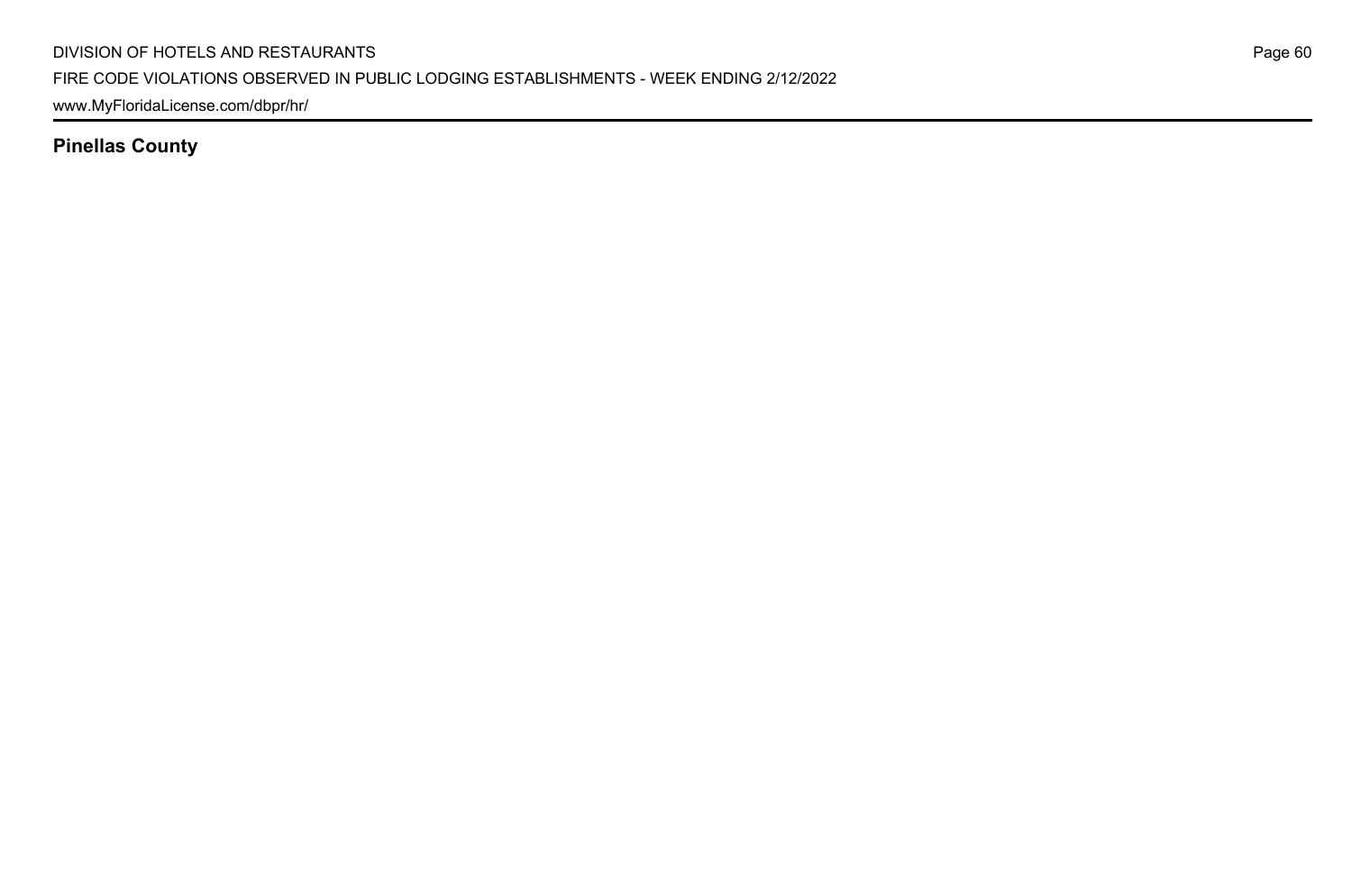## Pinellas County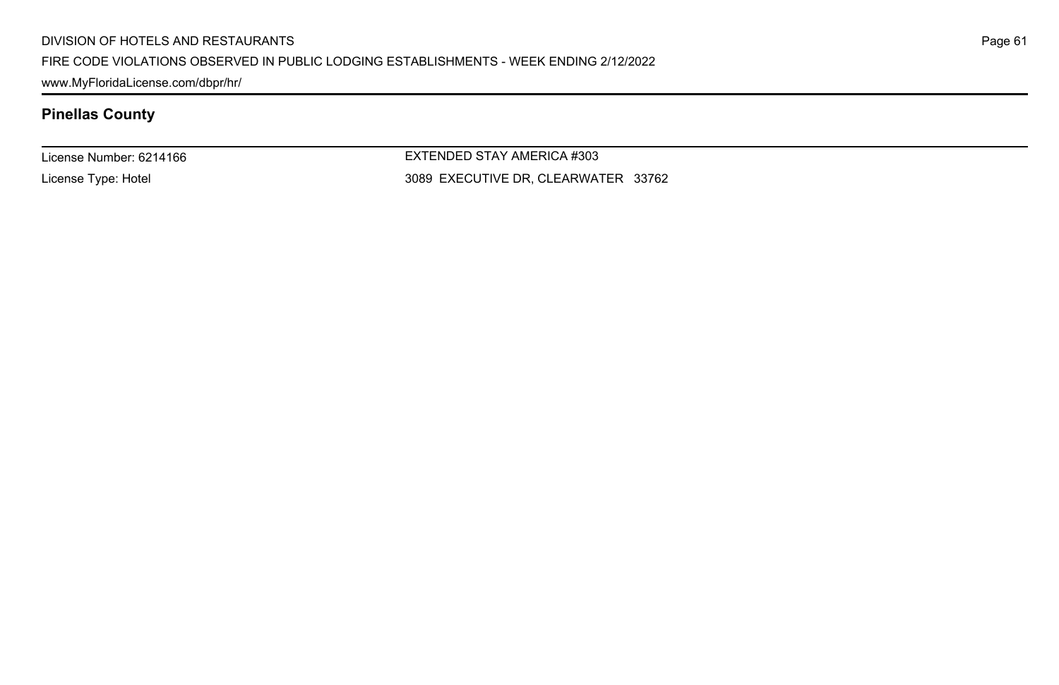## Pinellas County

License Number: 6214166

License Type: Hotel

EXTENDED STAY AMERICA #303

3089 EXECUTIVE DR, CLEARWATER 33762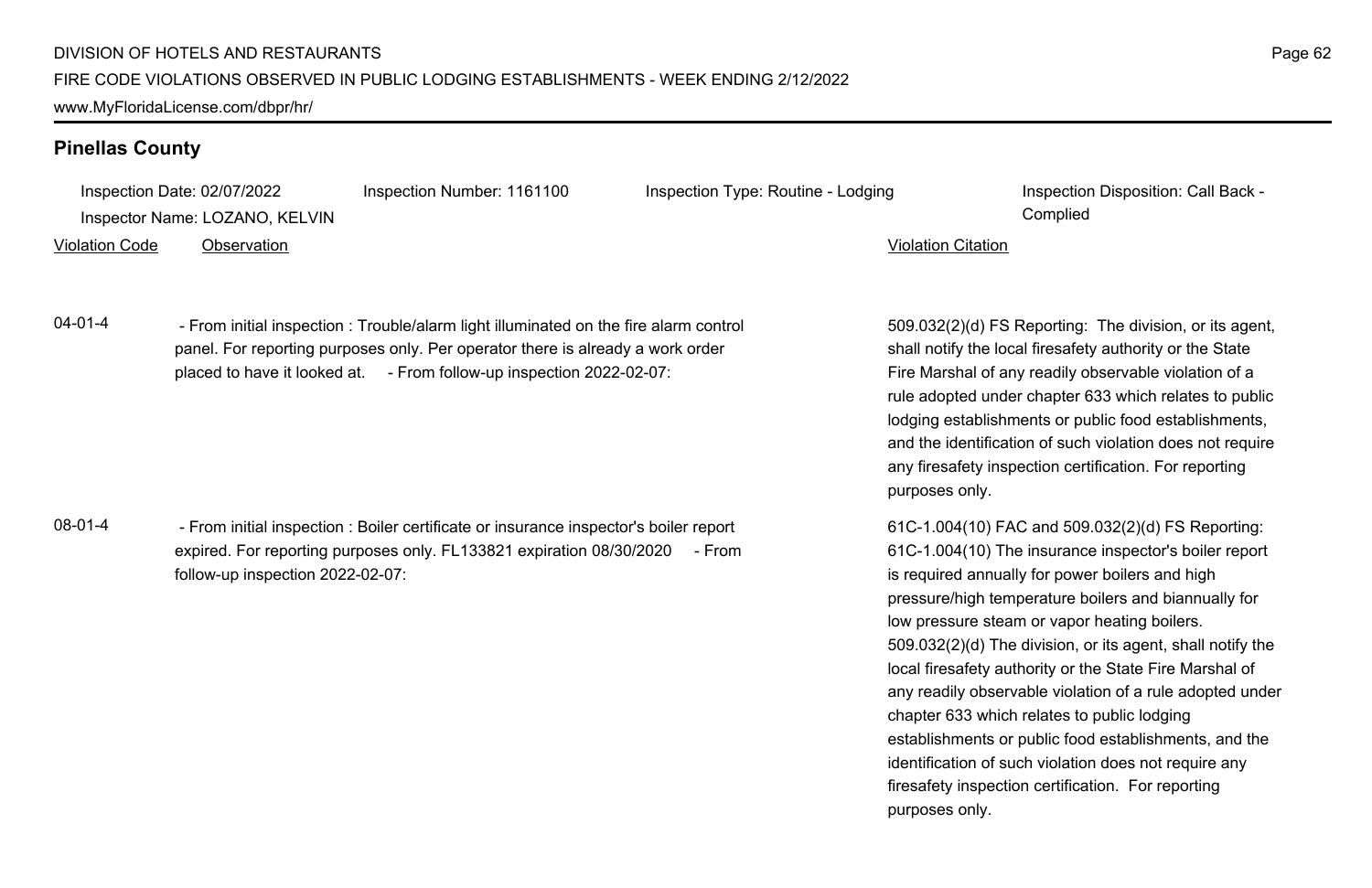## Pinellas County

Inspection Date: 02/07/2022 Inspection Number: 1161100 Inspection Type: Routine - Lodging Inspection Disposition: Call Back - Complied

Inspector Name: LOZANO, KELVIN

| Violation Code | Observation | Violation Citation |
|---|---|---|
| 04-01-4 | - From initial inspection : Trouble/alarm light illuminated on the fire alarm control panel. For reporting purposes only. Per operator there is already a work order placed to have it looked at. - From follow-up inspection 2022-02-07: | 509.032(2)(d) FS Reporting: The division, or its agent, shall notify the local firesafety authority or the State Fire Marshal of any readily observable violation of a rule adopted under chapter 633 which relates to public lodging establishments or public food establishments, and the identification of such violation does not require any firesafety inspection certification. For reporting purposes only. |
| 08-01-4 | - From initial inspection : Boiler certificate or insurance inspector's boiler report expired. For reporting purposes only. FL133821 expiration 08/30/2020 - From follow-up inspection 2022-02-07: | 61C-1.004(10) FAC and 509.032(2)(d) FS Reporting: 61C-1.004(10) The insurance inspector's boiler report is required annually for power boilers and high pressure/high temperature boilers and biannually for low pressure steam or vapor heating boilers. 509.032(2)(d) The division, or its agent, shall notify the local firesafety authority or the State Fire Marshal of any readily observable violation of a rule adopted under chapter 633 which relates to public lodging establishments or public food establishments, and the identification of such violation does not require any firesafety inspection certification. For reporting purposes only. |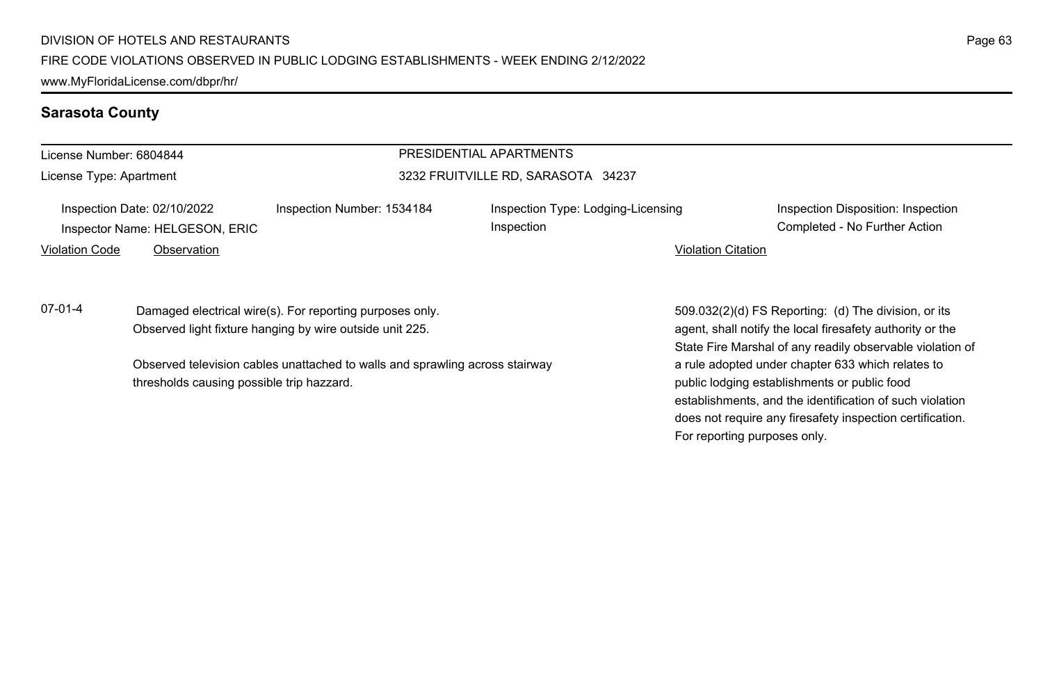## Sarasota County

License Number: 6804844

License Type: Apartment

PRESIDENTIAL APARTMENTS

3232 FRUITVILLE RD, SARASOTA 34237

Inspection Date: 02/10/2022

Inspector Name: HELGESON, ERIC

Inspection Number: 1534184

Inspection Type: Lodging-Licensing Inspection

Inspection Disposition: Inspection Completed - No Further Action

| Violation Code | Observation | Violation Citation |
|---|---|---|
| 07-01-4 | Damaged electrical wire(s). For reporting purposes only. Observed light fixture hanging by wire outside unit 225.<br><br>Observed television cables unattached to walls and sprawling across stairway thresholds causing possible trip hazzard. | 509.032(2)(d) FS Reporting: (d) The division, or its agent, shall notify the local firesafety authority or the State Fire Marshal of any readily observable violation of a rule adopted under chapter 633 which relates to public lodging establishments or public food establishments, and the identification of such violation does not require any firesafety inspection certification. For reporting purposes only. |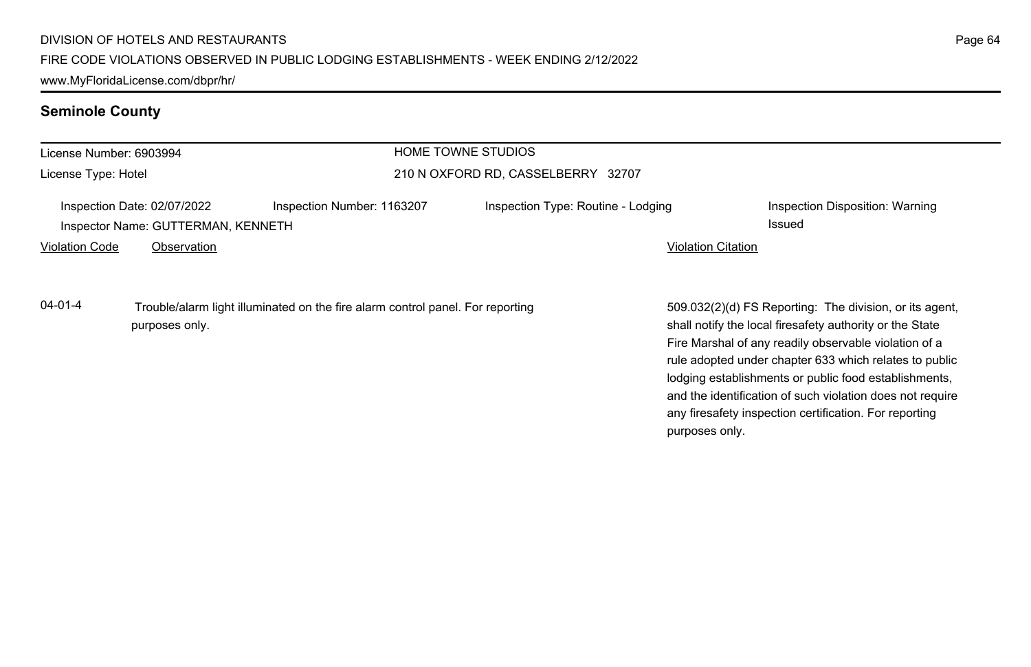## Seminole County

**License Number:** 6903994
**License Type:** Hotel

**HOME TOWNE STUDIOS**
210 N OXFORD RD, CASSELBERRY 32707

**Inspection Date:** 02/07/2022
**Inspector Name:** GUTTERMAN, KENNETH
**Inspection Number:** 1163207
**Inspection Type:** Routine - Lodging
**Inspection Disposition:** Warning Issued

| Violation Code | Observation | Violation Citation |
|---|---|---|
| 04-01-4 | Trouble/alarm light illuminated on the fire alarm control panel. For reporting purposes only. | 509.032(2)(d) FS Reporting: The division, or its agent, shall notify the local firesafety authority or the State Fire Marshal of any readily observable violation of a rule adopted under chapter 633 which relates to public lodging establishments or public food establishments, and the identification of such violation does not require any firesafety inspection certification. For reporting purposes only. |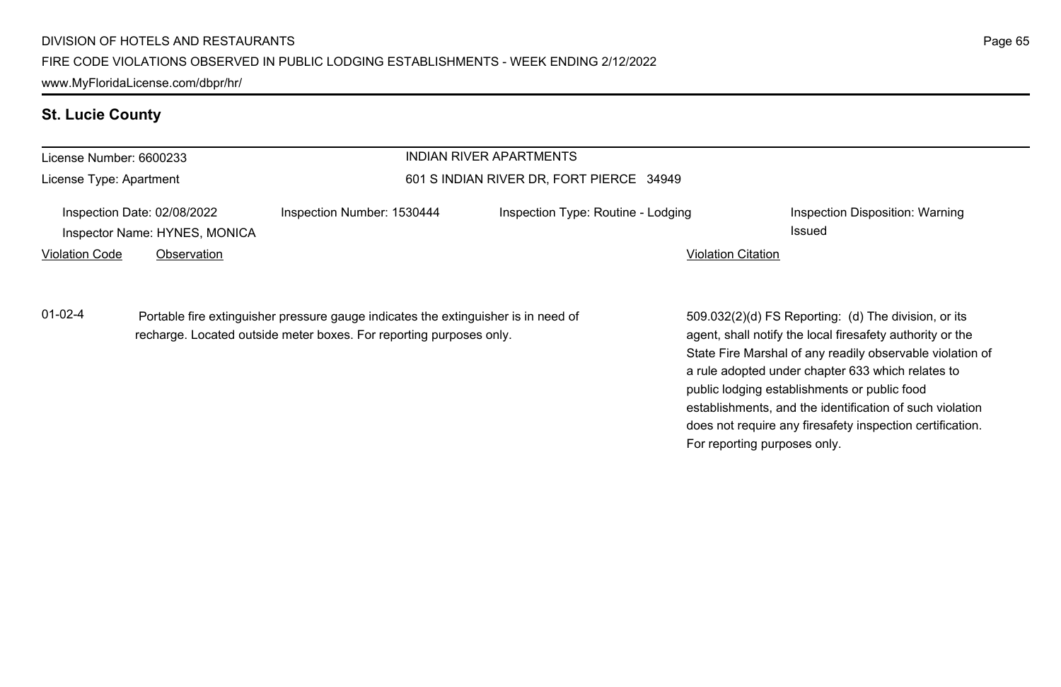## St. Lucie County

License Number: 6600233

License Type: Apartment

INDIAN RIVER APARTMENTS

601 S INDIAN RIVER DR, FORT PIERCE 34949

Inspection Date: 02/08/2022

Inspector Name: HYNES, MONICA

Inspection Number: 1530444

Inspection Type: Routine - Lodging

Inspection Disposition: Warning Issued

| Violation Code | Observation | Violation Citation |
| --- | --- | --- |
| 01-02-4 | Portable fire extinguisher pressure gauge indicates the extinguisher is in need of recharge. Located outside meter boxes. For reporting purposes only. | 509.032(2)(d) FS Reporting: (d) The division, or its agent, shall notify the local firesafety authority or the State Fire Marshal of any readily observable violation of a rule adopted under chapter 633 which relates to public lodging establishments or public food establishments, and the identification of such violation does not require any firesafety inspection certification. For reporting purposes only. |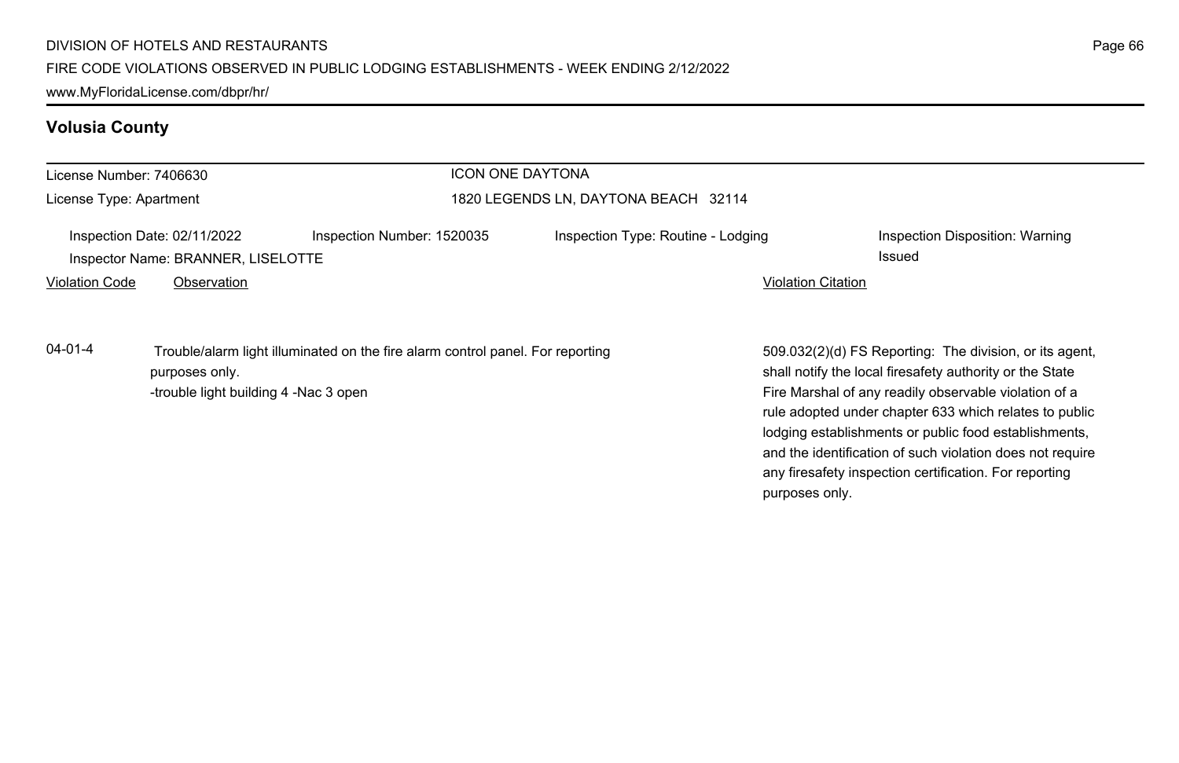## Volusia County

License Number: 7406630
License Type: Apartment

ICON ONE DAYTONA
1820 LEGENDS LN, DAYTONA BEACH 32114

Inspection Date: 02/11/2022
Inspection Number: 1520035
Inspection Type: Routine - Lodging
Inspection Disposition: Warning Issued
Inspector Name: BRANNER, LISELOTTE

| Violation Code | Observation | Violation Citation |
|---|---|---|
| 04-01-4 | Trouble/alarm light illuminated on the fire alarm control panel. For reporting purposes only.<br>-trouble light building 4 -Nac 3 open | 509.032(2)(d) FS Reporting: The division, or its agent, shall notify the local firesafety authority or the State Fire Marshal of any readily observable violation of a rule adopted under chapter 633 which relates to public lodging establishments or public food establishments, and the identification of such violation does not require any firesafety inspection certification. For reporting purposes only. |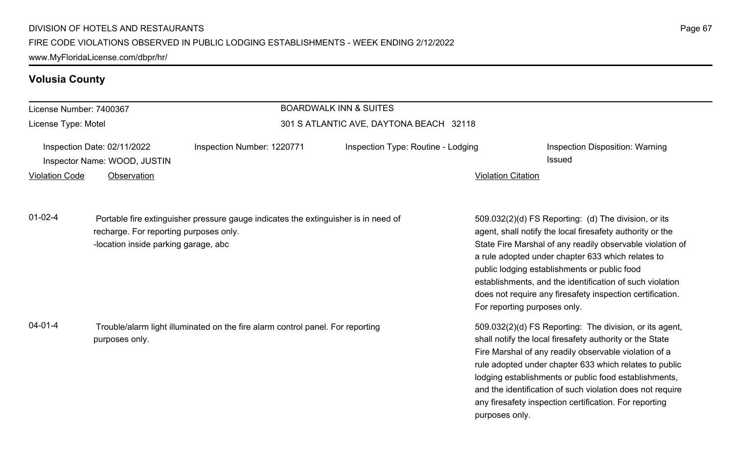## Volusia County

License Number: 7400367

License Type: Motel

BOARDWALK INN & SUITES

301 S ATLANTIC AVE, DAYTONA BEACH 32118

Inspection Date: 02/11/2022 | Inspection Number: 1220771 | Inspection Type: Routine - Lodging | Inspection Disposition: Warning Issued

Inspector Name: WOOD, JUSTIN

| Violation Code | Observation | Violation Citation |
| --- | --- | --- |
| 01-02-4 | Portable fire extinguisher pressure gauge indicates the extinguisher is in need of recharge. For reporting purposes only. -location inside parking garage, abc | 509.032(2)(d) FS Reporting: (d) The division, or its agent, shall notify the local firesafety authority or the State Fire Marshal of any readily observable violation of a rule adopted under chapter 633 which relates to public lodging establishments or public food establishments, and the identification of such violation does not require any firesafety inspection certification. For reporting purposes only. |
| 04-01-4 | Trouble/alarm light illuminated on the fire alarm control panel. For reporting purposes only. | 509.032(2)(d) FS Reporting: The division, or its agent, shall notify the local firesafety authority or the State Fire Marshal of any readily observable violation of a rule adopted under chapter 633 which relates to public lodging establishments or public food establishments, and the identification of such violation does not require any firesafety inspection certification. For reporting purposes only. |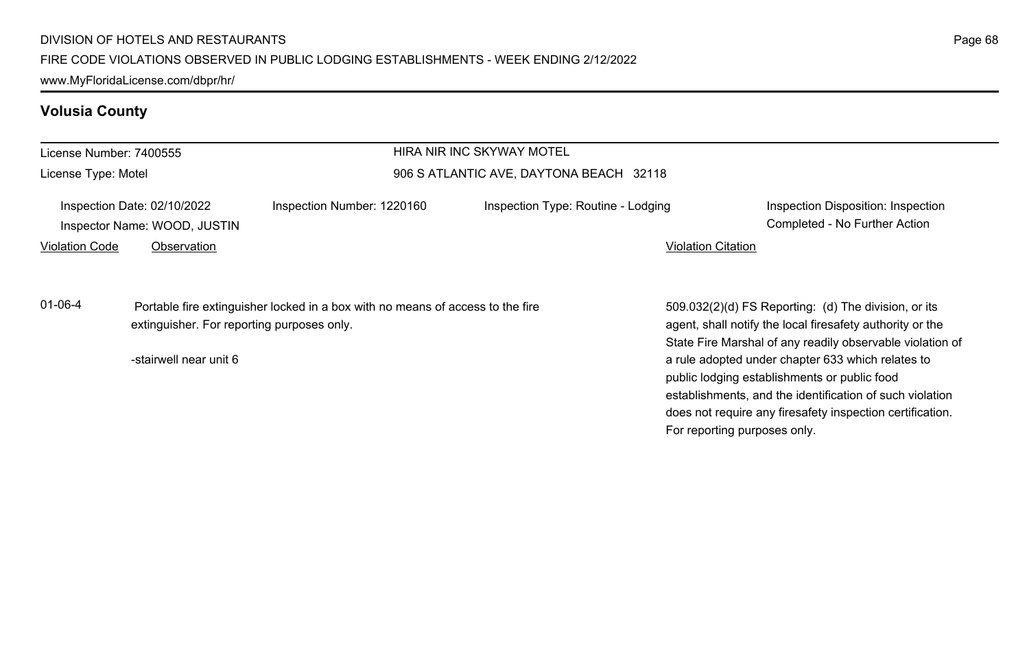## Volusia County

| License Number: 7400555 | HIRA NIR INC SKYWAY MOTEL |
|---|---|
| License Type: Motel | 906 S ATLANTIC AVE, DAYTONA BEACH 32118 |

| Inspection Date: 02/10/2022 | Inspection Number: 1220160 | Inspection Type: Routine - Lodging | Inspection Disposition: Inspection Completed - No Further Action |
|---|---|---|---|
| Inspector Name: WOOD, JUSTIN | | | |

| Violation Code | Observation | Violation Citation |
|---|---|---|
| 01-06-4 | Portable fire extinguisher locked in a box with no means of access to the fire extinguisher. For reporting purposes only.<br><br>-stairwell near unit 6 | 509.032(2)(d) FS Reporting: (d) The division, or its agent, shall notify the local firesafety authority or the State Fire Marshal of any readily observable violation of a rule adopted under chapter 633 which relates to public lodging establishments or public food establishments, and the identification of such violation does not require any firesafety inspection certification. For reporting purposes only. |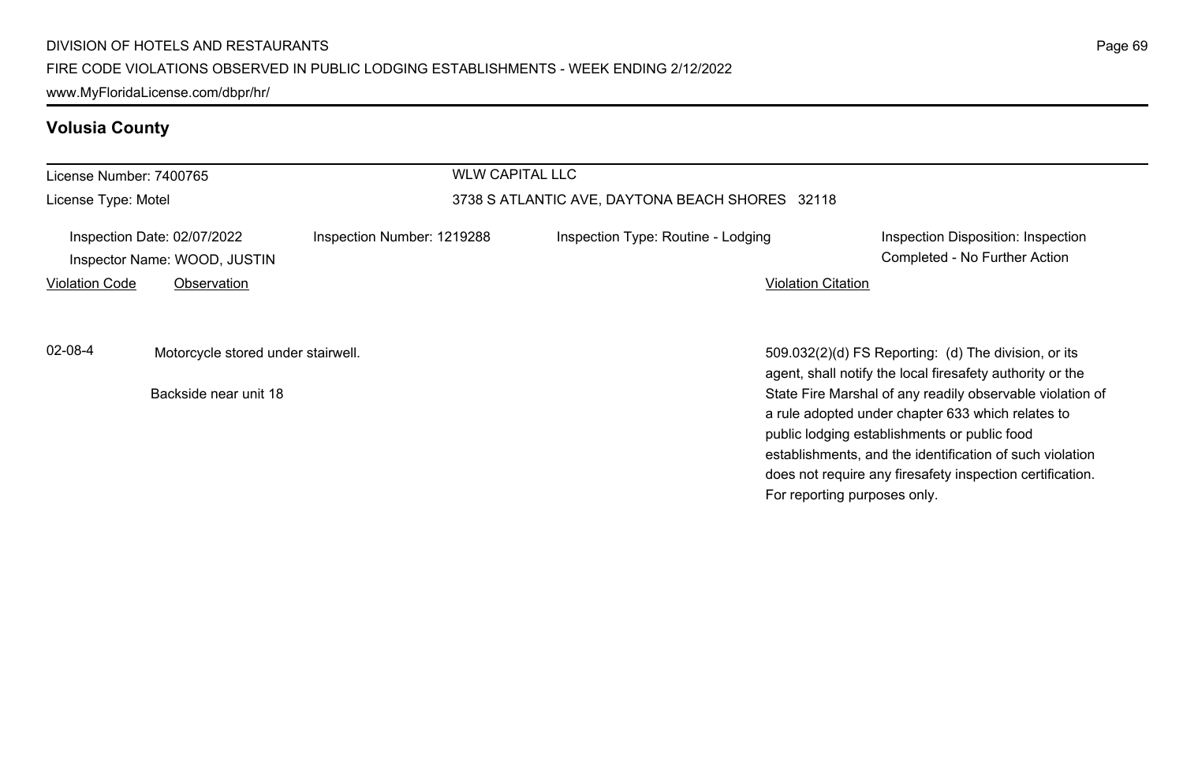## Volusia County

License Number: 7400765
License Type: Motel

WLW CAPITAL LLC
3738 S ATLANTIC AVE, DAYTONA BEACH SHORES 32118

Inspection Date: 02/07/2022
Inspector Name: WOOD, JUSTIN
Inspection Number: 1219288
Inspection Type: Routine - Lodging
Inspection Disposition: Inspection Completed - No Further Action

| Violation Code | Observation | Violation Citation |
| --- | --- | --- |
| 02-08-4 | Motorcycle stored under stairwell.<br><br>Backside near unit 18 | 509.032(2)(d) FS Reporting: (d) The division, or its agent, shall notify the local firesafety authority or the State Fire Marshal of any readily observable violation of a rule adopted under chapter 633 which relates to public lodging establishments or public food establishments, and the identification of such violation does not require any firesafety inspection certification. For reporting purposes only. |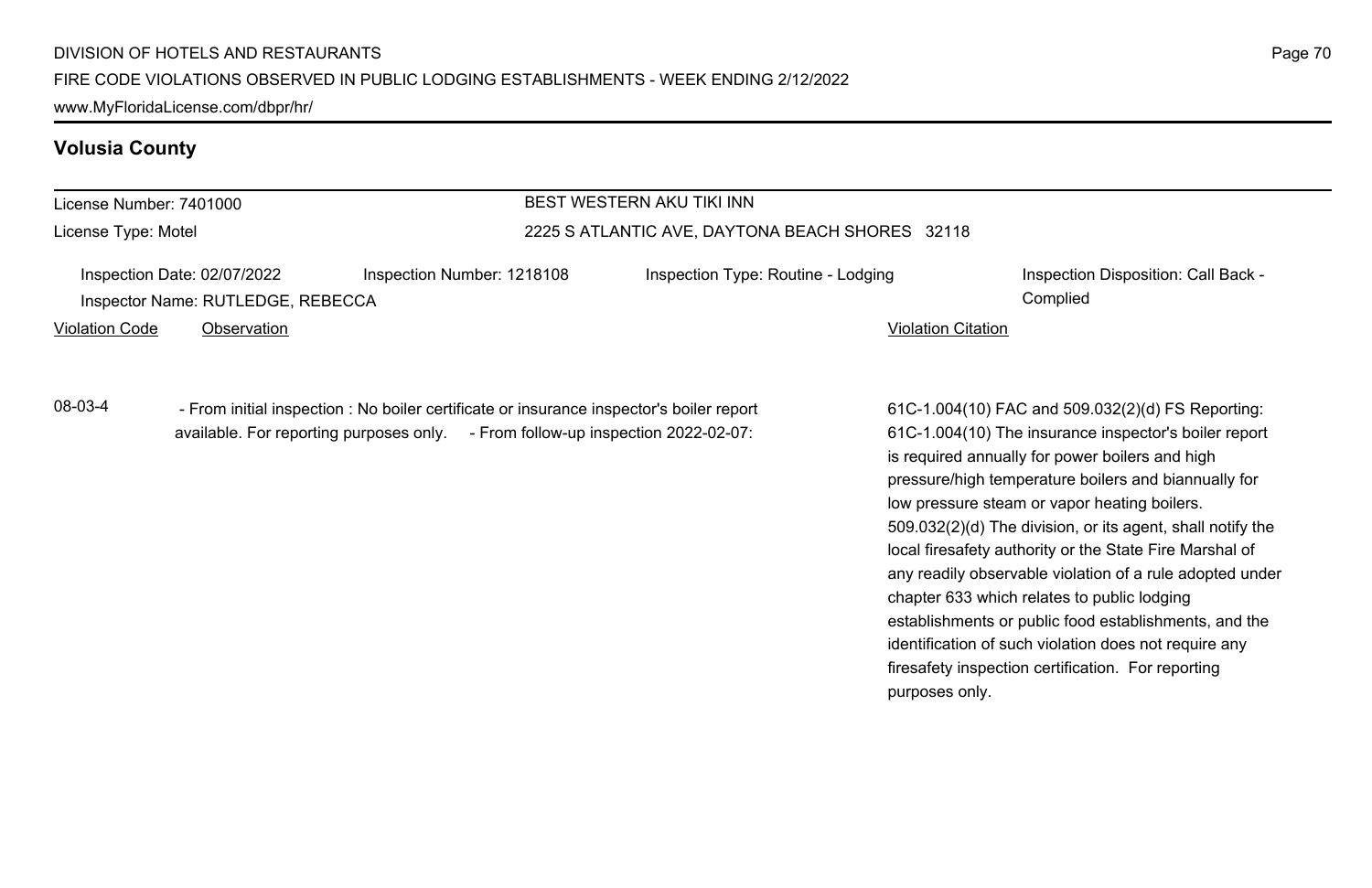## Volusia County

License Number: 7401000

License Type: Motel

BEST WESTERN AKU TIKI INN

2225 S ATLANTIC AVE, DAYTONA BEACH SHORES 32118

Inspection Date: 02/07/2022 | Inspection Number: 1218108 | Inspection Type: Routine - Lodging | Inspection Disposition: Call Back - Complied

Inspector Name: RUTLEDGE, REBECCA

| Violation Code | Observation | Violation Citation |
| --- | --- | --- |
| 08-03-4 | - From initial inspection : No boiler certificate or insurance inspector's boiler report available. For reporting purposes only. - From follow-up inspection 2022-02-07: | 61C-1.004(10) FAC and 509.032(2)(d) FS Reporting: 61C-1.004(10) The insurance inspector's boiler report is required annually for power boilers and high pressure/high temperature boilers and biannually for low pressure steam or vapor heating boilers. 509.032(2)(d) The division, or its agent, shall notify the local firesafety authority or the State Fire Marshal of any readily observable violation of a rule adopted under chapter 633 which relates to public lodging establishments or public food establishments, and the identification of such violation does not require any firesafety inspection certification. For reporting purposes only. |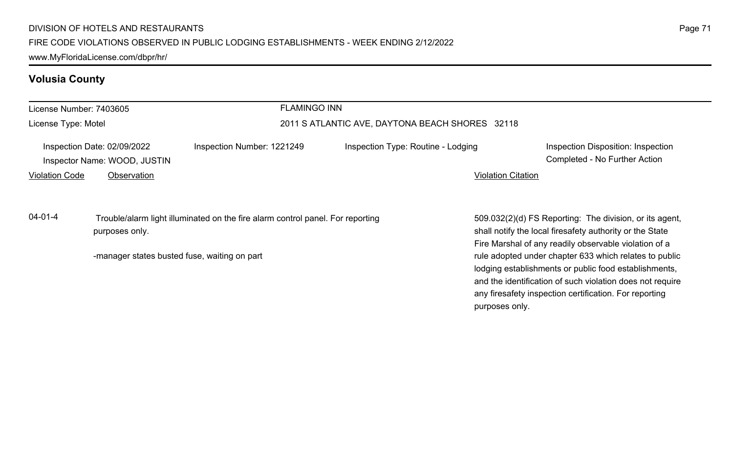## Volusia County

License Number: 7403605
License Type: Motel

FLAMINGO INN
2011 S ATLANTIC AVE, DAYTONA BEACH SHORES 32118

Inspection Date: 02/09/2022
Inspector Name: WOOD, JUSTIN

Inspection Number: 1221249

Inspection Type: Routine - Lodging

Inspection Disposition: Inspection Completed - No Further Action

| Violation Code | Observation | Violation Citation |
| --- | --- | --- |
| 04-01-4 | Trouble/alarm light illuminated on the fire alarm control panel. For reporting purposes only.<br><br>-manager states busted fuse, waiting on part | 509.032(2)(d) FS Reporting: The division, or its agent, shall notify the local firesafety authority or the State Fire Marshal of any readily observable violation of a rule adopted under chapter 633 which relates to public lodging establishments or public food establishments, and the identification of such violation does not require any firesafety inspection certification. For reporting purposes only. |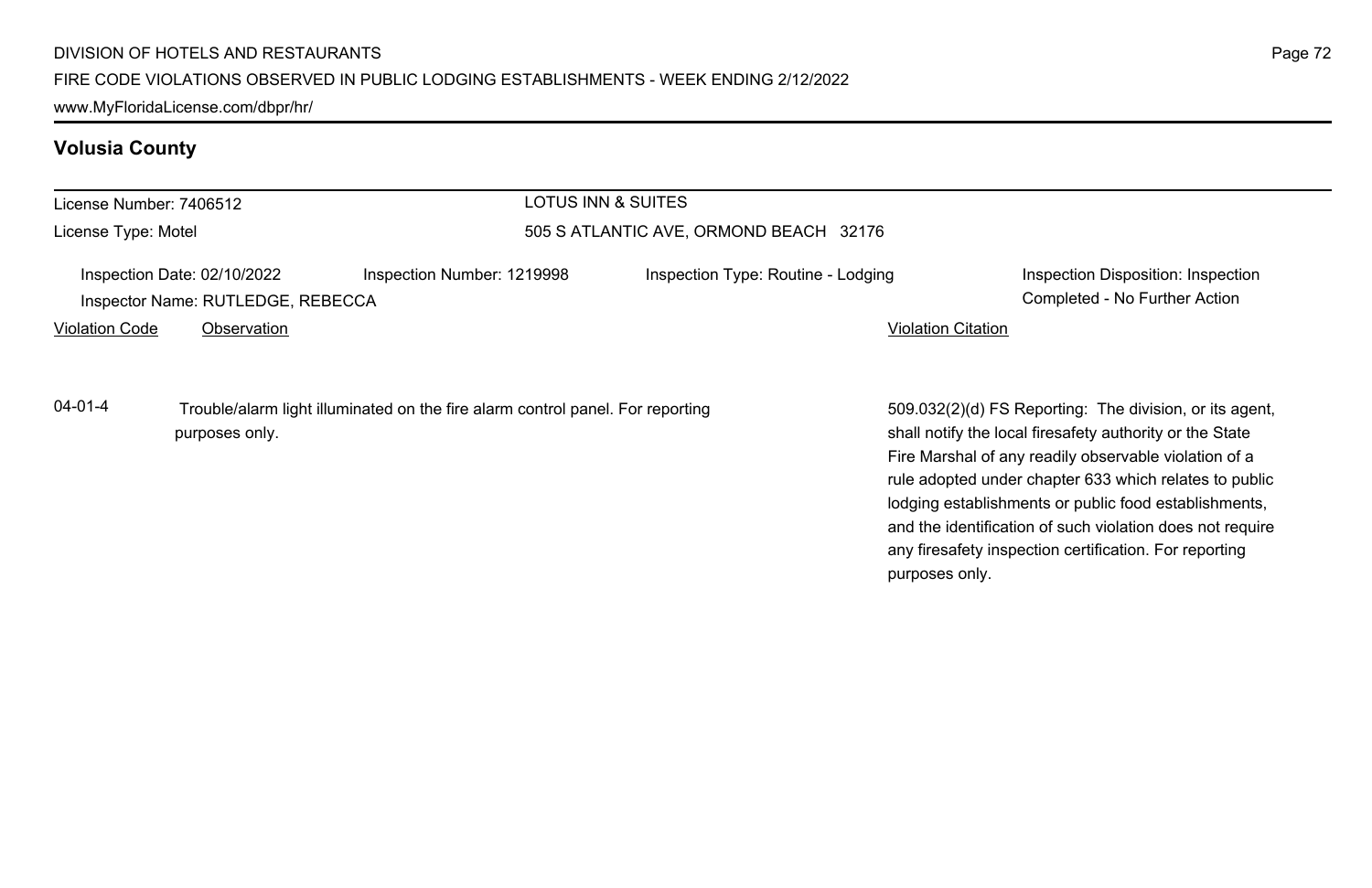## Volusia County

License Number: 7406512

License Type: Motel

LOTUS INN & SUITES

505 S ATLANTIC AVE, ORMOND BEACH 32176

Inspection Date: 02/10/2022 | Inspection Number: 1219998 | Inspection Type: Routine - Lodging | Inspection Disposition: Inspection Completed - No Further Action

Inspector Name: RUTLEDGE, REBECCA

| Violation Code | Observation | Violation Citation |
| --- | --- | --- |
| 04-01-4 | Trouble/alarm light illuminated on the fire alarm control panel. For reporting purposes only. | 509.032(2)(d) FS Reporting: The division, or its agent, shall notify the local firesafety authority or the State Fire Marshal of any readily observable violation of a rule adopted under chapter 633 which relates to public lodging establishments or public food establishments, and the identification of such violation does not require any firesafety inspection certification. For reporting purposes only. |